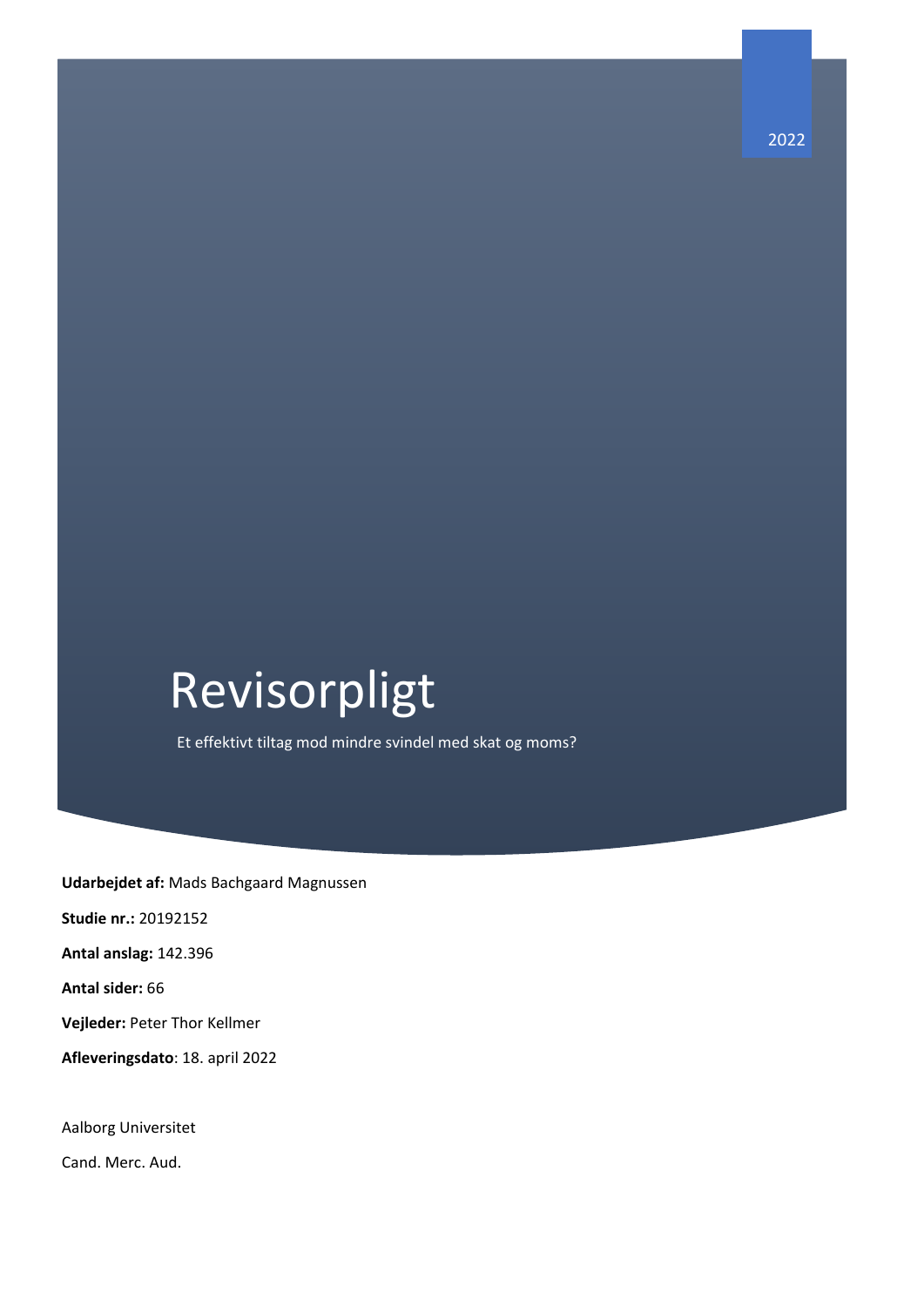2022

# Revisorpligt

Et effektivt tiltag mod mindre svindel med skat og moms?

**Udarbejdet af:** Mads Bachgaard Magnussen

**Studie nr.:** 20192152

**Antal anslag:** 142.396

**Antal sider:** 66

**Vejleder:** Peter Thor Kellmer

**Afleveringsdato**: 18. april 2022

Aalborg Universitet

Cand. Merc. Aud.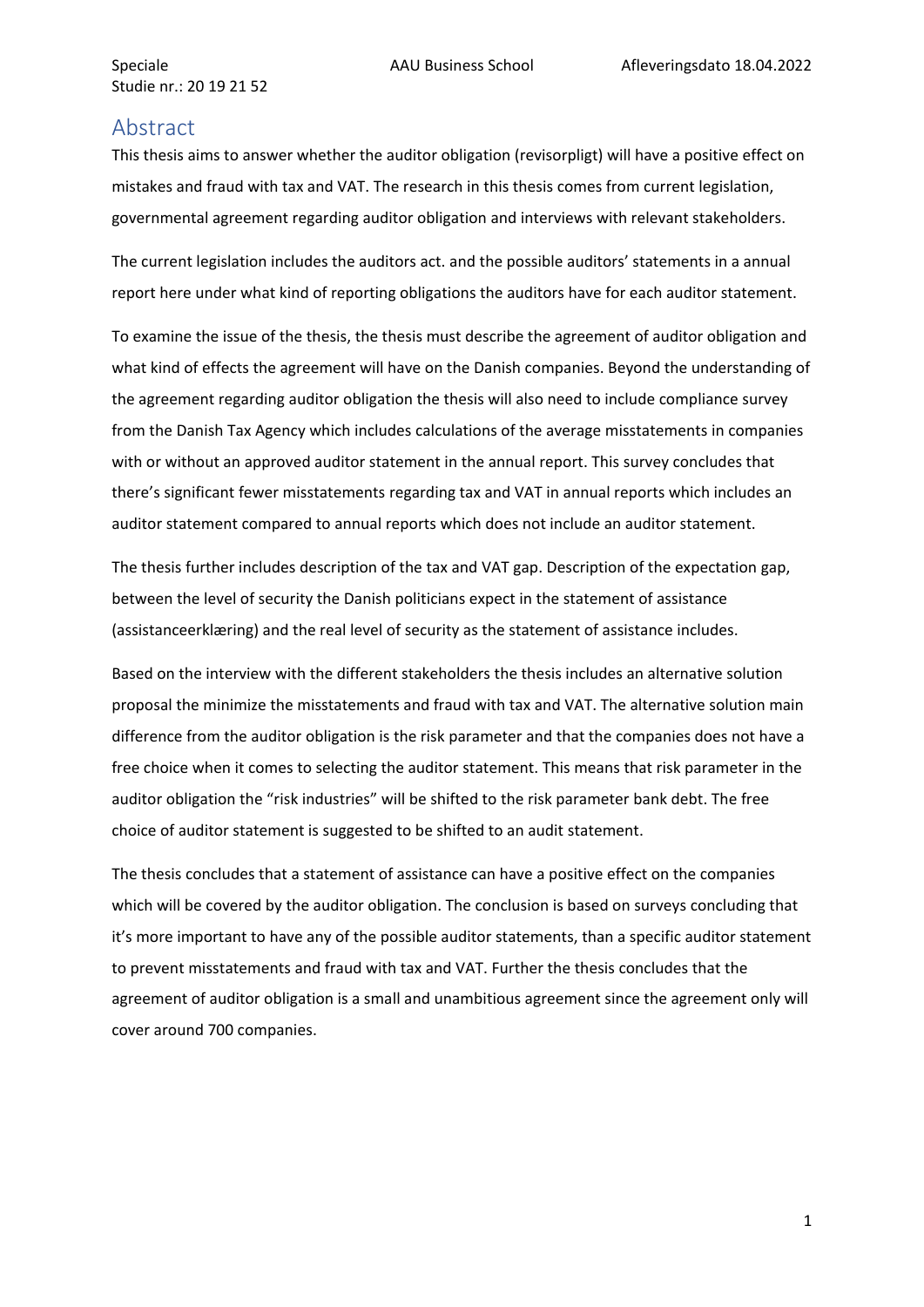# Abstract

This thesis aims to answer whether the auditor obligation (revisorpligt) will have a positive effect on mistakes and fraud with tax and VAT. The research in this thesis comes from current legislation, governmental agreement regarding auditor obligation and interviews with relevant stakeholders.

The current legislation includes the auditors act. and the possible auditors' statements in a annual report here under what kind of reporting obligations the auditors have for each auditor statement.

To examine the issue of the thesis, the thesis must describe the agreement of auditor obligation and what kind of effects the agreement will have on the Danish companies. Beyond the understanding of the agreement regarding auditor obligation the thesis will also need to include compliance survey from the Danish Tax Agency which includes calculations of the average misstatements in companies with or without an approved auditor statement in the annual report. This survey concludes that there's significant fewer misstatements regarding tax and VAT in annual reports which includes an auditor statement compared to annual reports which does not include an auditor statement.

The thesis further includes description of the tax and VAT gap. Description of the expectation gap, between the level of security the Danish politicians expect in the statement of assistance (assistanceerklæring) and the real level of security as the statement of assistance includes.

Based on the interview with the different stakeholders the thesis includes an alternative solution proposal the minimize the misstatements and fraud with tax and VAT. The alternative solution main difference from the auditor obligation is the risk parameter and that the companies does not have a free choice when it comes to selecting the auditor statement. This means that risk parameter in the auditor obligation the "risk industries" will be shifted to the risk parameter bank debt. The free choice of auditor statement is suggested to be shifted to an audit statement.

The thesis concludes that a statement of assistance can have a positive effect on the companies which will be covered by the auditor obligation. The conclusion is based on surveys concluding that it's more important to have any of the possible auditor statements, than a specific auditor statement to prevent misstatements and fraud with tax and VAT. Further the thesis concludes that the agreement of auditor obligation is a small and unambitious agreement since the agreement only will cover around 700 companies.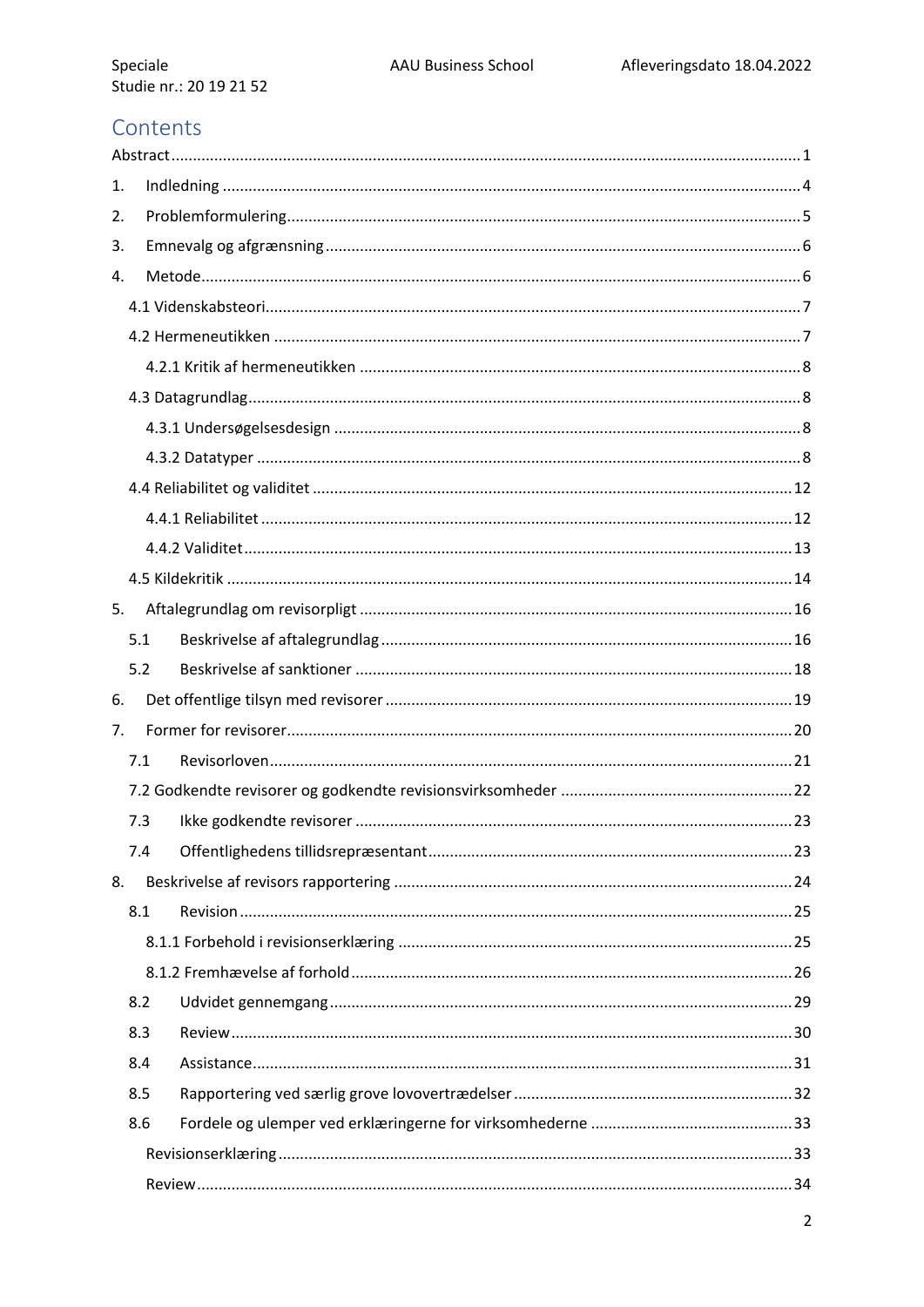# Contents

Abstract ........ 1

1. Indledning ........ 4
2. Problemformulering ........ 5
3. Emnevalg og afgrænsning ........ 6
4. Metode ........ 6
   - 4.1 Videnskabsteori ........ 7
   - 4.2 Hermeneutikken ........ 7
     - 4.2.1 Kritik af hermeneutikken ........ 8
   - 4.3 Datagrundlag ........ 8
     - 4.3.1 Undersøgelsesdesign ........ 8
     - 4.3.2 Datatyper ........ 8
   - 4.4 Reliabilitet og validitet ........ 12
     - 4.4.1 Reliabilitet ........ 12
     - 4.4.2 Validitet ........ 13
   - 4.5 Kildekritik ........ 14
5. Aftalegrundlag om revisorpligt ........ 16
   - 5.1 Beskrivelse af aftalegrundlag ........ 16
   - 5.2 Beskrivelse af sanktioner ........ 18
6. Det offentlige tilsyn med revisorer ........ 19
7. Former for revisorer ........ 20
   - 7.1 Revisorloven ........ 21
   - 7.2 Godkendte revisorer og godkendte revisionsvirksomheder ........ 22
   - 7.3 Ikke godkendte revisorer ........ 23
   - 7.4 Offentlighedens tillidsrepræsentant ........ 23
8. Beskrivelse af revisors rapportering ........ 24
   - 8.1 Revision ........ 25
     - 8.1.1 Forbehold i revisionserklæring ........ 25
     - 8.1.2 Fremhævelse af forhold ........ 26
   - 8.2 Udvidet gennemgang ........ 29
   - 8.3 Review ........ 30
   - 8.4 Assistance ........ 31
   - 8.5 Rapportering ved særlig grove lovovertrædelser ........ 32
   - 8.6 Fordele og ulemper ved erklæringerne for virksomhederne ........ 33
     - Revisionserklæring ........ 33
     - Review ........ 34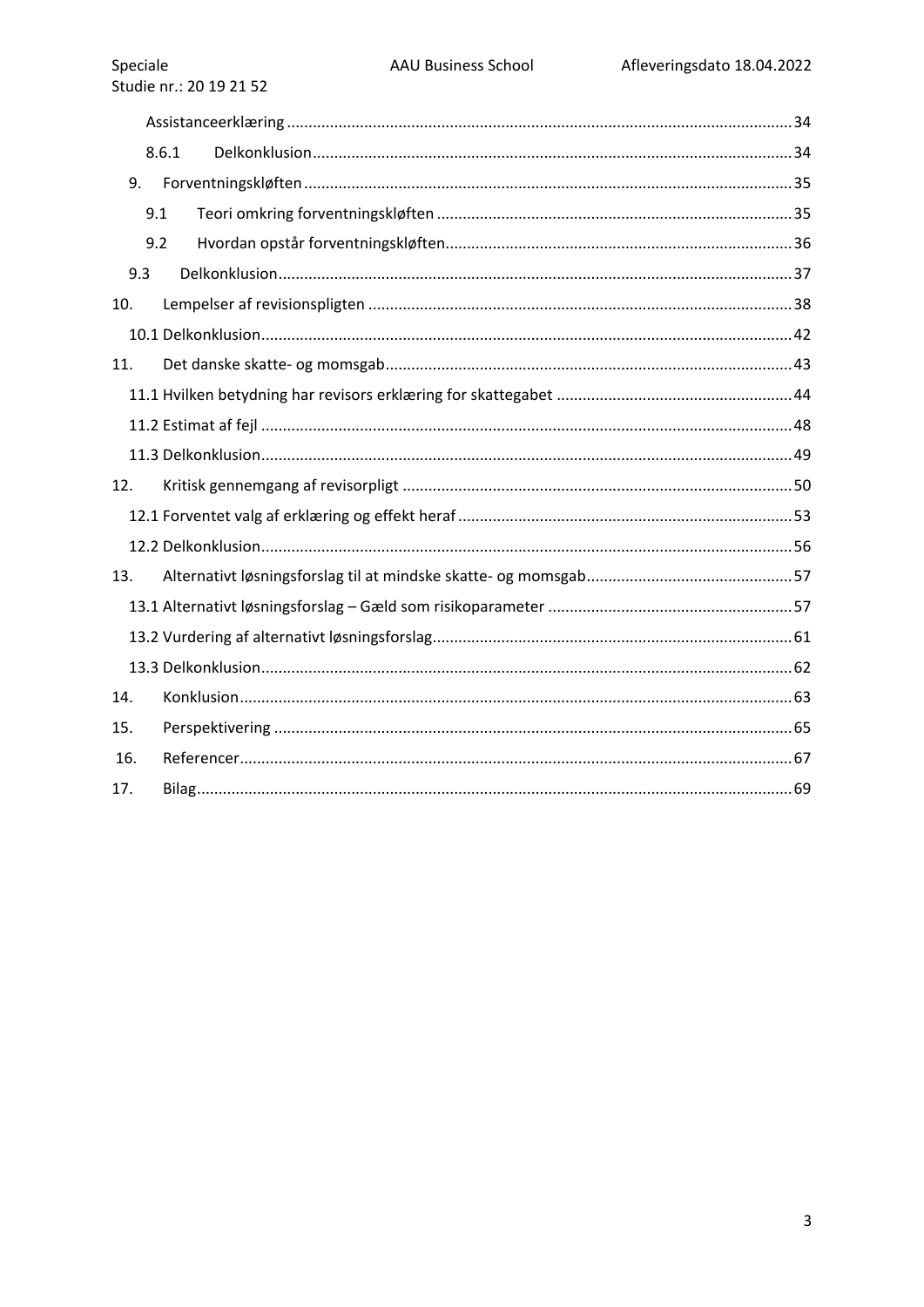Assistanceerklæring ..... 34

8.6.1 Delkonklusion ..... 34

9. Forventningskløften ..... 35

9.1 Teori omkring forventningskløften ..... 35

9.2 Hvordan opstår forventningskløften ..... 36

9.3 Delkonklusion ..... 37

10. Lempelser af revisionspligten ..... 38

10.1 Delkonklusion ..... 42

11. Det danske skatte- og momsgab ..... 43

11.1 Hvilken betydning har revisors erklæring for skattegabet ..... 44

11.2 Estimat af fejl ..... 48

11.3 Delkonklusion ..... 49

12. Kritisk gennemgang af revisorpligt ..... 50

12.1 Forventet valg af erklæring og effekt heraf ..... 53

12.2 Delkonklusion ..... 56

13. Alternativt løsningsforslag til at mindske skatte- og momsgab ..... 57

13.1 Alternativt løsningsforslag – Gæld som risikoparameter ..... 57

13.2 Vurdering af alternativt løsningsforslag ..... 61

13.3 Delkonklusion ..... 62

14. Konklusion ..... 63

15. Perspektivering ..... 65

16. Referencer ..... 67

17. Bilag ..... 69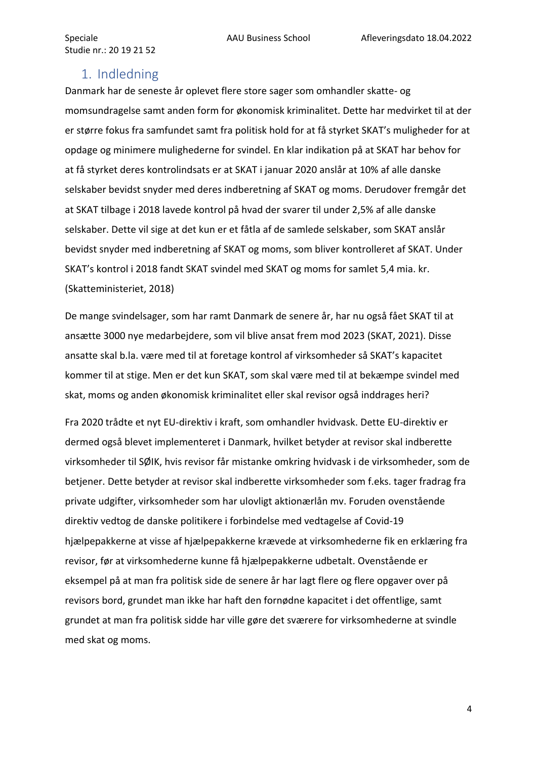# 1. Indledning

Danmark har de seneste år oplevet flere store sager som omhandler skatte- og momsundragelse samt anden form for økonomisk kriminalitet. Dette har medvirket til at der er større fokus fra samfundet samt fra politisk hold for at få styrket SKAT's muligheder for at opdage og minimere mulighederne for svindel. En klar indikation på at SKAT har behov for at få styrket deres kontrolindsats er at SKAT i januar 2020 anslår at 10% af alle danske selskaber bevidst snyder med deres indberetning af SKAT og moms. Derudover fremgår det at SKAT tilbage i 2018 lavede kontrol på hvad der svarer til under 2,5% af alle danske selskaber. Dette vil sige at det kun er et fåtla af de samlede selskaber, som SKAT anslår bevidst snyder med indberetning af SKAT og moms, som bliver kontrolleret af SKAT. Under SKAT's kontrol i 2018 fandt SKAT svindel med SKAT og moms for samlet 5,4 mia. kr. (Skatteministeriet, 2018)

De mange svindelsager, som har ramt Danmark de senere år, har nu også fået SKAT til at ansætte 3000 nye medarbejdere, som vil blive ansat frem mod 2023 (SKAT, 2021). Disse ansatte skal b.la. være med til at foretage kontrol af virksomheder så SKAT's kapacitet kommer til at stige. Men er det kun SKAT, som skal være med til at bekæmpe svindel med skat, moms og anden økonomisk kriminalitet eller skal revisor også inddrages heri?

Fra 2020 trådte et nyt EU-direktiv i kraft, som omhandler hvidvask. Dette EU-direktiv er dermed også blevet implementeret i Danmark, hvilket betyder at revisor skal indberette virksomheder til SØIK, hvis revisor får mistanke omkring hvidvask i de virksomheder, som de betjener. Dette betyder at revisor skal indberette virksomheder som f.eks. tager fradrag fra private udgifter, virksomheder som har ulovligt aktionærlån mv. Foruden ovenstående direktiv vedtog de danske politikere i forbindelse med vedtagelse af Covid-19 hjælpepakkerne at visse af hjælpepakkerne krævede at virksomhederne fik en erklæring fra revisor, før at virksomhederne kunne få hjælpepakkerne udbetalt. Ovenstående er eksempel på at man fra politisk side de senere år har lagt flere og flere opgaver over på revisors bord, grundet man ikke har haft den fornødne kapacitet i det offentlige, samt grundet at man fra politisk sidde har ville gøre det sværere for virksomhederne at svindle med skat og moms.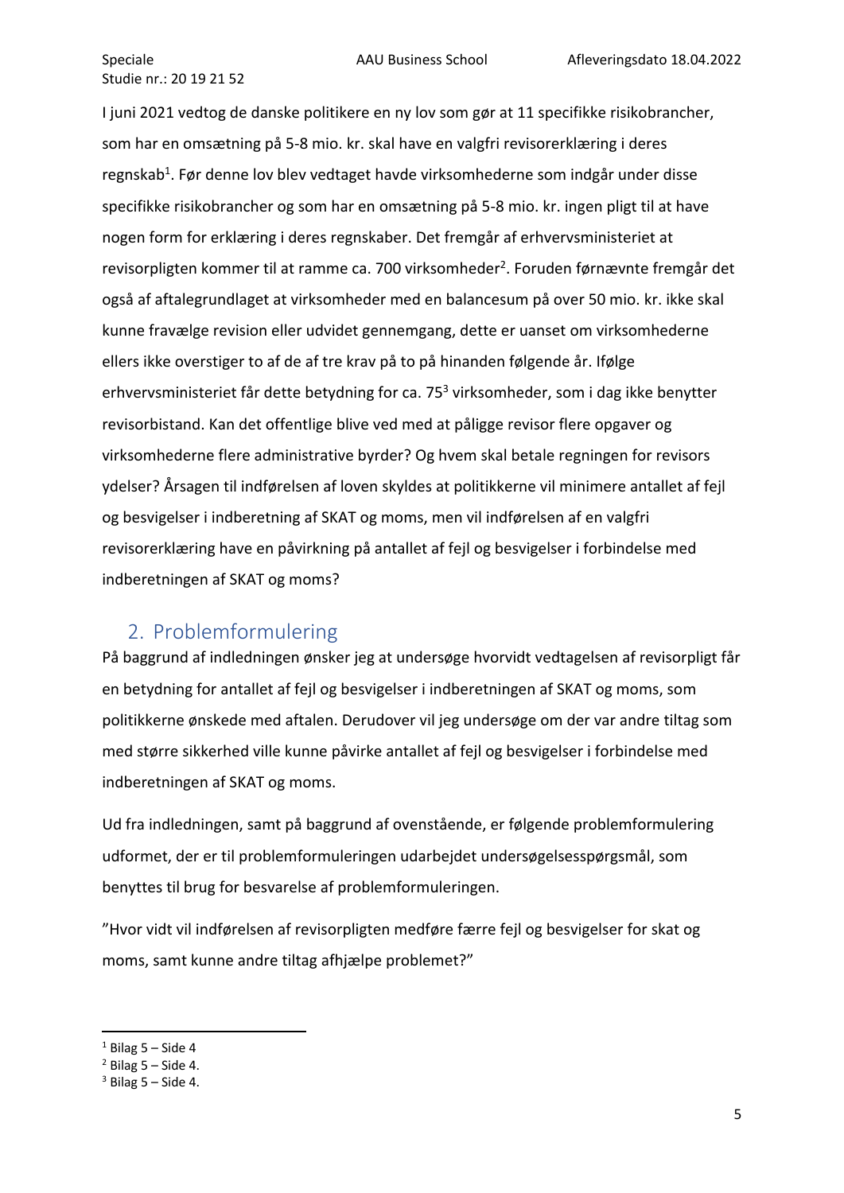I juni 2021 vedtog de danske politikere en ny lov som gør at 11 specifikke risikobrancher, som har en omsætning på 5-8 mio. kr. skal have en valgfri revisorerklæring i deres regnskab[1]. Før denne lov blev vedtaget havde virksomhederne som indgår under disse specifikke risikobrancher og som har en omsætning på 5-8 mio. kr. ingen pligt til at have nogen form for erklæring i deres regnskaber. Det fremgår af erhvervsministeriet at revisorpligten kommer til at ramme ca. 700 virksomheder[2]. Foruden førnævnte fremgår det også af aftalegrundlaget at virksomheder med en balancesum på over 50 mio. kr. ikke skal kunne fravælge revision eller udvidet gennemgang, dette er uanset om virksomhederne ellers ikke overstiger to af de af tre krav på to på hinanden følgende år. Ifølge erhvervsministeriet får dette betydning for ca. 75[3] virksomheder, som i dag ikke benytter revisorbistand. Kan det offentlige blive ved med at påligge revisor flere opgaver og virksomhederne flere administrative byrder? Og hvem skal betale regningen for revisors ydelser? Årsagen til indførelsen af loven skyldes at politikkerne vil minimere antallet af fejl og besvigelser i indberetning af SKAT og moms, men vil indførelsen af en valgfri revisorerklæring have en påvirkning på antallet af fejl og besvigelser i forbindelse med indberetningen af SKAT og moms?

## 2. Problemformulering

På baggrund af indledningen ønsker jeg at undersøge hvorvidt vedtagelsen af revisorpligt får en betydning for antallet af fejl og besvigelser i indberetningen af SKAT og moms, som politikkerne ønskede med aftalen. Derudover vil jeg undersøge om der var andre tiltag som med større sikkerhed ville kunne påvirke antallet af fejl og besvigelser i forbindelse med indberetningen af SKAT og moms.

Ud fra indledningen, samt på baggrund af ovenstående, er følgende problemformulering udformet, der er til problemformuleringen udarbejdet undersøgelsesspørgsmål, som benyttes til brug for besvarelse af problemformuleringen.

"Hvor vidt vil indførelsen af revisorpligten medføre færre fejl og besvigelser for skat og moms, samt kunne andre tiltag afhjælpe problemet?"

---

[1] Bilag 5 – Side 4

[2] Bilag 5 – Side 4.

[3] Bilag 5 – Side 4.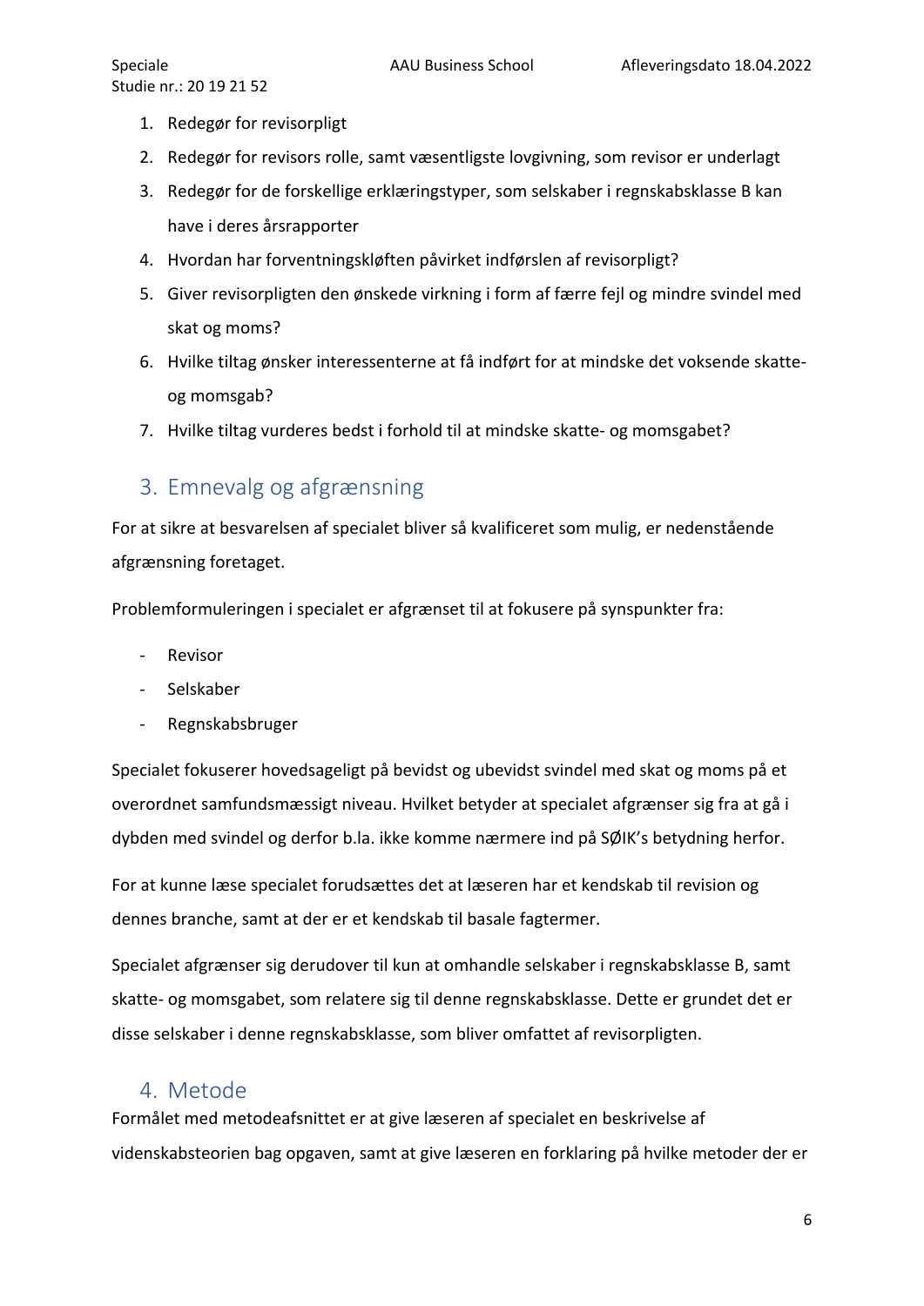1. Redegør for revisorpligt
2. Redegør for revisors rolle, samt væsentligste lovgivning, som revisor er underlagt
3. Redegør for de forskellige erklæringstyper, som selskaber i regnskabsklasse B kan have i deres årsrapporter
4. Hvordan har forventningskløften påvirket indførslen af revisorpligt?
5. Giver revisorpligten den ønskede virkning i form af færre fejl og mindre svindel med skat og moms?
6. Hvilke tiltag ønsker interessenterne at få indført for at mindske det voksende skatte- og momsgab?
7. Hvilke tiltag vurderes bedst i forhold til at mindske skatte- og momsgabet?

## 3. Emnevalg og afgrænsning

For at sikre at besvarelsen af specialet bliver så kvalificeret som mulig, er nedenstående afgrænsning foretaget.

Problemformuleringen i specialet er afgrænset til at fokusere på synspunkter fra:

- Revisor
- Selskaber
- Regnskabsbruger

Specialet fokuserer hovedsageligt på bevidst og ubevidst svindel med skat og moms på et overordnet samfundsmæssigt niveau. Hvilket betyder at specialet afgrænser sig fra at gå i dybden med svindel og derfor b.la. ikke komme nærmere ind på SØIK's betydning herfor.

For at kunne læse specialet forudsættes det at læseren har et kendskab til revision og dennes branche, samt at der er et kendskab til basale fagtermer.

Specialet afgrænser sig derudover til kun at omhandle selskaber i regnskabsklasse B, samt skatte- og momsgabet, som relatere sig til denne regnskabsklasse. Dette er grundet det er disse selskaber i denne regnskabsklasse, som bliver omfattet af revisorpligten.

## 4. Metode

Formålet med metodeafsnittet er at give læseren af specialet en beskrivelse af videnskabsteorien bag opgaven, samt at give læseren en forklaring på hvilke metoder der er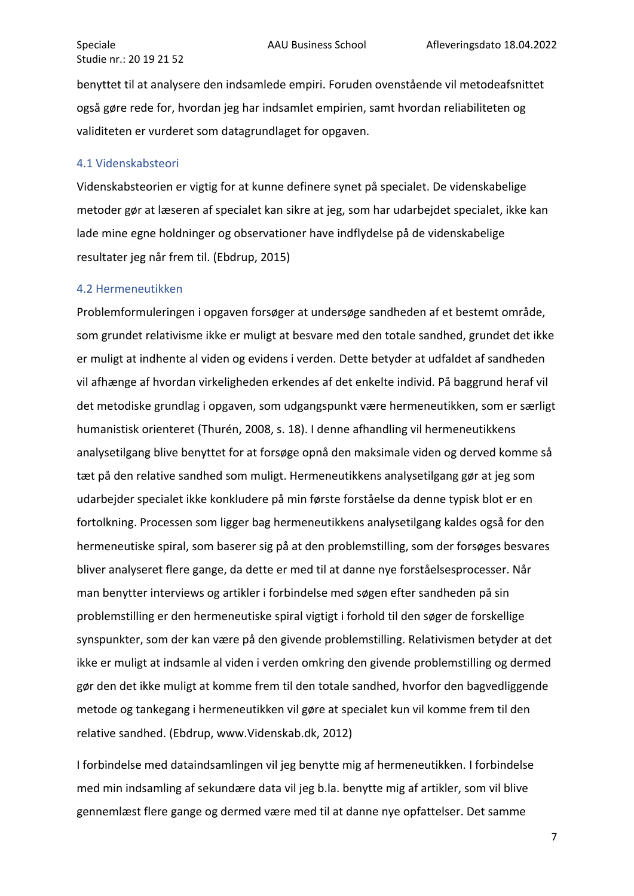benyttet til at analysere den indsamlede empiri. Foruden ovenstående vil metodeafsnittet også gøre rede for, hvordan jeg har indsamlet empirien, samt hvordan reliabiliteten og validiteten er vurderet som datagrundlaget for opgaven.

## 4.1 Videnskabsteori

Videnskabsteorien er vigtig for at kunne definere synet på specialet. De videnskabelige metoder gør at læseren af specialet kan sikre at jeg, som har udarbejdet specialet, ikke kan lade mine egne holdninger og observationer have indflydelse på de videnskabelige resultater jeg når frem til. (Ebdrup, 2015)

## 4.2 Hermeneutikken

Problemformuleringen i opgaven forsøger at undersøge sandheden af et bestemt område, som grundet relativisme ikke er muligt at besvare med den totale sandhed, grundet det ikke er muligt at indhente al viden og evidens i verden. Dette betyder at udfaldet af sandheden vil afhænge af hvordan virkeligheden erkendes af det enkelte individ. På baggrund heraf vil det metodiske grundlag i opgaven, som udgangspunkt være hermeneutikken, som er særligt humanistisk orienteret (Thurén, 2008, s. 18). I denne afhandling vil hermeneutikkens analysetilgang blive benyttet for at forsøge opnå den maksimale viden og derved komme så tæt på den relative sandhed som muligt. Hermeneutikkens analysetilgang gør at jeg som udarbejder specialet ikke konkludere på min første forståelse da denne typisk blot er en fortolkning. Processen som ligger bag hermeneutikkens analysetilgang kaldes også for den hermeneutiske spiral, som baserer sig på at den problemstilling, som der forsøges besvares bliver analyseret flere gange, da dette er med til at danne nye forståelsesprocesser. Når man benytter interviews og artikler i forbindelse med søgen efter sandheden på sin problemstilling er den hermeneutiske spiral vigtigt i forhold til den søger de forskellige synspunkter, som der kan være på den givende problemstilling. Relativismen betyder at det ikke er muligt at indsamle al viden i verden omkring den givende problemstilling og dermed gør den det ikke muligt at komme frem til den totale sandhed, hvorfor den bagvedliggende metode og tankegang i hermeneutikken vil gøre at specialet kun vil komme frem til den relative sandhed. (Ebdrup, www.Videnskab.dk, 2012)

I forbindelse med dataindsamlingen vil jeg benytte mig af hermeneutikken. I forbindelse med min indsamling af sekundære data vil jeg b.la. benytte mig af artikler, som vil blive gennemlæst flere gange og dermed være med til at danne nye opfattelser. Det samme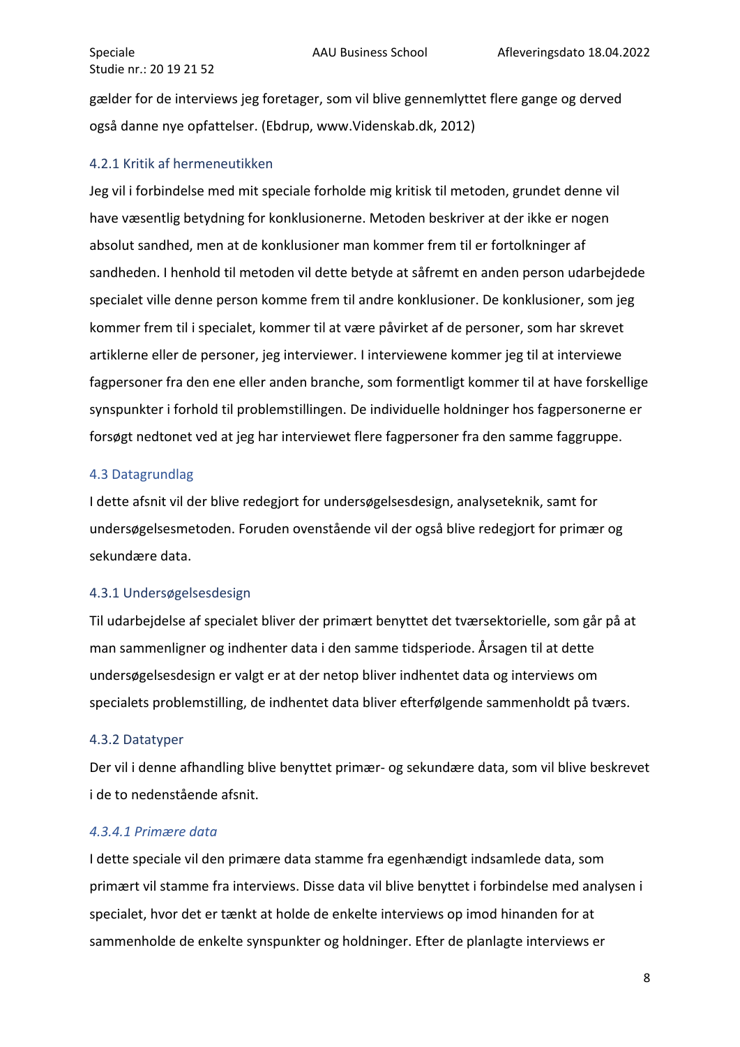gælder for de interviews jeg foretager, som vil blive gennemlyttet flere gange og derved også danne nye opfattelser. (Ebdrup, www.Videnskab.dk, 2012)

### 4.2.1 Kritik af hermeneutikken

Jeg vil i forbindelse med mit speciale forholde mig kritisk til metoden, grundet denne vil have væsentlig betydning for konklusionerne. Metoden beskriver at der ikke er nogen absolut sandhed, men at de konklusioner man kommer frem til er fortolkninger af sandheden. I henhold til metoden vil dette betyde at såfremt en anden person udarbejdede specialet ville denne person komme frem til andre konklusioner. De konklusioner, som jeg kommer frem til i specialet, kommer til at være påvirket af de personer, som har skrevet artiklerne eller de personer, jeg interviewer. I interviewene kommer jeg til at interviewe fagpersoner fra den ene eller anden branche, som formentligt kommer til at have forskellige synspunkter i forhold til problemstillingen. De individuelle holdninger hos fagpersonerne er forsøgt nedtonet ved at jeg har interviewet flere fagpersoner fra den samme faggruppe.

## 4.3 Datagrundlag

I dette afsnit vil der blive redegjort for undersøgelsesdesign, analyseteknik, samt for undersøgelsesmetoden. Foruden ovenstående vil der også blive redegjort for primær og sekundære data.

### 4.3.1 Undersøgelsesdesign

Til udarbejdelse af specialet bliver der primært benyttet det tværsektorielle, som går på at man sammenligner og indhenter data i den samme tidsperiode. Årsagen til at dette undersøgelsesdesign er valgt er at der netop bliver indhentet data og interviews om specialets problemstilling, de indhentet data bliver efterfølgende sammenholdt på tværs.

### 4.3.2 Datatyper

Der vil i denne afhandling blive benyttet primær- og sekundære data, som vil blive beskrevet i de to nedenstående afsnit.

#### *4.3.4.1 Primære data*

I dette speciale vil den primære data stamme fra egenhændigt indsamlede data, som primært vil stamme fra interviews. Disse data vil blive benyttet i forbindelse med analysen i specialet, hvor det er tænkt at holde de enkelte interviews op imod hinanden for at sammenholde de enkelte synspunkter og holdninger. Efter de planlagte interviews er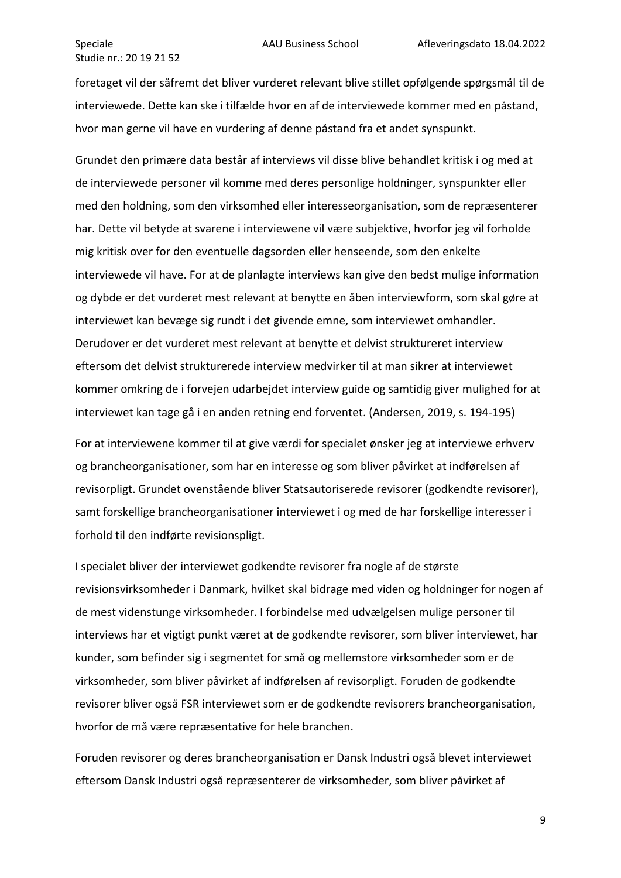foretaget vil der såfremt det bliver vurderet relevant blive stillet opfølgende spørgsmål til de interviewede. Dette kan ske i tilfælde hvor en af de interviewede kommer med en påstand, hvor man gerne vil have en vurdering af denne påstand fra et andet synspunkt.

Grundet den primære data består af interviews vil disse blive behandlet kritisk i og med at de interviewede personer vil komme med deres personlige holdninger, synspunkter eller med den holdning, som den virksomhed eller interesseorganisation, som de repræsenterer har. Dette vil betyde at svarene i interviewene vil være subjektive, hvorfor jeg vil forholde mig kritisk over for den eventuelle dagsorden eller henseende, som den enkelte interviewede vil have. For at de planlagte interviews kan give den bedst mulige information og dybde er det vurderet mest relevant at benytte en åben interviewform, som skal gøre at interviewet kan bevæge sig rundt i det givende emne, som interviewet omhandler. Derudover er det vurderet mest relevant at benytte et delvist struktureret interview eftersom det delvist strukturerede interview medvirker til at man sikrer at interviewet kommer omkring de i forvejen udarbejdet interview guide og samtidig giver mulighed for at interviewet kan tage gå i en anden retning end forventet. (Andersen, 2019, s. 194-195)

For at interviewene kommer til at give værdi for specialet ønsker jeg at interviewe erhverv og brancheorganisationer, som har en interesse og som bliver påvirket at indførelsen af revisorpligt. Grundet ovenstående bliver Statsautoriserede revisorer (godkendte revisorer), samt forskellige brancheorganisationer interviewet i og med de har forskellige interesser i forhold til den indførte revisionspligt.

I specialet bliver der interviewet godkendte revisorer fra nogle af de største revisionsvirksomheder i Danmark, hvilket skal bidrage med viden og holdninger for nogen af de mest videnstunge virksomheder. I forbindelse med udvælgelsen mulige personer til interviews har et vigtigt punkt været at de godkendte revisorer, som bliver interviewet, har kunder, som befinder sig i segmentet for små og mellemstore virksomheder som er de virksomheder, som bliver påvirket af indførelsen af revisorpligt. Foruden de godkendte revisorer bliver også FSR interviewet som er de godkendte revisorers brancheorganisation, hvorfor de må være repræsentative for hele branchen.

Foruden revisorer og deres brancheorganisation er Dansk Industri også blevet interviewet eftersom Dansk Industri også repræsenterer de virksomheder, som bliver påvirket af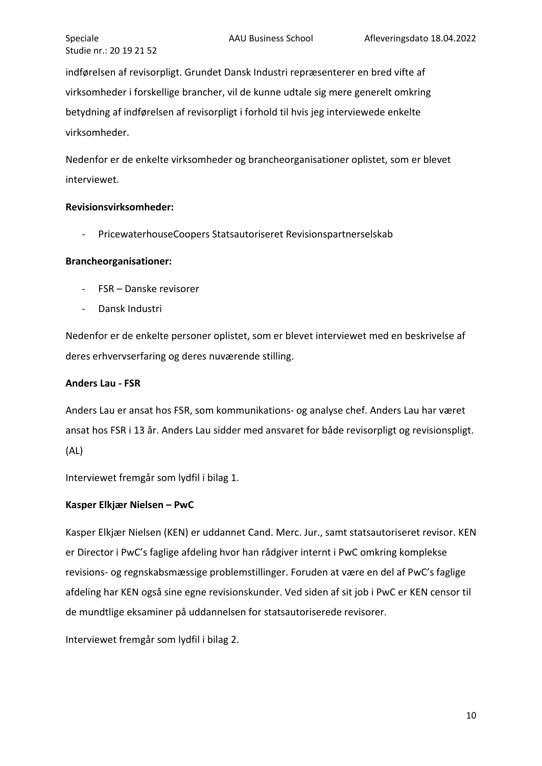indførelsen af revisorpligt. Grundet Dansk Industri repræsenterer en bred vifte af virksomheder i forskellige brancher, vil de kunne udtale sig mere generelt omkring betydning af indførelsen af revisorpligt i forhold til hvis jeg interviewede enkelte virksomheder.

Nedenfor er de enkelte virksomheder og brancheorganisationer oplistet, som er blevet interviewet.

**Revisionsvirksomheder:**

- PricewaterhouseCoopers Statsautoriseret Revisionspartnerselskab

**Brancheorganisationer:**

- FSR – Danske revisorer
- Dansk Industri

Nedenfor er de enkelte personer oplistet, som er blevet interviewet med en beskrivelse af deres erhvervserfaring og deres nuværende stilling.

**Anders Lau - FSR**

Anders Lau er ansat hos FSR, som kommunikations- og analyse chef. Anders Lau har været ansat hos FSR i 13 år. Anders Lau sidder med ansvaret for både revisorpligt og revisionspligt. (AL)

Interviewet fremgår som lydfil i bilag 1.

**Kasper Elkjær Nielsen – PwC**

Kasper Elkjær Nielsen (KEN) er uddannet Cand. Merc. Jur., samt statsautoriseret revisor. KEN er Director i PwC's faglige afdeling hvor han rådgiver internt i PwC omkring komplekse revisions- og regnskabsmæssige problemstillinger. Foruden at være en del af PwC's faglige afdeling har KEN også sine egne revisionskunder. Ved siden af sit job i PwC er KEN censor til de mundtlige eksaminer på uddannelsen for statsautoriserede revisorer.

Interviewet fremgår som lydfil i bilag 2.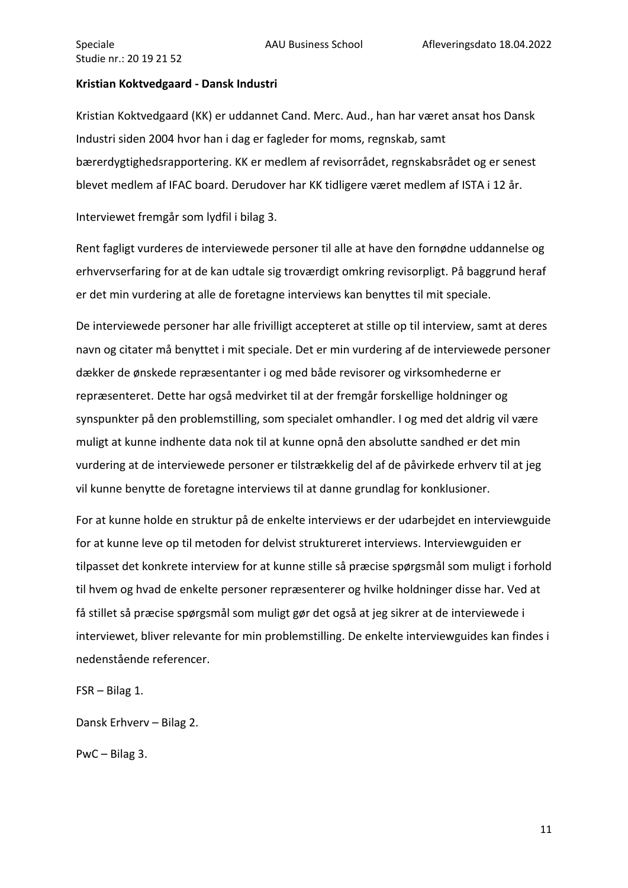**Kristian Koktvedgaard - Dansk Industri**

Kristian Koktvedgaard (KK) er uddannet Cand. Merc. Aud., han har været ansat hos Dansk Industri siden 2004 hvor han i dag er fagleder for moms, regnskab, samt bærerdygtighedsrapportering. KK er medlem af revisorrådet, regnskabsrådet og er senest blevet medlem af IFAC board. Derudover har KK tidligere været medlem af ISTA i 12 år.

Interviewet fremgår som lydfil i bilag 3.

Rent fagligt vurderes de interviewede personer til alle at have den fornødne uddannelse og erhvervserfaring for at de kan udtale sig troværdigt omkring revisorpligt. På baggrund heraf er det min vurdering at alle de foretagne interviews kan benyttes til mit speciale.

De interviewede personer har alle frivilligt accepteret at stille op til interview, samt at deres navn og citater må benyttet i mit speciale. Det er min vurdering af de interviewede personer dækker de ønskede repræsentanter i og med både revisorer og virksomhederne er repræsenteret. Dette har også medvirket til at der fremgår forskellige holdninger og synspunkter på den problemstilling, som specialet omhandler. I og med det aldrig vil være muligt at kunne indhente data nok til at kunne opnå den absolutte sandhed er det min vurdering at de interviewede personer er tilstrækkelig del af de påvirkede erhverv til at jeg vil kunne benytte de foretagne interviews til at danne grundlag for konklusioner.

For at kunne holde en struktur på de enkelte interviews er der udarbejdet en interviewguide for at kunne leve op til metoden for delvist struktureret interviews. Interviewguiden er tilpasset det konkrete interview for at kunne stille så præcise spørgsmål som muligt i forhold til hvem og hvad de enkelte personer repræsenterer og hvilke holdninger disse har. Ved at få stillet så præcise spørgsmål som muligt gør det også at jeg sikrer at de interviewede i interviewet, bliver relevante for min problemstilling. De enkelte interviewguides kan findes i nedenstående referencer.

FSR – Bilag 1.

Dansk Erhverv – Bilag 2.

PwC – Bilag 3.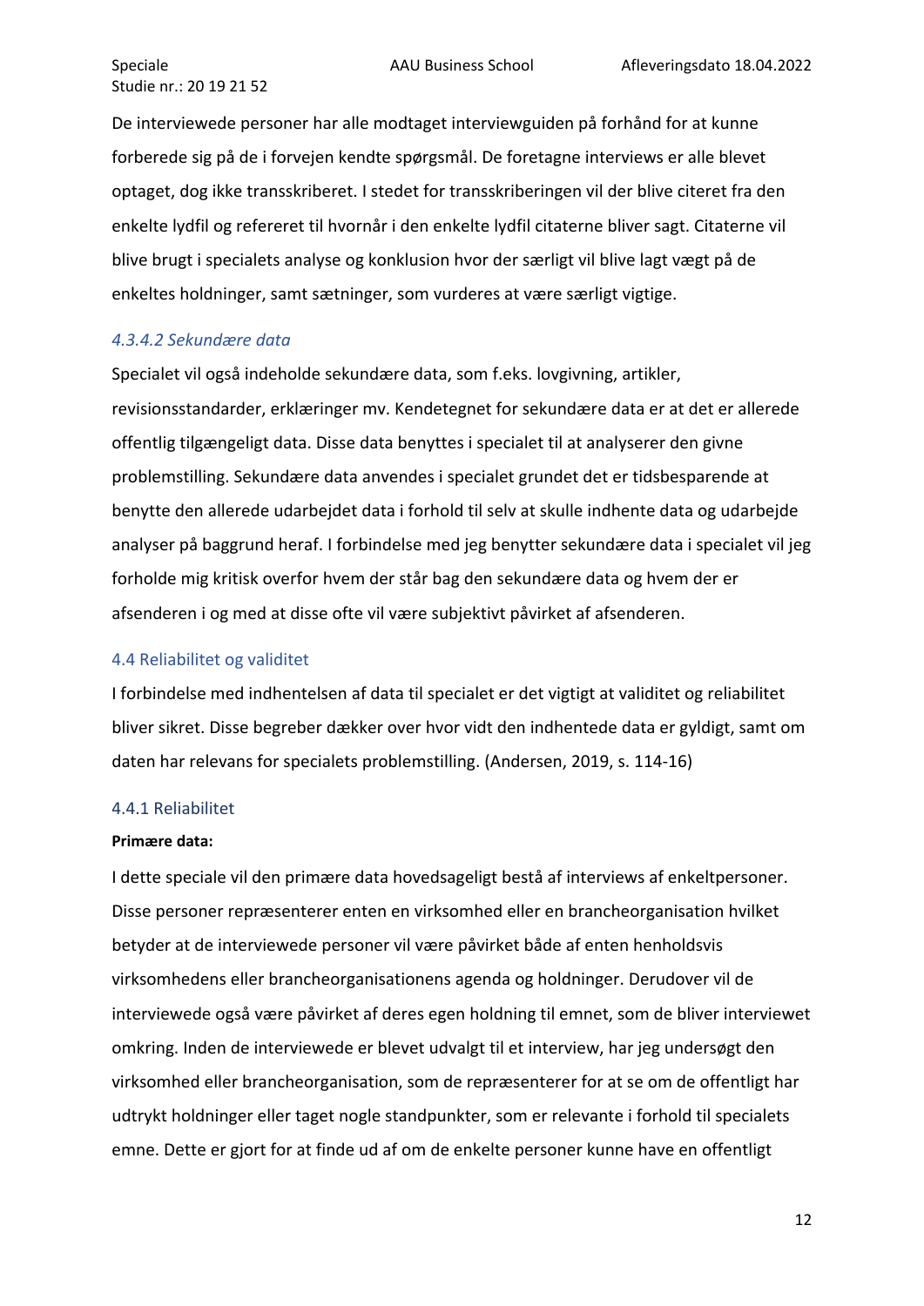De interviewede personer har alle modtaget interviewguiden på forhånd for at kunne forberede sig på de i forvejen kendte spørgsmål. De foretagne interviews er alle blevet optaget, dog ikke transskriberet. I stedet for transskriberingen vil der blive citeret fra den enkelte lydfil og refereret til hvornår i den enkelte lydfil citaterne bliver sagt. Citaterne vil blive brugt i specialets analyse og konklusion hvor der særligt vil blive lagt vægt på de enkeltes holdninger, samt sætninger, som vurderes at være særligt vigtige.

#### *4.3.4.2 Sekundære data*

Specialet vil også indeholde sekundære data, som f.eks. lovgivning, artikler, revisionsstandarder, erklæringer mv. Kendetegnet for sekundære data er at det er allerede offentlig tilgængeligt data. Disse data benyttes i specialet til at analyserer den givne problemstilling. Sekundære data anvendes i specialet grundet det er tidsbesparende at benytte den allerede udarbejdet data i forhold til selv at skulle indhente data og udarbejde analyser på baggrund heraf. I forbindelse med jeg benytter sekundære data i specialet vil jeg forholde mig kritisk overfor hvem der står bag den sekundære data og hvem der er afsenderen i og med at disse ofte vil være subjektivt påvirket af afsenderen.

## 4.4 Reliabilitet og validitet

I forbindelse med indhentelsen af data til specialet er det vigtigt at validitet og reliabilitet bliver sikret. Disse begreber dækker over hvor vidt den indhentede data er gyldigt, samt om daten har relevans for specialets problemstilling. (Andersen, 2019, s. 114-16)

### 4.4.1 Reliabilitet

**Primære data:**

I dette speciale vil den primære data hovedsageligt bestå af interviews af enkeltpersoner. Disse personer repræsenterer enten en virksomhed eller en brancheorganisation hvilket betyder at de interviewede personer vil være påvirket både af enten henholdsvis virksomhedens eller brancheorganisationens agenda og holdninger. Derudover vil de interviewede også være påvirket af deres egen holdning til emnet, som de bliver interviewet omkring. Inden de interviewede er blevet udvalgt til et interview, har jeg undersøgt den virksomhed eller brancheorganisation, som de repræsenterer for at se om de offentligt har udtrykt holdninger eller taget nogle standpunkter, som er relevante i forhold til specialets emne. Dette er gjort for at finde ud af om de enkelte personer kunne have en offentligt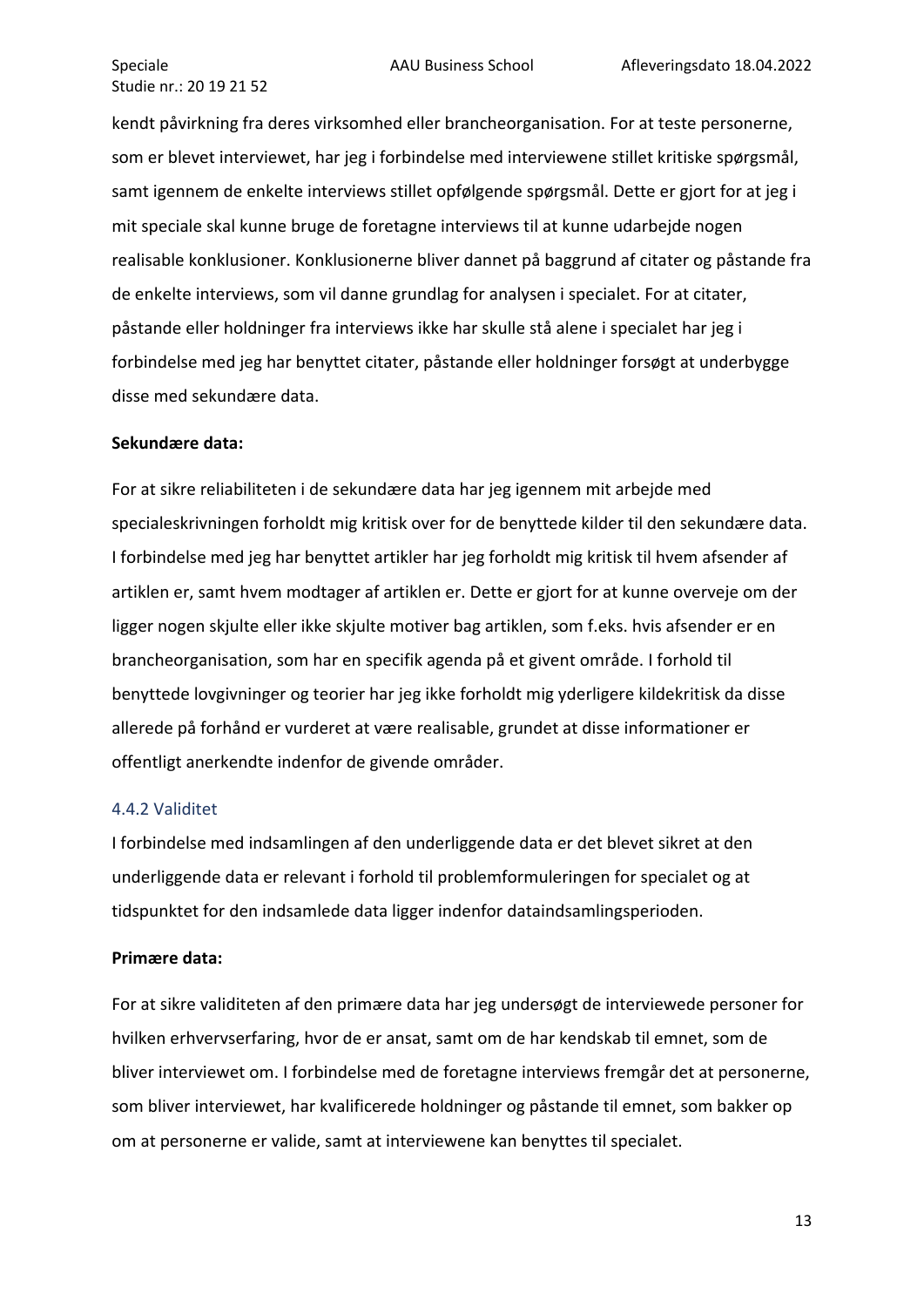kendt påvirkning fra deres virksomhed eller brancheorganisation. For at teste personerne, som er blevet interviewet, har jeg i forbindelse med interviewene stillet kritiske spørgsmål, samt igennem de enkelte interviews stillet opfølgende spørgsmål. Dette er gjort for at jeg i mit speciale skal kunne bruge de foretagne interviews til at kunne udarbejde nogen realisable konklusioner. Konklusionerne bliver dannet på baggrund af citater og påstande fra de enkelte interviews, som vil danne grundlag for analysen i specialet. For at citater, påstande eller holdninger fra interviews ikke har skulle stå alene i specialet har jeg i forbindelse med jeg har benyttet citater, påstande eller holdninger forsøgt at underbygge disse med sekundære data.

**Sekundære data:**

For at sikre reliabiliteten i de sekundære data har jeg igennem mit arbejde med specialeskrivningen forholdt mig kritisk over for de benyttede kilder til den sekundære data. I forbindelse med jeg har benyttet artikler har jeg forholdt mig kritisk til hvem afsender af artiklen er, samt hvem modtager af artiklen er. Dette er gjort for at kunne overveje om der ligger nogen skjulte eller ikke skjulte motiver bag artiklen, som f.eks. hvis afsender er en brancheorganisation, som har en specifik agenda på et givent område. I forhold til benyttede lovgivninger og teorier har jeg ikke forholdt mig yderligere kildekritisk da disse allerede på forhånd er vurderet at være realisable, grundet at disse informationer er offentligt anerkendte indenfor de givende områder.

### 4.4.2 Validitet

I forbindelse med indsamlingen af den underliggende data er det blevet sikret at den underliggende data er relevant i forhold til problemformuleringen for specialet og at tidspunktet for den indsamlede data ligger indenfor dataindsamlingsperioden.

**Primære data:**

For at sikre validiteten af den primære data har jeg undersøgt de interviewede personer for hvilken erhvervserfaring, hvor de er ansat, samt om de har kendskab til emnet, som de bliver interviewet om. I forbindelse med de foretagne interviews fremgår det at personerne, som bliver interviewet, har kvalificerede holdninger og påstande til emnet, som bakker op om at personerne er valide, samt at interviewene kan benyttes til specialet.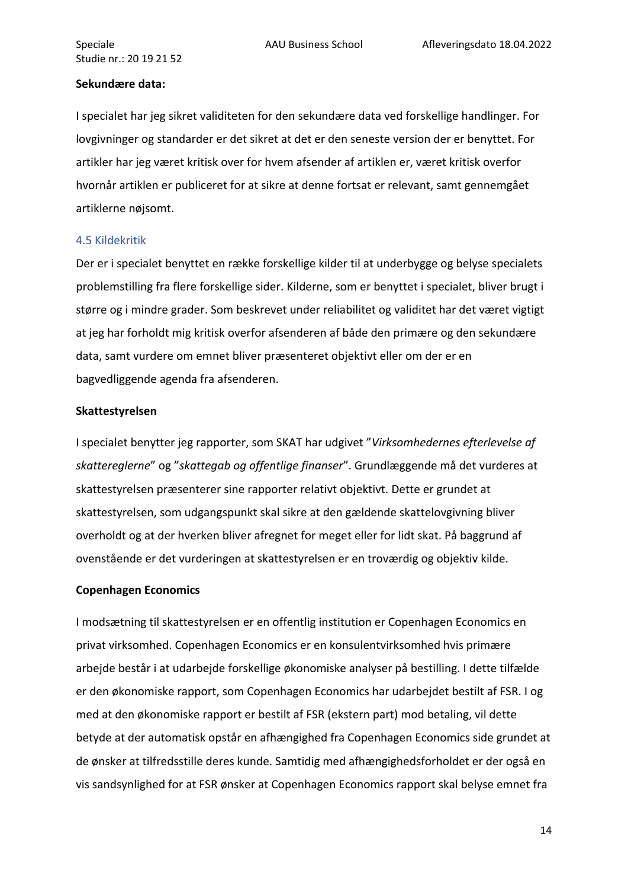**Sekundære data:**

I specialet har jeg sikret validiteten for den sekundære data ved forskellige handlinger. For lovgivninger og standarder er det sikret at det er den seneste version der er benyttet. For artikler har jeg været kritisk over for hvem afsender af artiklen er, været kritisk overfor hvornår artiklen er publiceret for at sikre at denne fortsat er relevant, samt gennemgået artiklerne nøjsomt.

### 4.5 Kildekritik

Der er i specialet benyttet en række forskellige kilder til at underbygge og belyse specialets problemstilling fra flere forskellige sider. Kilderne, som er benyttet i specialet, bliver brugt i større og i mindre grader. Som beskrevet under reliabilitet og validitet har det været vigtigt at jeg har forholdt mig kritisk overfor afsenderen af både den primære og den sekundære data, samt vurdere om emnet bliver præsenteret objektivt eller om der er en bagvedliggende agenda fra afsenderen.

**Skattestyrelsen**

I specialet benytter jeg rapporter, som SKAT har udgivet "*Virksomhedernes efterlevelse af skattereglerne*" og "*skattegab og offentlige finanser*". Grundlæggende må det vurderes at skattestyrelsen præsenterer sine rapporter relativt objektivt. Dette er grundet at skattestyrelsen, som udgangspunkt skal sikre at den gældende skattelovgivning bliver overholdt og at der hverken bliver afregnet for meget eller for lidt skat. På baggrund af ovenstående er det vurderingen at skattestyrelsen er en troværdig og objektiv kilde.

**Copenhagen Economics**

I modsætning til skattestyrelsen er en offentlig institution er Copenhagen Economics en privat virksomhed. Copenhagen Economics er en konsulentvirksomhed hvis primære arbejde består i at udarbejde forskellige økonomiske analyser på bestilling. I dette tilfælde er den økonomiske rapport, som Copenhagen Economics har udarbejdet bestilt af FSR. I og med at den økonomiske rapport er bestilt af FSR (ekstern part) mod betaling, vil dette betyde at der automatisk opstår en afhængighed fra Copenhagen Economics side grundet at de ønsker at tilfredsstille deres kunde. Samtidig med afhængighedsforholdet er der også en vis sandsynlighed for at FSR ønsker at Copenhagen Economics rapport skal belyse emnet fra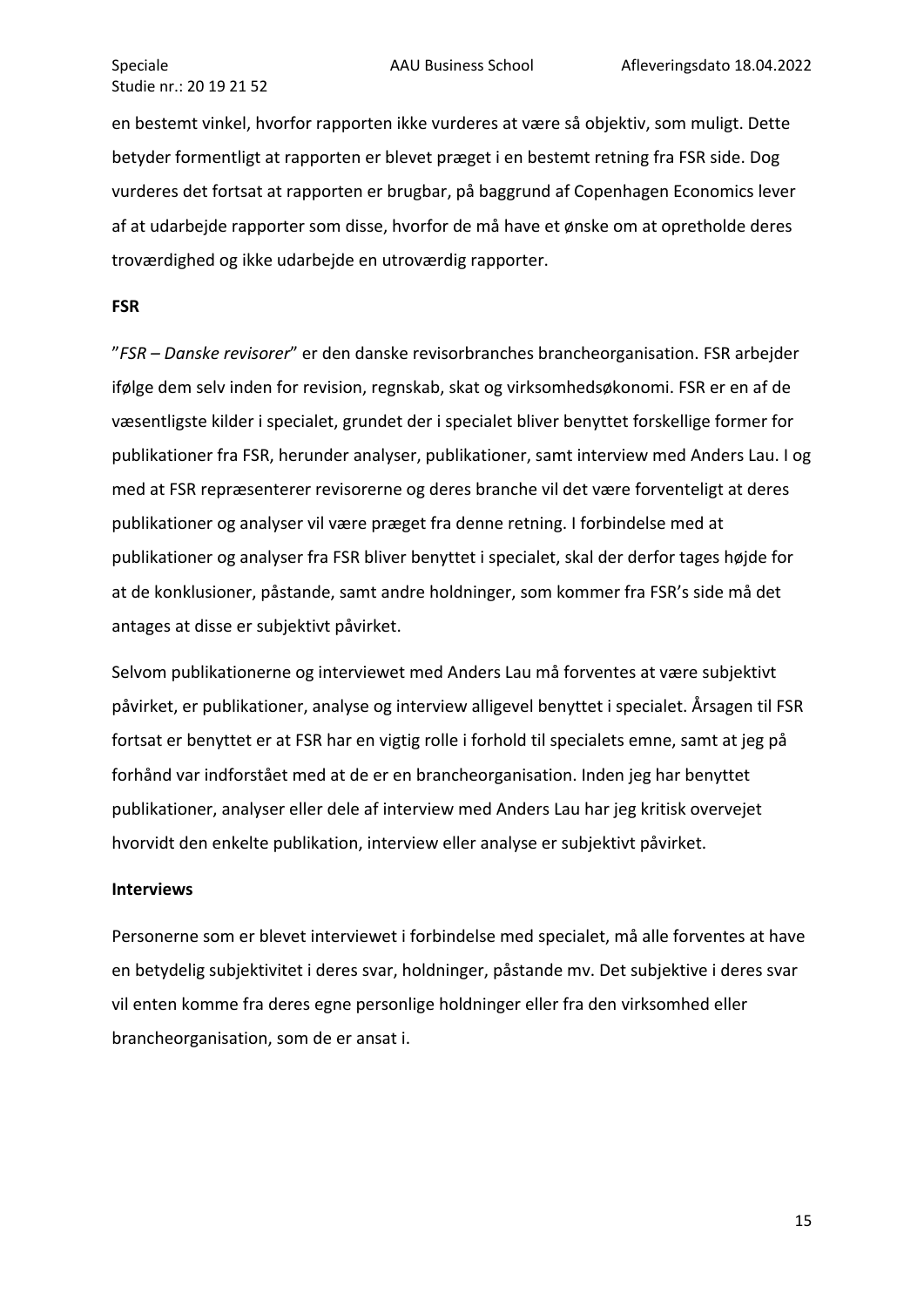en bestemt vinkel, hvorfor rapporten ikke vurderes at være så objektiv, som muligt. Dette betyder formentligt at rapporten er blevet præget i en bestemt retning fra FSR side. Dog vurderes det fortsat at rapporten er brugbar, på baggrund af Copenhagen Economics lever af at udarbejde rapporter som disse, hvorfor de må have et ønske om at opretholde deres troværdighed og ikke udarbejde en utroværdig rapporter.

**FSR**

"*FSR – Danske revisorer*" er den danske revisorbranches brancheorganisation. FSR arbejder ifølge dem selv inden for revision, regnskab, skat og virksomhedsøkonomi. FSR er en af de væsentligste kilder i specialet, grundet der i specialet bliver benyttet forskellige former for publikationer fra FSR, herunder analyser, publikationer, samt interview med Anders Lau. I og med at FSR repræsenterer revisorerne og deres branche vil det være forventeligt at deres publikationer og analyser vil være præget fra denne retning. I forbindelse med at publikationer og analyser fra FSR bliver benyttet i specialet, skal der derfor tages højde for at de konklusioner, påstande, samt andre holdninger, som kommer fra FSR's side må det antages at disse er subjektivt påvirket.

Selvom publikationerne og interviewet med Anders Lau må forventes at være subjektivt påvirket, er publikationer, analyse og interview alligevel benyttet i specialet. Årsagen til FSR fortsat er benyttet er at FSR har en vigtig rolle i forhold til specialets emne, samt at jeg på forhånd var indforstået med at de er en brancheorganisation. Inden jeg har benyttet publikationer, analyser eller dele af interview med Anders Lau har jeg kritisk overvejet hvorvidt den enkelte publikation, interview eller analyse er subjektivt påvirket.

**Interviews**

Personerne som er blevet interviewet i forbindelse med specialet, må alle forventes at have en betydelig subjektivitet i deres svar, holdninger, påstande mv. Det subjektive i deres svar vil enten komme fra deres egne personlige holdninger eller fra den virksomhed eller brancheorganisation, som de er ansat i.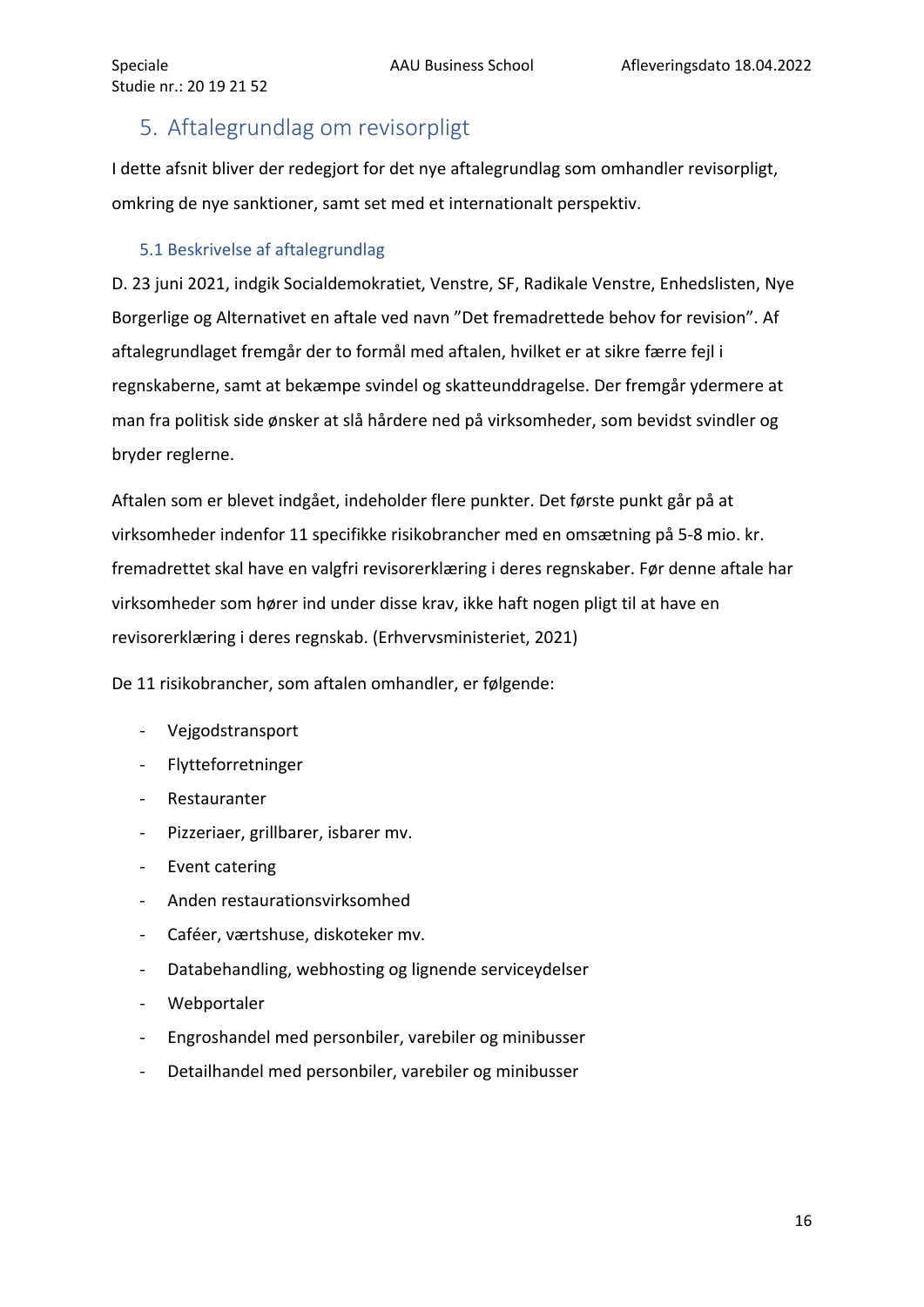# 5. Aftalegrundlag om revisorpligt

I dette afsnit bliver der redegjort for det nye aftalegrundlag som omhandler revisorpligt, omkring de nye sanktioner, samt set med et internationalt perspektiv.

## 5.1 Beskrivelse af aftalegrundlag

D. 23 juni 2021, indgik Socialdemokratiet, Venstre, SF, Radikale Venstre, Enhedslisten, Nye Borgerlige og Alternativet en aftale ved navn "Det fremadrettede behov for revision". Af aftalegrundlaget fremgår der to formål med aftalen, hvilket er at sikre færre fejl i regnskaberne, samt at bekæmpe svindel og skatteunddragelse. Der fremgår ydermere at man fra politisk side ønsker at slå hårdere ned på virksomheder, som bevidst svindler og bryder reglerne.

Aftalen som er blevet indgået, indeholder flere punkter. Det første punkt går på at virksomheder indenfor 11 specifikke risikobrancher med en omsætning på 5-8 mio. kr. fremadrettet skal have en valgfri revisorerklæring i deres regnskaber. Før denne aftale har virksomheder som hører ind under disse krav, ikke haft nogen pligt til at have en revisorerklæring i deres regnskab. (Erhvervsministeriet, 2021)

De 11 risikobrancher, som aftalen omhandler, er følgende:

- Vejgodstransport
- Flytteforretninger
- Restauranter
- Pizzeriaer, grillbarer, isbarer mv.
- Event catering
- Anden restaurationsvirksomhed
- Caféer, værtshuse, diskoteker mv.
- Databehandling, webhosting og lignende serviceydelser
- Webportaler
- Engroshandel med personbiler, varebiler og minibusser
- Detailhandel med personbiler, varebiler og minibusser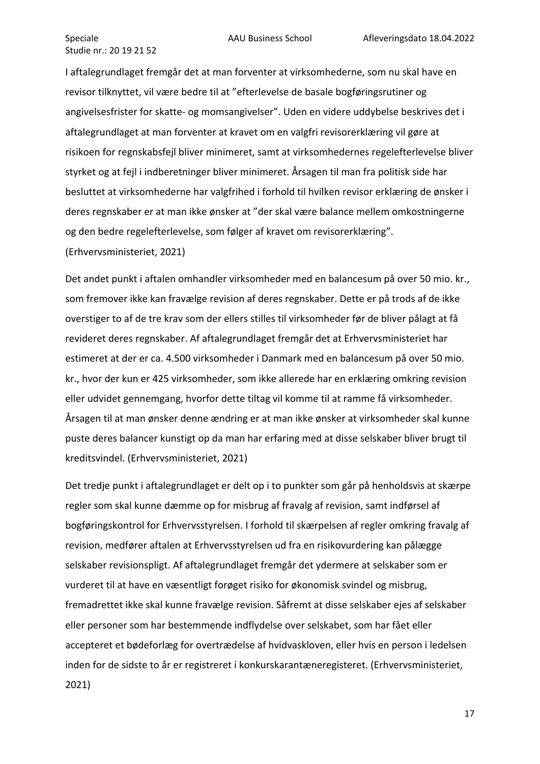I aftalegrundlaget fremgår det at man forventer at virksomhederne, som nu skal have en revisor tilknyttet, vil være bedre til at "efterlevelse de basale bogføringsrutiner og angivelsesfrister for skatte- og momsangivelser". Uden en videre uddybelse beskrives det i aftalegrundlaget at man forventer at kravet om en valgfri revisorerklæring vil gøre at risikoen for regnskabsfejl bliver minimeret, samt at virksomhedernes regelefterlevelse bliver styrket og at fejl i indberetninger bliver minimeret. Årsagen til man fra politisk side har besluttet at virksomhederne har valgfrihed i forhold til hvilken revisor erklæring de ønsker i deres regnskaber er at man ikke ønsker at "der skal være balance mellem omkostningerne og den bedre regelefterlevelse, som følger af kravet om revisorerklæring". (Erhvervsministeriet, 2021)

Det andet punkt i aftalen omhandler virksomheder med en balancesum på over 50 mio. kr., som fremover ikke kan fravælge revision af deres regnskaber. Dette er på trods af de ikke overstiger to af de tre krav som der ellers stilles til virksomheder før de bliver pålagt at få revideret deres regnskaber. Af aftalegrundlaget fremgår det at Erhvervsministeriet har estimeret at der er ca. 4.500 virksomheder i Danmark med en balancesum på over 50 mio. kr., hvor der kun er 425 virksomheder, som ikke allerede har en erklæring omkring revision eller udvidet gennemgang, hvorfor dette tiltag vil komme til at ramme få virksomheder. Årsagen til at man ønsker denne ændring er at man ikke ønsker at virksomheder skal kunne puste deres balancer kunstigt op da man har erfaring med at disse selskaber bliver brugt til kreditsvindel. (Erhvervsministeriet, 2021)

Det tredje punkt i aftalegrundlaget er delt op i to punkter som går på henholdsvis at skærpe regler som skal kunne dæmme op for misbrug af fravalg af revision, samt indførsel af bogføringskontrol for Erhvervsstyrelsen. I forhold til skærpelsen af regler omkring fravalg af revision, medfører aftalen at Erhvervsstyrelsen ud fra en risikovurdering kan pålægge selskaber revisionspligt. Af aftalegrundlaget fremgår det ydermere at selskaber som er vurderet til at have en væsentligt forøget risiko for økonomisk svindel og misbrug, fremadrettet ikke skal kunne fravælge revision. Såfremt at disse selskaber ejes af selskaber eller personer som har bestemmende indflydelse over selskabet, som har fået eller accepteret et bødeforlæg for overtrædelse af hvidvaskloven, eller hvis en person i ledelsen inden for de sidste to år er registreret i konkurskarantæneregisteret. (Erhvervsministeriet, 2021)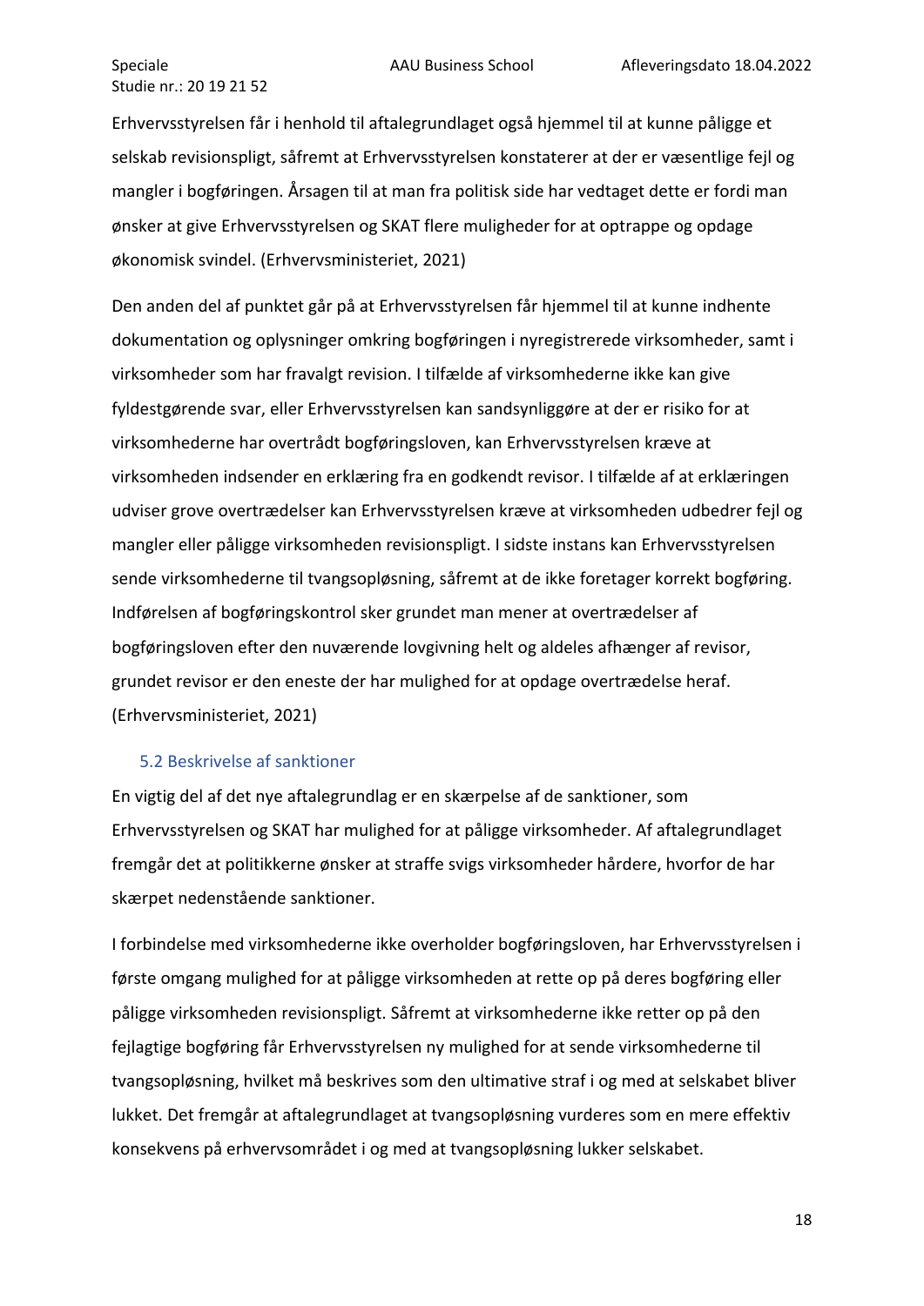Erhvervsstyrelsen får i henhold til aftalegrundlaget også hjemmel til at kunne påligge et selskab revisionspligt, såfremt at Erhvervsstyrelsen konstaterer at der er væsentlige fejl og mangler i bogføringen. Årsagen til at man fra politisk side har vedtaget dette er fordi man ønsker at give Erhvervsstyrelsen og SKAT flere muligheder for at optrappe og opdage økonomisk svindel. (Erhvervsministeriet, 2021)

Den anden del af punktet går på at Erhvervsstyrelsen får hjemmel til at kunne indhente dokumentation og oplysninger omkring bogføringen i nyregistrerede virksomheder, samt i virksomheder som har fravalgt revision. I tilfælde af virksomhederne ikke kan give fyldestgørende svar, eller Erhvervsstyrelsen kan sandsynliggøre at der er risiko for at virksomhederne har overtrådt bogføringsloven, kan Erhvervsstyrelsen kræve at virksomheden indsender en erklæring fra en godkendt revisor. I tilfælde af at erklæringen udviser grove overtrædelser kan Erhvervsstyrelsen kræve at virksomheden udbedrer fejl og mangler eller påligge virksomheden revisionspligt. I sidste instans kan Erhvervsstyrelsen sende virksomhederne til tvangsopløsning, såfremt at de ikke foretager korrekt bogføring. Indførelsen af bogføringskontrol sker grundet man mener at overtrædelser af bogføringsloven efter den nuværende lovgivning helt og aldeles afhænger af revisor, grundet revisor er den eneste der har mulighed for at opdage overtrædelse heraf. (Erhvervsministeriet, 2021)

## 5.2 Beskrivelse af sanktioner

En vigtig del af det nye aftalegrundlag er en skærpelse af de sanktioner, som Erhvervsstyrelsen og SKAT har mulighed for at påligge virksomheder. Af aftalegrundlaget fremgår det at politikkerne ønsker at straffe svigs virksomheder hårdere, hvorfor de har skærpet nedenstående sanktioner.

I forbindelse med virksomhederne ikke overholder bogføringsloven, har Erhvervsstyrelsen i første omgang mulighed for at påligge virksomheden at rette op på deres bogføring eller påligge virksomheden revisionspligt. Såfremt at virksomhederne ikke retter op på den fejlagtige bogføring får Erhvervsstyrelsen ny mulighed for at sende virksomhederne til tvangsopløsning, hvilket må beskrives som den ultimative straf i og med at selskabet bliver lukket. Det fremgår at aftalegrundlaget at tvangsopløsning vurderes som en mere effektiv konsekvens på erhvervsområdet i og med at tvangsopløsning lukker selskabet.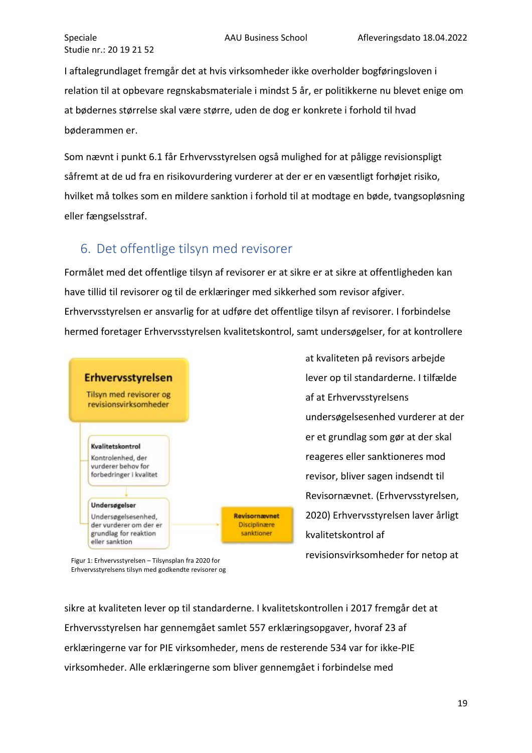I aftalegrundlaget fremgår det at hvis virksomheder ikke overholder bogføringsloven i relation til at opbevare regnskabsmateriale i mindst 5 år, er politikkerne nu blevet enige om at bødernes størrelse skal være større, uden de dog er konkrete i forhold til hvad bøderammen er.

Som nævnt i punkt 6.1 får Erhvervsstyrelsen også mulighed for at påligge revisionspligt såfremt at de ud fra en risikovurdering vurderer at der er en væsentligt forhøjet risiko, hvilket må tolkes som en mildere sanktion i forhold til at modtage en bøde, tvangsopløsning eller fængselsstraf.

# 6. Det offentlige tilsyn med revisorer

Formålet med det offentlige tilsyn af revisorer er at sikre er at sikre at offentligheden kan have tillid til revisorer og til de erklæringer med sikkerhed som revisor afgiver. Erhvervsstyrelsen er ansvarlig for at udføre det offentlige tilsyn af revisorer. I forbindelse hermed foretager Erhvervsstyrelsen kvalitetskontrol, samt undersøgelser, for at kontrollere at kvaliteten på revisors arbejde lever op til standarderne. I tilfælde af at Erhvervsstyrelsens undersøgelsesenhed vurderer at der er et grundlag som gør at der skal reageres eller sanktioneres mod revisor, bliver sagen indsendt til Revisornævnet. (Erhvervsstyrelsen, 2020) Erhvervsstyrelsen laver årligt kvalitetskontrol af revisionsvirksomheder for netop at sikre at kvaliteten lever op til standarderne. I kvalitetskontrollen i 2017 fremgår det at Erhvervsstyrelsen har gennemgået samlet 557 erklæringsopgaver, hvoraf 23 af erklæringerne var for PIE virksomheder, mens de resterende 534 var for ikke-PIE virksomheder. Alle erklæringerne som bliver gennemgået i forbindelse med

**Erhvervsstyrelsen**
Tilsyn med revisorer og revisionsvirksomheder

**Kvalitetskontrol**
Kontrolenhed, der vurderer behov for forbedringer i kvalitet

**Undersøgelser**
Undersøgelsesenhed, der vurderer om der er grundlag for reaktion eller sanktion

**Revisornævnet**
Disciplinære sanktioner

Figur 1: Erhvervsstyrelsen – Tilsynsplan fra 2020 for Erhvervsstyrelsens tilsyn med godkendte revisorer og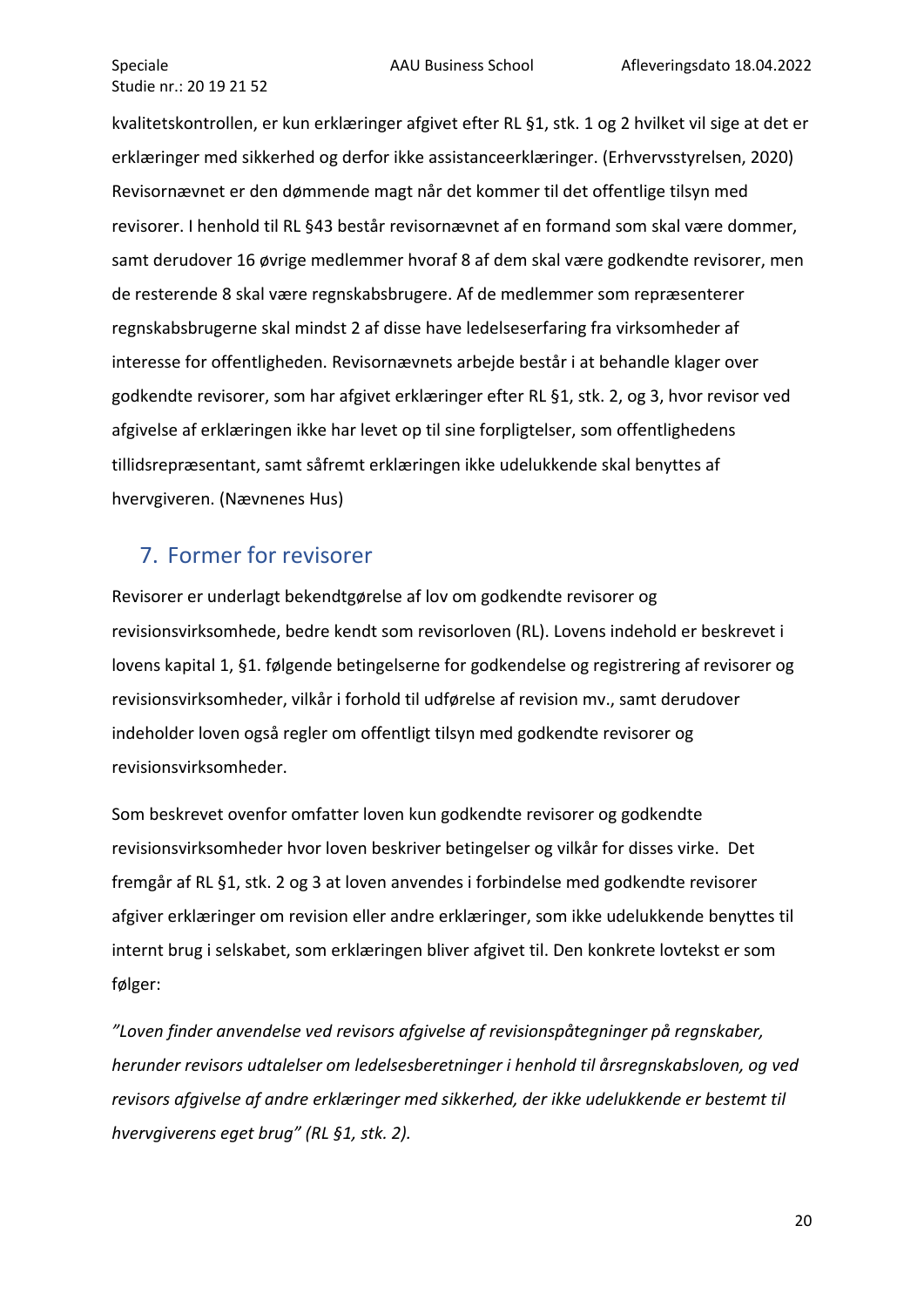kvalitetskontrollen, er kun erklæringer afgivet efter RL §1, stk. 1 og 2 hvilket vil sige at det er erklæringer med sikkerhed og derfor ikke assistanceerklæringer. (Erhvervsstyrelsen, 2020) Revisornævnet er den dømmende magt når det kommer til det offentlige tilsyn med revisorer. I henhold til RL §43 består revisornævnet af en formand som skal være dommer, samt derudover 16 øvrige medlemmer hvoraf 8 af dem skal være godkendte revisorer, men de resterende 8 skal være regnskabsbrugere. Af de medlemmer som repræsenterer regnskabsbrugerne skal mindst 2 af disse have ledelseserfaring fra virksomheder af interesse for offentligheden. Revisornævnets arbejde består i at behandle klager over godkendte revisorer, som har afgivet erklæringer efter RL §1, stk. 2, og 3, hvor revisor ved afgivelse af erklæringen ikke har levet op til sine forpligtelser, som offentlighedens tillidsrepræsentant, samt såfremt erklæringen ikke udelukkende skal benyttes af hvervgiveren. (Nævnenes Hus)

## 7. Former for revisorer

Revisorer er underlagt bekendtgørelse af lov om godkendte revisorer og revisionsvirksomhede, bedre kendt som revisorloven (RL). Lovens indehold er beskrevet i lovens kapital 1, §1. følgende betingelserne for godkendelse og registrering af revisorer og revisionsvirksomheder, vilkår i forhold til udførelse af revision mv., samt derudover indeholder loven også regler om offentligt tilsyn med godkendte revisorer og revisionsvirksomheder.

Som beskrevet ovenfor omfatter loven kun godkendte revisorer og godkendte revisionsvirksomheder hvor loven beskriver betingelser og vilkår for disses virke. Det fremgår af RL §1, stk. 2 og 3 at loven anvendes i forbindelse med godkendte revisorer afgiver erklæringer om revision eller andre erklæringer, som ikke udelukkende benyttes til internt brug i selskabet, som erklæringen bliver afgivet til. Den konkrete lovtekst er som følger:

*"Loven finder anvendelse ved revisors afgivelse af revisionspåtegninger på regnskaber, herunder revisors udtalelser om ledelsesberetninger i henhold til årsregnskabsloven, og ved revisors afgivelse af andre erklæringer med sikkerhed, der ikke udelukkende er bestemt til hvervgiverens eget brug" (RL §1, stk. 2).*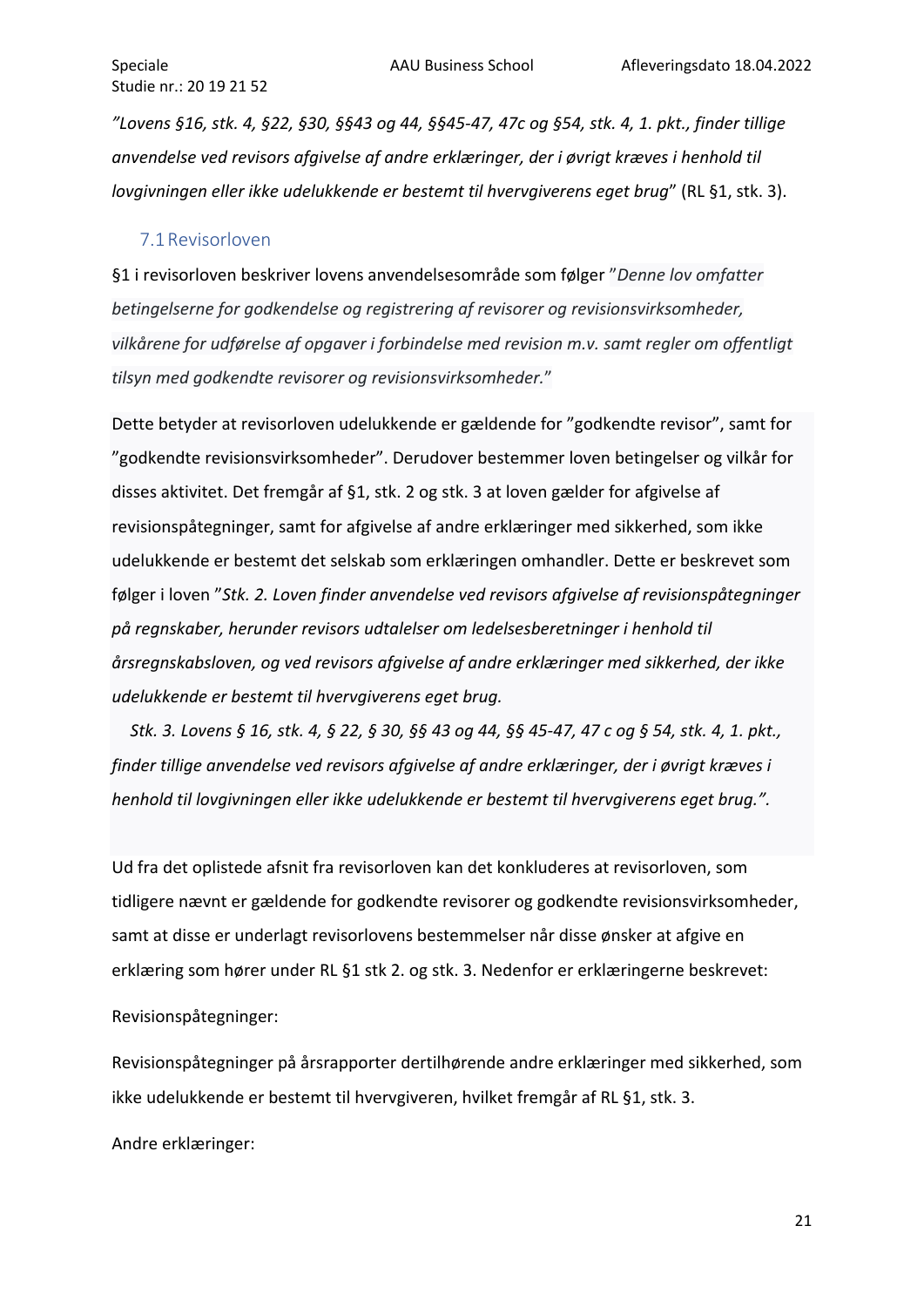*"Lovens §16, stk. 4, §22, §30, §§43 og 44, §§45-47, 47c og §54, stk. 4, 1. pkt., finder tillige anvendelse ved revisors afgivelse af andre erklæringer, der i øvrigt kræves i henhold til lovgivningen eller ikke udelukkende er bestemt til hvervgiverens eget brug*" (RL §1, stk. 3).

## 7.1 Revisorloven

§1 i revisorloven beskriver lovens anvendelsesområde som følger "*Denne lov omfatter betingelserne for godkendelse og registrering af revisorer og revisionsvirksomheder, vilkårene for udførelse af opgaver i forbindelse med revision m.v. samt regler om offentligt tilsyn med godkendte revisorer og revisionsvirksomheder.*"

Dette betyder at revisorloven udelukkende er gældende for "godkendte revisor", samt for "godkendte revisionsvirksomheder". Derudover bestemmer loven betingelser og vilkår for disses aktivitet. Det fremgår af §1, stk. 2 og stk. 3 at loven gælder for afgivelse af revisionspåtegninger, samt for afgivelse af andre erklæringer med sikkerhed, som ikke udelukkende er bestemt det selskab som erklæringen omhandler. Dette er beskrevet som følger i loven "*Stk. 2. Loven finder anvendelse ved revisors afgivelse af revisionspåtegninger på regnskaber, herunder revisors udtalelser om ledelsesberetninger i henhold til årsregnskabsloven, og ved revisors afgivelse af andre erklæringer med sikkerhed, der ikke udelukkende er bestemt til hvervgiverens eget brug.*

*Stk. 3. Lovens § 16, stk. 4, § 22, § 30, §§ 43 og 44, §§ 45-47, 47 c og § 54, stk. 4, 1. pkt., finder tillige anvendelse ved revisors afgivelse af andre erklæringer, der i øvrigt kræves i henhold til lovgivningen eller ikke udelukkende er bestemt til hvervgiverens eget brug.".*

Ud fra det oplistede afsnit fra revisorloven kan det konkluderes at revisorloven, som tidligere nævnt er gældende for godkendte revisorer og godkendte revisionsvirksomheder, samt at disse er underlagt revisorlovens bestemmelser når disse ønsker at afgive en erklæring som hører under RL §1 stk 2. og stk. 3. Nedenfor er erklæringerne beskrevet:

Revisionspåtegninger:

Revisionspåtegninger på årsrapporter dertilhørende andre erklæringer med sikkerhed, som ikke udelukkende er bestemt til hvervgiveren, hvilket fremgår af RL §1, stk. 3.

Andre erklæringer: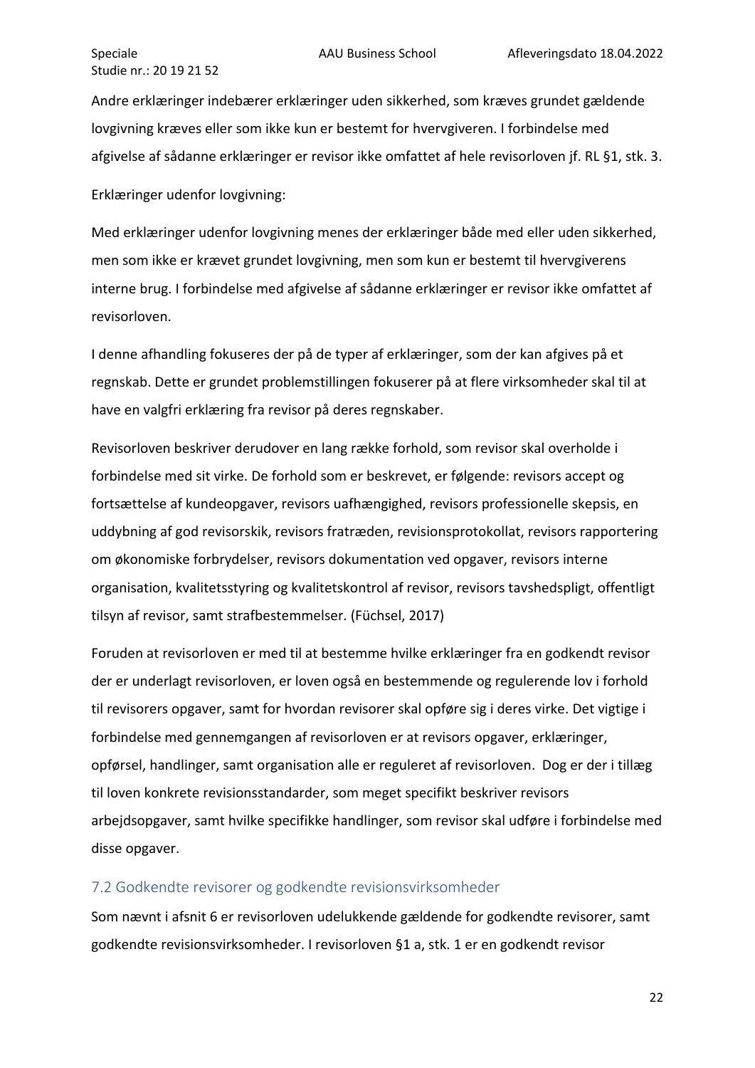Andre erklæringer indebærer erklæringer uden sikkerhed, som kræves grundet gældende lovgivning kræves eller som ikke kun er bestemt for hvervgiveren. I forbindelse med afgivelse af sådanne erklæringer er revisor ikke omfattet af hele revisorloven jf. RL §1, stk. 3.

Erklæringer udenfor lovgivning:

Med erklæringer udenfor lovgivning menes der erklæringer både med eller uden sikkerhed, men som ikke er krævet grundet lovgivning, men som kun er bestemt til hvervgiverens interne brug. I forbindelse med afgivelse af sådanne erklæringer er revisor ikke omfattet af revisorloven.

I denne afhandling fokuseres der på de typer af erklæringer, som der kan afgives på et regnskab. Dette er grundet problemstillingen fokuserer på at flere virksomheder skal til at have en valgfri erklæring fra revisor på deres regnskaber.

Revisorloven beskriver derudover en lang række forhold, som revisor skal overholde i forbindelse med sit virke. De forhold som er beskrevet, er følgende: revisors accept og fortsættelse af kundeopgaver, revisors uafhængighed, revisors professionelle skepsis, en uddybning af god revisorskik, revisors fratræden, revisionsprotokollat, revisors rapportering om økonomiske forbrydelser, revisors dokumentation ved opgaver, revisors interne organisation, kvalitetsstyring og kvalitetskontrol af revisor, revisors tavshedspligt, offentligt tilsyn af revisor, samt strafbestemmelser. (Füchsel, 2017)

Foruden at revisorloven er med til at bestemme hvilke erklæringer fra en godkendt revisor der er underlagt revisorloven, er loven også en bestemmende og regulerende lov i forhold til revisorers opgaver, samt for hvordan revisorer skal opføre sig i deres virke. Det vigtige i forbindelse med gennemgangen af revisorloven er at revisors opgaver, erklæringer, opførsel, handlinger, samt organisation alle er reguleret af revisorloven. Dog er der i tillæg til loven konkrete revisionsstandarder, som meget specifikt beskriver revisors arbejdsopgaver, samt hvilke specifikke handlinger, som revisor skal udføre i forbindelse med disse opgaver.

## 7.2 Godkendte revisorer og godkendte revisionsvirksomheder

Som nævnt i afsnit 6 er revisorloven udelukkende gældende for godkendte revisorer, samt godkendte revisionsvirksomheder. I revisorloven §1 a, stk. 1 er en godkendt revisor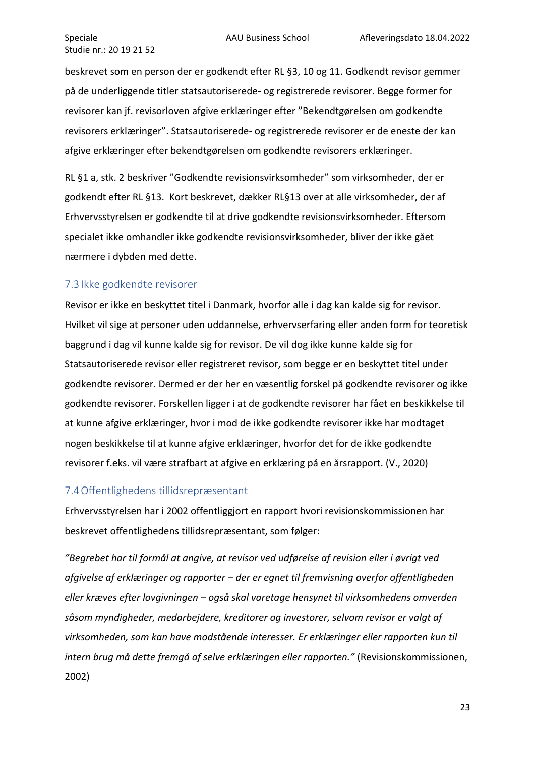beskrevet som en person der er godkendt efter RL §3, 10 og 11. Godkendt revisor gemmer på de underliggende titler statsautoriserede- og registrerede revisorer. Begge former for revisorer kan jf. revisorloven afgive erklæringer efter "Bekendtgørelsen om godkendte revisorers erklæringer". Statsautoriserede- og registrerede revisorer er de eneste der kan afgive erklæringer efter bekendtgørelsen om godkendte revisorers erklæringer.

RL §1 a, stk. 2 beskriver "Godkendte revisionsvirksomheder" som virksomheder, der er godkendt efter RL §13. Kort beskrevet, dækker RL§13 over at alle virksomheder, der af Erhvervsstyrelsen er godkendte til at drive godkendte revisionsvirksomheder. Eftersom specialet ikke omhandler ikke godkendte revisionsvirksomheder, bliver der ikke gået nærmere i dybden med dette.

## 7.3 Ikke godkendte revisorer

Revisor er ikke en beskyttet titel i Danmark, hvorfor alle i dag kan kalde sig for revisor. Hvilket vil sige at personer uden uddannelse, erhvervserfaring eller anden form for teoretisk baggrund i dag vil kunne kalde sig for revisor. De vil dog ikke kunne kalde sig for Statsautoriserede revisor eller registreret revisor, som begge er en beskyttet titel under godkendte revisorer. Dermed er der her en væsentlig forskel på godkendte revisorer og ikke godkendte revisorer. Forskellen ligger i at de godkendte revisorer har fået en beskikkelse til at kunne afgive erklæringer, hvor i mod de ikke godkendte revisorer ikke har modtaget nogen beskikkelse til at kunne afgive erklæringer, hvorfor det for de ikke godkendte revisorer f.eks. vil være strafbart at afgive en erklæring på en årsrapport. (V., 2020)

## 7.4 Offentlighedens tillidsrepræsentant

Erhvervsstyrelsen har i 2002 offentliggjort en rapport hvori revisionskommissionen har beskrevet offentlighedens tillidsrepræsentant, som følger:

*"Begrebet har til formål at angive, at revisor ved udførelse af revision eller i øvrigt ved afgivelse af erklæringer og rapporter – der er egnet til fremvisning overfor offentligheden eller kræves efter lovgivningen – også skal varetage hensynet til virksomhedens omverden såsom myndigheder, medarbejdere, kreditorer og investorer, selvom revisor er valgt af virksomheden, som kan have modstående interesser. Er erklæringer eller rapporten kun til intern brug må dette fremgå af selve erklæringen eller rapporten."* (Revisionskommissionen, 2002)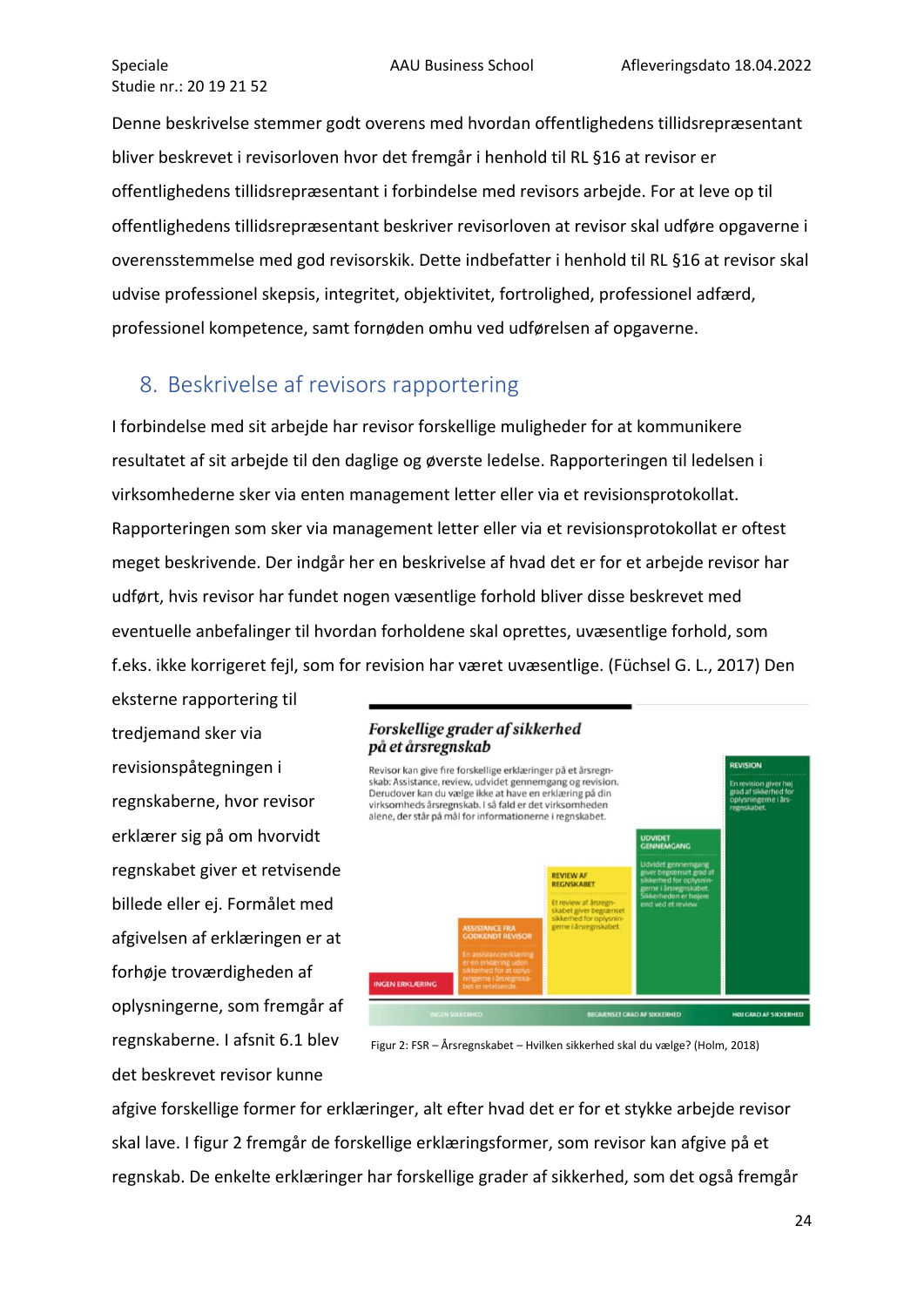Denne beskrivelse stemmer godt overens med hvordan offentlighedens tillidsrepræsentant bliver beskrevet i revisorloven hvor det fremgår i henhold til RL §16 at revisor er offentlighedens tillidsrepræsentant i forbindelse med revisors arbejde. For at leve op til offentlighedens tillidsrepræsentant beskriver revisorloven at revisor skal udføre opgaverne i overensstemmelse med god revisorskik. Dette indbefatter i henhold til RL §16 at revisor skal udvise professionel skepsis, integritet, objektivitet, fortrolighed, professionel adfærd, professionel kompetence, samt fornøden omhu ved udførelsen af opgaverne.

# 8. Beskrivelse af revisors rapportering

I forbindelse med sit arbejde har revisor forskellige muligheder for at kommunikere resultatet af sit arbejde til den daglige og øverste ledelse. Rapporteringen til ledelsen i virksomhederne sker via enten management letter eller via et revisionsprotokollat. Rapporteringen som sker via management letter eller via et revisionsprotokollat er oftest meget beskrivende. Der indgår her en beskrivelse af hvad det er for et arbejde revisor har udført, hvis revisor har fundet nogen væsentlige forhold bliver disse beskrevet med eventuelle anbefalinger til hvordan forholdene skal oprettes, uvæsentlige forhold, som f.eks. ikke korrigeret fejl, som for revision har været uvæsentlige. (Füchsel G. L., 2017) Den eksterne rapportering til tredjemand sker via revisionspåtegningen i regnskaberne, hvor revisor erklærer sig på om hvorvidt regnskabet giver et retvisende billede eller ej. Formålet med afgivelsen af erklæringen er at forhøje troværdigheden af oplysningerne, som fremgår af regnskaberne. I afsnit 6.1 blev det beskrevet revisor kunne afgive forskellige former for erklæringer, alt efter hvad det er for et stykke arbejde revisor skal lave. I figur 2 fremgår de forskellige erklæringsformer, som revisor kan afgive på et regnskab. De enkelte erklæringer har forskellige grader af sikkerhed, som det også fremgår

**Forskellige grader af sikkerhed på et årsregnskab**

Revisor kan give fire forskellige erklæringer på et årsregnskab: Assistance, review, udvidet gennemgang og revision. Derudover kan du vælge ikke at have en erklæring på din virksomheds årsregnskab. I så fald er det virksomheden alene, der står på mål for informationerne i regnskabet.

- INGEN ERKLÆRING
- ASSISTANCE FRA GODKENDT REVISOR – En assistanceerklæring er en erklæring uden sikkerhed for at oplysningerne i årsregnskabet er retvisende.
- REVIEW AF REGNSKABET – Et review af årsregnskabet giver begrænset sikkerhed for oplysningerne i årsregnskabet.
- UDVIDET GENNEMGANG – Udvidet gennemgang giver begrænset grad af sikkerhed for oplysningerne i årsregnskabet. Sikkerheden er højere end ved et review.
- REVISION – En revision giver høj grad af sikkerhed for oplysningerne i årsregnskabet.

INGEN SIKKERHED – BEGRÆNSET GRAD AF SIKKERHED – HØJ GRAD AF SIKKERHED

Figur 2: FSR – Årsregnskabet – Hvilken sikkerhed skal du vælge? (Holm, 2018)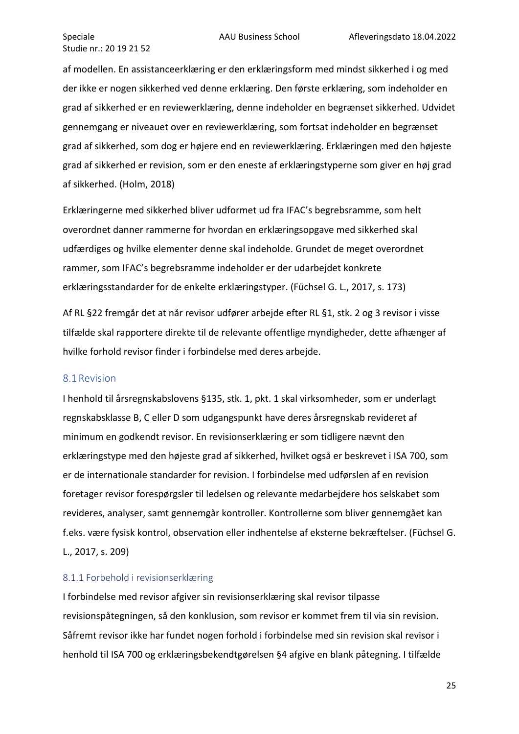af modellen. En assistanceerklæring er den erklæringsform med mindst sikkerhed i og med der ikke er nogen sikkerhed ved denne erklæring. Den første erklæring, som indeholder en grad af sikkerhed er en reviewerklæring, denne indeholder en begrænset sikkerhed. Udvidet gennemgang er niveauet over en reviewerklæring, som fortsat indeholder en begrænset grad af sikkerhed, som dog er højere end en reviewerklæring. Erklæringen med den højeste grad af sikkerhed er revision, som er den eneste af erklæringstyperne som giver en høj grad af sikkerhed. (Holm, 2018)

Erklæringerne med sikkerhed bliver udformet ud fra IFAC's begrebsramme, som helt overordnet danner rammerne for hvordan en erklæringsopgave med sikkerhed skal udfærdiges og hvilke elementer denne skal indeholde. Grundet de meget overordnet rammer, som IFAC's begrebsramme indeholder er der udarbejdet konkrete erklæringsstandarder for de enkelte erklæringstyper. (Füchsel G. L., 2017, s. 173)

Af RL §22 fremgår det at når revisor udfører arbejde efter RL §1, stk. 2 og 3 revisor i visse tilfælde skal rapportere direkte til de relevante offentlige myndigheder, dette afhænger af hvilke forhold revisor finder i forbindelse med deres arbejde.

## 8.1 Revision

I henhold til årsregnskabslovens §135, stk. 1, pkt. 1 skal virksomheder, som er underlagt regnskabsklasse B, C eller D som udgangspunkt have deres årsregnskab revideret af minimum en godkendt revisor. En revisionserklæring er som tidligere nævnt den erklæringstype med den højeste grad af sikkerhed, hvilket også er beskrevet i ISA 700, som er de internationale standarder for revision. I forbindelse med udførslen af en revision foretager revisor forespørgsler til ledelsen og relevante medarbejdere hos selskabet som revideres, analyser, samt gennemgår kontroller. Kontrollerne som bliver gennemgået kan f.eks. være fysisk kontrol, observation eller indhentelse af eksterne bekræftelser. (Füchsel G. L., 2017, s. 209)

### 8.1.1 Forbehold i revisionserklæring

I forbindelse med revisor afgiver sin revisionserklæring skal revisor tilpasse revisionspåtegningen, så den konklusion, som revisor er kommet frem til via sin revision. Såfremt revisor ikke har fundet nogen forhold i forbindelse med sin revision skal revisor i henhold til ISA 700 og erklæringsbekendtgørelsen §4 afgive en blank påtegning. I tilfælde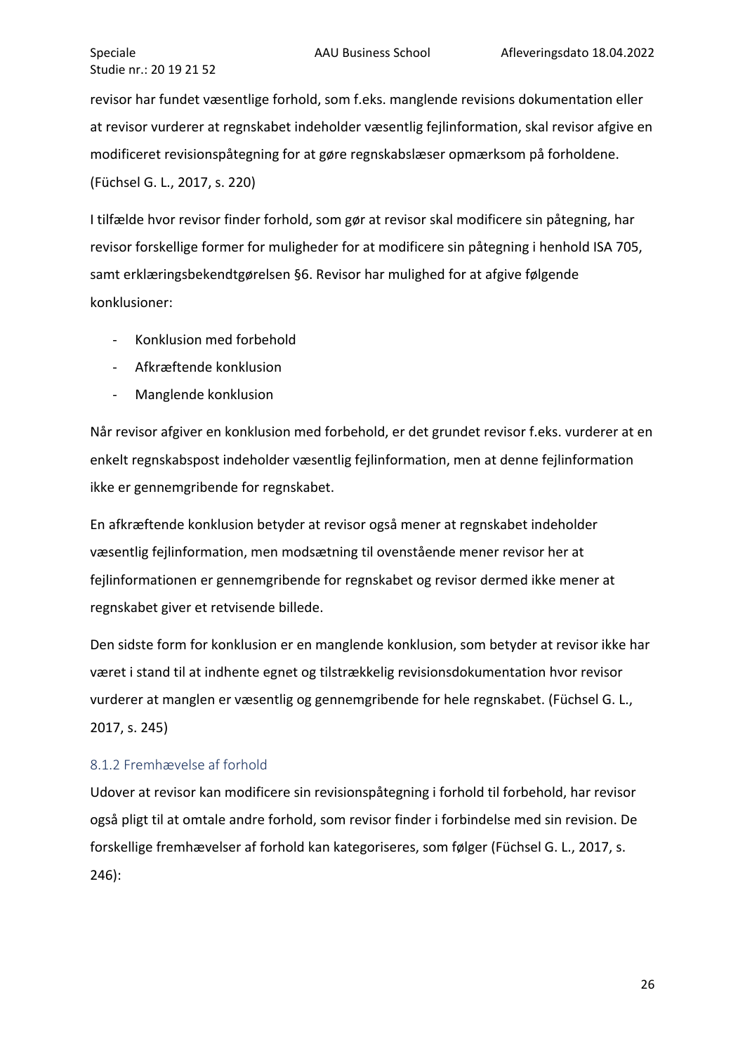revisor har fundet væsentlige forhold, som f.eks. manglende revisions dokumentation eller at revisor vurderer at regnskabet indeholder væsentlig fejlinformation, skal revisor afgive en modificeret revisionspåtegning for at gøre regnskabslæser opmærksom på forholdene. (Füchsel G. L., 2017, s. 220)

I tilfælde hvor revisor finder forhold, som gør at revisor skal modificere sin påtegning, har revisor forskellige former for muligheder for at modificere sin påtegning i henhold ISA 705, samt erklæringsbekendtgørelsen §6. Revisor har mulighed for at afgive følgende konklusioner:

- Konklusion med forbehold
- Afkræftende konklusion
- Manglende konklusion

Når revisor afgiver en konklusion med forbehold, er det grundet revisor f.eks. vurderer at en enkelt regnskabspost indeholder væsentlig fejlinformation, men at denne fejlinformation ikke er gennemgribende for regnskabet.

En afkræftende konklusion betyder at revisor også mener at regnskabet indeholder væsentlig fejlinformation, men modsætning til ovenstående mener revisor her at fejlinformationen er gennemgribende for regnskabet og revisor dermed ikke mener at regnskabet giver et retvisende billede.

Den sidste form for konklusion er en manglende konklusion, som betyder at revisor ikke har været i stand til at indhente egnet og tilstrækkelig revisionsdokumentation hvor revisor vurderer at manglen er væsentlig og gennemgribende for hele regnskabet. (Füchsel G. L., 2017, s. 245)

### 8.1.2 Fremhævelse af forhold

Udover at revisor kan modificere sin revisionspåtegning i forhold til forbehold, har revisor også pligt til at omtale andre forhold, som revisor finder i forbindelse med sin revision. De forskellige fremhævelser af forhold kan kategoriseres, som følger (Füchsel G. L., 2017, s. 246):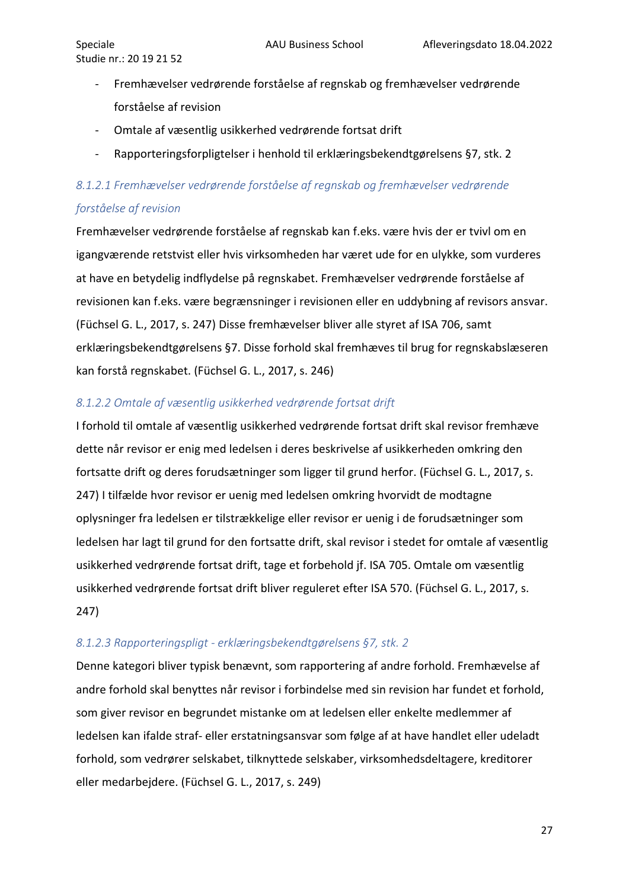- Fremhævelser vedrørende forståelse af regnskab og fremhævelser vedrørende forståelse af revision
- Omtale af væsentlig usikkerhed vedrørende fortsat drift
- Rapporteringsforpligtelser i henhold til erklæringsbekendtgørelsens §7, stk. 2

#### *8.1.2.1 Fremhævelser vedrørende forståelse af regnskab og fremhævelser vedrørende forståelse af revision*

Fremhævelser vedrørende forståelse af regnskab kan f.eks. være hvis der er tvivl om en igangværende retstvist eller hvis virksomheden har været ude for en ulykke, som vurderes at have en betydelig indflydelse på regnskabet. Fremhævelser vedrørende forståelse af revisionen kan f.eks. være begrænsninger i revisionen eller en uddybning af revisors ansvar. (Füchsel G. L., 2017, s. 247) Disse fremhævelser bliver alle styret af ISA 706, samt erklæringsbekendtgørelsens §7. Disse forhold skal fremhæves til brug for regnskabslæseren kan forstå regnskabet. (Füchsel G. L., 2017, s. 246)

#### *8.1.2.2 Omtale af væsentlig usikkerhed vedrørende fortsat drift*

I forhold til omtale af væsentlig usikkerhed vedrørende fortsat drift skal revisor fremhæve dette når revisor er enig med ledelsen i deres beskrivelse af usikkerheden omkring den fortsatte drift og deres forudsætninger som ligger til grund herfor. (Füchsel G. L., 2017, s. 247) I tilfælde hvor revisor er uenig med ledelsen omkring hvorvidt de modtagne oplysninger fra ledelsen er tilstrækkelige eller revisor er uenig i de forudsætninger som ledelsen har lagt til grund for den fortsatte drift, skal revisor i stedet for omtale af væsentlig usikkerhed vedrørende fortsat drift, tage et forbehold jf. ISA 705. Omtale om væsentlig usikkerhed vedrørende fortsat drift bliver reguleret efter ISA 570. (Füchsel G. L., 2017, s. 247)

#### *8.1.2.3 Rapporteringspligt - erklæringsbekendtgørelsens §7, stk. 2*

Denne kategori bliver typisk benævnt, som rapportering af andre forhold. Fremhævelse af andre forhold skal benyttes når revisor i forbindelse med sin revision har fundet et forhold, som giver revisor en begrundet mistanke om at ledelsen eller enkelte medlemmer af ledelsen kan ifalde straf- eller erstatningsansvar som følge af at have handlet eller udeladt forhold, som vedrører selskabet, tilknyttede selskaber, virksomhedsdeltagere, kreditorer eller medarbejdere. (Füchsel G. L., 2017, s. 249)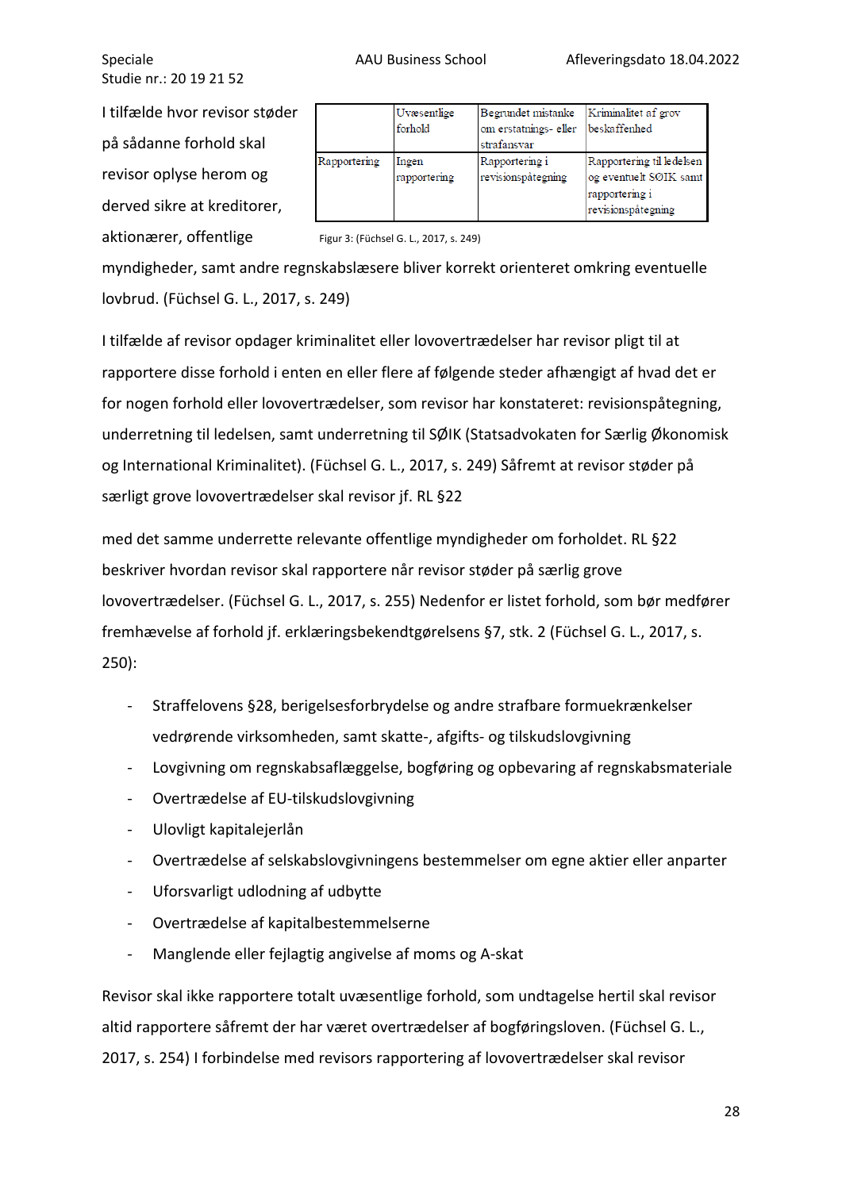I tilfælde hvor revisor støder på sådanne forhold skal revisor oplyse herom og derved sikre at kreditorer, aktionærer, offentlige myndigheder, samt andre regnskabslæsere bliver korrekt orienteret omkring eventuelle lovbrud. (Füchsel G. L., 2017, s. 249)

| | Uvæsentlige forhold | Begrundet mistanke om erstatnings- eller strafansvar | Kriminalitet af grov beskaffenhed |
|---|---|---|---|
| Rapportering | Ingen rapportering | Rapportering i revisionspåtegning | Rapportering til ledelsen og eventuelt SØIK samt rapportering i revisionspåtegning |

Figur 3: (Füchsel G. L., 2017, s. 249)

I tilfælde af revisor opdager kriminalitet eller lovovertrædelser har revisor pligt til at rapportere disse forhold i enten en eller flere af følgende steder afhængigt af hvad det er for nogen forhold eller lovovertrædelser, som revisor har konstateret: revisionspåtegning, underretning til ledelsen, samt underretning til SØIK (Statsadvokaten for Særlig Økonomisk og International Kriminalitet). (Füchsel G. L., 2017, s. 249) Såfremt at revisor støder på særligt grove lovovertrædelser skal revisor jf. RL §22

med det samme underrette relevante offentlige myndigheder om forholdet. RL §22 beskriver hvordan revisor skal rapportere når revisor støder på særlig grove lovovertrædelser. (Füchsel G. L., 2017, s. 255) Nedenfor er listet forhold, som bør medfører fremhævelse af forhold jf. erklæringsbekendtgørelsens §7, stk. 2 (Füchsel G. L., 2017, s. 250):

- Straffelovens §28, berigelsesforbrydelse og andre strafbare formuekrænkelser vedrørende virksomheden, samt skatte-, afgifts- og tilskudslovgivning
- Lovgivning om regnskabsaflæggelse, bogføring og opbevaring af regnskabsmateriale
- Overtrædelse af EU-tilskudslovgivning
- Ulovligt kapitalejerlån
- Overtrædelse af selskabslovgivningens bestemmelser om egne aktier eller anparter
- Uforsvarligt udlodning af udbytte
- Overtrædelse af kapitalbestemmelserne
- Manglende eller fejlagtig angivelse af moms og A-skat

Revisor skal ikke rapportere totalt uvæsentlige forhold, som undtagelse hertil skal revisor altid rapportere såfremt der har været overtrædelser af bogføringsloven. (Füchsel G. L., 2017, s. 254) I forbindelse med revisors rapportering af lovovertrædelser skal revisor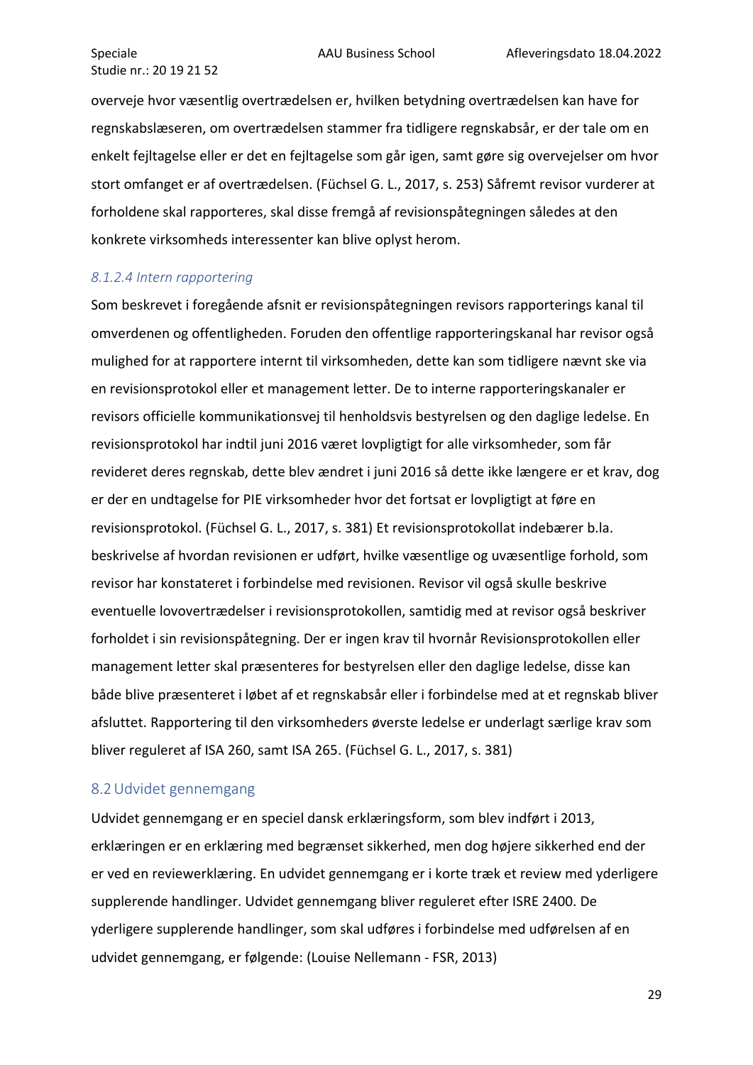overveje hvor væsentlig overtrædelsen er, hvilken betydning overtrædelsen kan have for regnskabslæseren, om overtrædelsen stammer fra tidligere regnskabsår, er der tale om en enkelt fejltagelse eller er det en fejltagelse som går igen, samt gøre sig overvejelser om hvor stort omfanget er af overtrædelsen. (Füchsel G. L., 2017, s. 253) Såfremt revisor vurderer at forholdene skal rapporteres, skal disse fremgå af revisionspåtegningen således at den konkrete virksomheds interessenter kan blive oplyst herom.

#### *8.1.2.4 Intern rapportering*

Som beskrevet i foregående afsnit er revisionspåtegningen revisors rapporterings kanal til omverdenen og offentligheden. Foruden den offentlige rapporteringskanal har revisor også mulighed for at rapportere internt til virksomheden, dette kan som tidligere nævnt ske via en revisionsprotokol eller et management letter. De to interne rapporteringskanaler er revisors officielle kommunikationsvej til henholdsvis bestyrelsen og den daglige ledelse. En revisionsprotokol har indtil juni 2016 været lovpligtigt for alle virksomheder, som får revideret deres regnskab, dette blev ændret i juni 2016 så dette ikke længere er et krav, dog er der en undtagelse for PIE virksomheder hvor det fortsat er lovpligtigt at føre en revisionsprotokol. (Füchsel G. L., 2017, s. 381) Et revisionsprotokollat indebærer b.la. beskrivelse af hvordan revisionen er udført, hvilke væsentlige og uvæsentlige forhold, som revisor har konstateret i forbindelse med revisionen. Revisor vil også skulle beskrive eventuelle lovovertrædelser i revisionsprotokollen, samtidig med at revisor også beskriver forholdet i sin revisionspåtegning. Der er ingen krav til hvornår Revisionsprotokollen eller management letter skal præsenteres for bestyrelsen eller den daglige ledelse, disse kan både blive præsenteret i løbet af et regnskabsår eller i forbindelse med at et regnskab bliver afsluttet. Rapportering til den virksomheders øverste ledelse er underlagt særlige krav som bliver reguleret af ISA 260, samt ISA 265. (Füchsel G. L., 2017, s. 381)

## 8.2 Udvidet gennemgang

Udvidet gennemgang er en speciel dansk erklæringsform, som blev indført i 2013, erklæringen er en erklæring med begrænset sikkerhed, men dog højere sikkerhed end der er ved en reviewerklæring. En udvidet gennemgang er i korte træk et review med yderligere supplerende handlinger. Udvidet gennemgang bliver reguleret efter ISRE 2400. De yderligere supplerende handlinger, som skal udføres i forbindelse med udførelsen af en udvidet gennemgang, er følgende: (Louise Nellemann - FSR, 2013)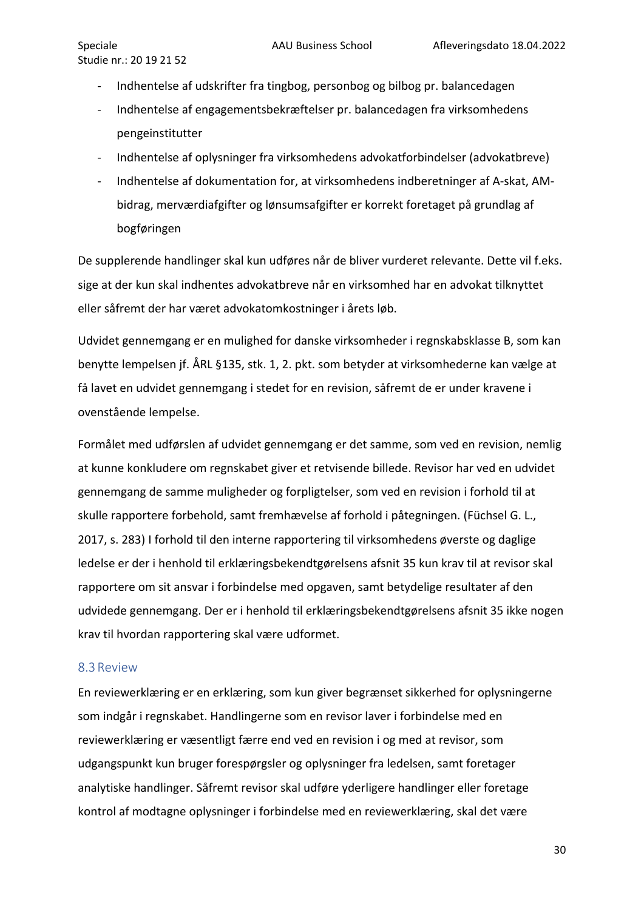- Indhentelse af udskrifter fra tingbog, personbog og bilbog pr. balancedagen
- Indhentelse af engagementsbekræftelser pr. balancedagen fra virksomhedens pengeinstitutter
- Indhentelse af oplysninger fra virksomhedens advokatforbindelser (advokatbreve)
- Indhentelse af dokumentation for, at virksomhedens indberetninger af A-skat, AM-bidrag, merværdiafgifter og lønsumsafgifter er korrekt foretaget på grundlag af bogføringen

De supplerende handlinger skal kun udføres når de bliver vurderet relevante. Dette vil f.eks. sige at der kun skal indhentes advokatbreve når en virksomhed har en advokat tilknyttet eller såfremt der har været advokatomkostninger i årets løb.

Udvidet gennemgang er en mulighed for danske virksomheder i regnskabsklasse B, som kan benytte lempelsen jf. ÅRL §135, stk. 1, 2. pkt. som betyder at virksomhederne kan vælge at få lavet en udvidet gennemgang i stedet for en revision, såfremt de er under kravene i ovenstående lempelse.

Formålet med udførslen af udvidet gennemgang er det samme, som ved en revision, nemlig at kunne konkludere om regnskabet giver et retvisende billede. Revisor har ved en udvidet gennemgang de samme muligheder og forpligtelser, som ved en revision i forhold til at skulle rapportere forbehold, samt fremhævelse af forhold i påtegningen. (Füchsel G. L., 2017, s. 283) I forhold til den interne rapportering til virksomhedens øverste og daglige ledelse er der i henhold til erklæringsbekendtgørelsens afsnit 35 kun krav til at revisor skal rapportere om sit ansvar i forbindelse med opgaven, samt betydelige resultater af den udvidede gennemgang. Der er i henhold til erklæringsbekendtgørelsens afsnit 35 ikke nogen krav til hvordan rapportering skal være udformet.

## 8.3 Review

En reviewerklæring er en erklæring, som kun giver begrænset sikkerhed for oplysningerne som indgår i regnskabet. Handlingerne som en revisor laver i forbindelse med en reviewerklæring er væsentligt færre end ved en revision i og med at revisor, som udgangspunkt kun bruger forespørgsler og oplysninger fra ledelsen, samt foretager analytiske handlinger. Såfremt revisor skal udføre yderligere handlinger eller foretage kontrol af modtagne oplysninger i forbindelse med en reviewerklæring, skal det være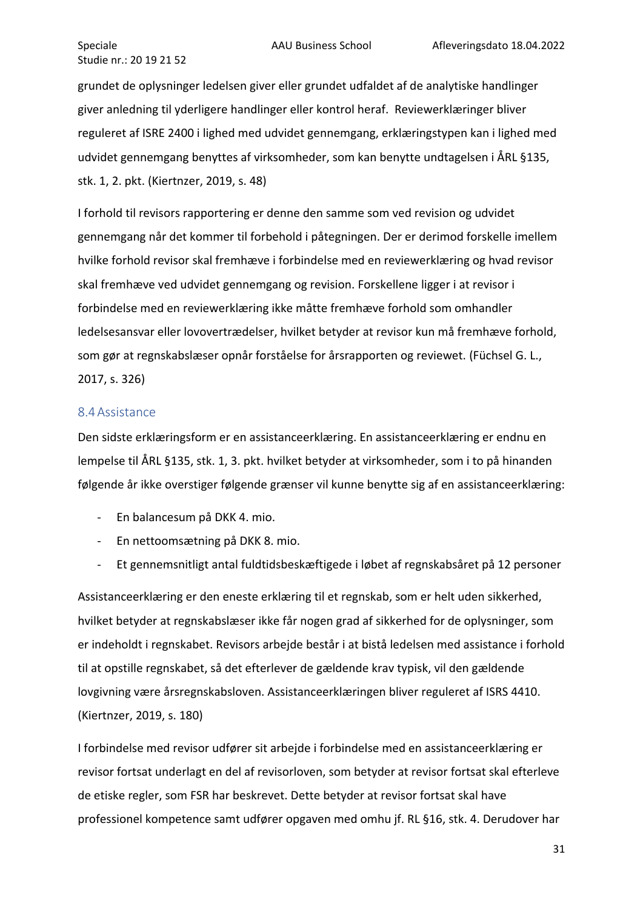grundet de oplysninger ledelsen giver eller grundet udfaldet af de analytiske handlinger giver anledning til yderligere handlinger eller kontrol heraf.  Reviewerklæringer bliver reguleret af ISRE 2400 i lighed med udvidet gennemgang, erklæringstypen kan i lighed med udvidet gennemgang benyttes af virksomheder, som kan benytte undtagelsen i ÅRL §135, stk. 1, 2. pkt. (Kiertnzer, 2019, s. 48)

I forhold til revisors rapportering er denne den samme som ved revision og udvidet gennemgang når det kommer til forbehold i påtegningen. Der er derimod forskelle imellem hvilke forhold revisor skal fremhæve i forbindelse med en reviewerklæring og hvad revisor skal fremhæve ved udvidet gennemgang og revision. Forskellene ligger i at revisor i forbindelse med en reviewerklæring ikke måtte fremhæve forhold som omhandler ledelsesansvar eller lovovertrædelser, hvilket betyder at revisor kun må fremhæve forhold, som gør at regnskabslæser opnår forståelse for årsrapporten og reviewet. (Füchsel G. L., 2017, s. 326)

## 8.4 Assistance

Den sidste erklæringsform er en assistanceerklæring. En assistanceerklæring er endnu en lempelse til ÅRL §135, stk. 1, 3. pkt. hvilket betyder at virksomheder, som i to på hinanden følgende år ikke overstiger følgende grænser vil kunne benytte sig af en assistanceerklæring:

- En balancesum på DKK 4. mio.
- En nettoomsætning på DKK 8. mio.
- Et gennemsnitligt antal fuldtidsbeskæftigede i løbet af regnskabsåret på 12 personer

Assistanceerklæring er den eneste erklæring til et regnskab, som er helt uden sikkerhed, hvilket betyder at regnskabslæser ikke får nogen grad af sikkerhed for de oplysninger, som er indeholdt i regnskabet. Revisors arbejde består i at bistå ledelsen med assistance i forhold til at opstille regnskabet, så det efterlever de gældende krav typisk, vil den gældende lovgivning være årsregnskabsloven. Assistanceerklæringen bliver reguleret af ISRS 4410. (Kiertnzer, 2019, s. 180)

I forbindelse med revisor udfører sit arbejde i forbindelse med en assistanceerklæring er revisor fortsat underlagt en del af revisorloven, som betyder at revisor fortsat skal efterleve de etiske regler, som FSR har beskrevet. Dette betyder at revisor fortsat skal have professionel kompetence samt udfører opgaven med omhu jf. RL §16, stk. 4. Derudover har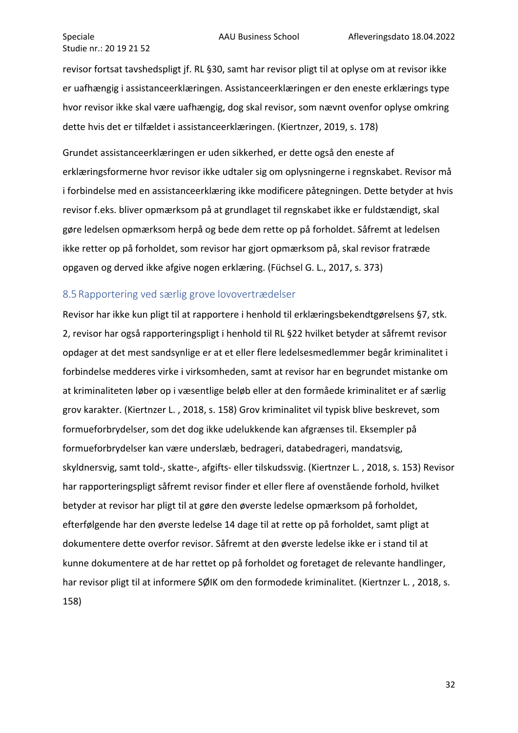revisor fortsat tavshedspligt jf. RL §30, samt har revisor pligt til at oplyse om at revisor ikke er uafhængig i assistanceerklæringen. Assistanceerklæringen er den eneste erklærings type hvor revisor ikke skal være uafhængig, dog skal revisor, som nævnt ovenfor oplyse omkring dette hvis det er tilfældet i assistanceerklæringen. (Kiertnzer, 2019, s. 178)

Grundet assistanceerklæringen er uden sikkerhed, er dette også den eneste af erklæringsformerne hvor revisor ikke udtaler sig om oplysningerne i regnskabet. Revisor må i forbindelse med en assistanceerklæring ikke modificere påtegningen. Dette betyder at hvis revisor f.eks. bliver opmærksom på at grundlaget til regnskabet ikke er fuldstændigt, skal gøre ledelsen opmærksom herpå og bede dem rette op på forholdet. Såfremt at ledelsen ikke retter op på forholdet, som revisor har gjort opmærksom på, skal revisor fratræde opgaven og derved ikke afgive nogen erklæring. (Füchsel G. L., 2017, s. 373)

## 8.5 Rapportering ved særlig grove lovovertrædelser

Revisor har ikke kun pligt til at rapportere i henhold til erklæringsbekendtgørelsens §7, stk. 2, revisor har også rapporteringspligt i henhold til RL §22 hvilket betyder at såfremt revisor opdager at det mest sandsynlige er at et eller flere ledelsesmedlemmer begår kriminalitet i forbindelse medderes virke i virksomheden, samt at revisor har en begrundet mistanke om at kriminaliteten løber op i væsentlige beløb eller at den formåede kriminalitet er af særlig grov karakter. (Kiertnzer L. , 2018, s. 158) Grov kriminalitet vil typisk blive beskrevet, som formueforbrydelser, som det dog ikke udelukkende kan afgrænses til. Eksempler på formueforbrydelser kan være underslæb, bedrageri, databedrageri, mandatsvig, skyldnersvig, samt told-, skatte-, afgifts- eller tilskudssvig. (Kiertnzer L. , 2018, s. 153) Revisor har rapporteringspligt såfremt revisor finder et eller flere af ovenstående forhold, hvilket betyder at revisor har pligt til at gøre den øverste ledelse opmærksom på forholdet, efterfølgende har den øverste ledelse 14 dage til at rette op på forholdet, samt pligt at dokumentere dette overfor revisor. Såfremt at den øverste ledelse ikke er i stand til at kunne dokumentere at de har rettet op på forholdet og foretaget de relevante handlinger, har revisor pligt til at informere SØIK om den formodede kriminalitet. (Kiertnzer L. , 2018, s. 158)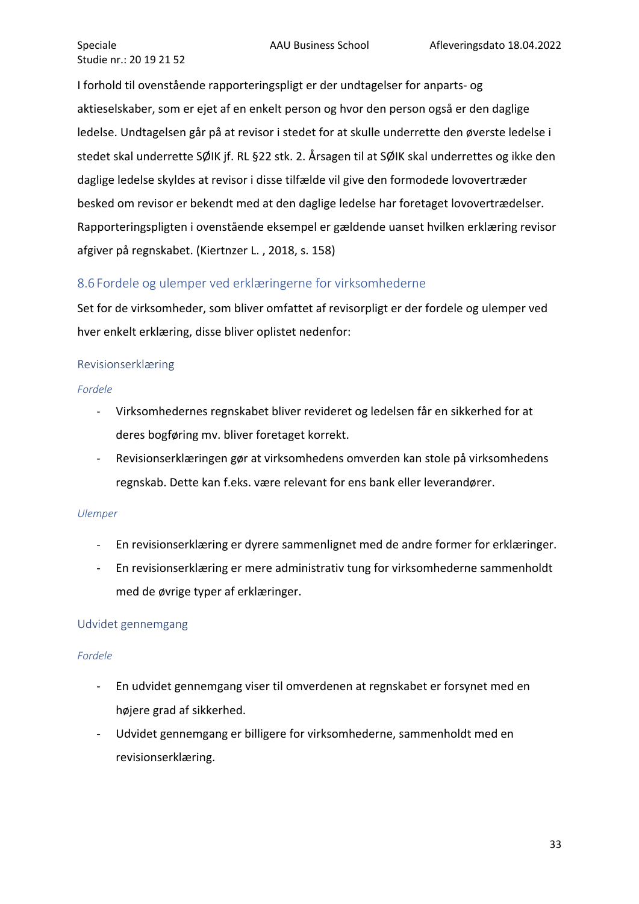I forhold til ovenstående rapporteringspligt er der undtagelser for anparts- og aktieselskaber, som er ejet af en enkelt person og hvor den person også er den daglige ledelse. Undtagelsen går på at revisor i stedet for at skulle underrette den øverste ledelse i stedet skal underrette SØIK jf. RL §22 stk. 2. Årsagen til at SØIK skal underrettes og ikke den daglige ledelse skyldes at revisor i disse tilfælde vil give den formodede lovovertræder besked om revisor er bekendt med at den daglige ledelse har foretaget lovovertrædelser. Rapporteringspligten i ovenstående eksempel er gældende uanset hvilken erklæring revisor afgiver på regnskabet. (Kiertzner L. , 2018, s. 158)

## 8.6 Fordele og ulemper ved erklæringerne for virksomhederne

Set for de virksomheder, som bliver omfattet af revisorpligt er der fordele og ulemper ved hver enkelt erklæring, disse bliver oplistet nedenfor:

### Revisionserklæring

*Fordele*

- Virksomhedernes regnskabet bliver revideret og ledelsen får en sikkerhed for at deres bogføring mv. bliver foretaget korrekt.
- Revisionserklæringen gør at virksomhedens omverden kan stole på virksomhedens regnskab. Dette kan f.eks. være relevant for ens bank eller leverandører.

*Ulemper*

- En revisionserklæring er dyrere sammenlignet med de andre former for erklæringer.
- En revisionserklæring er mere administrativ tung for virksomhederne sammenholdt med de øvrige typer af erklæringer.

### Udvidet gennemgang

*Fordele*

- En udvidet gennemgang viser til omverdenen at regnskabet er forsynet med en højere grad af sikkerhed.
- Udvidet gennemgang er billigere for virksomhederne, sammenholdt med en revisionserklæring.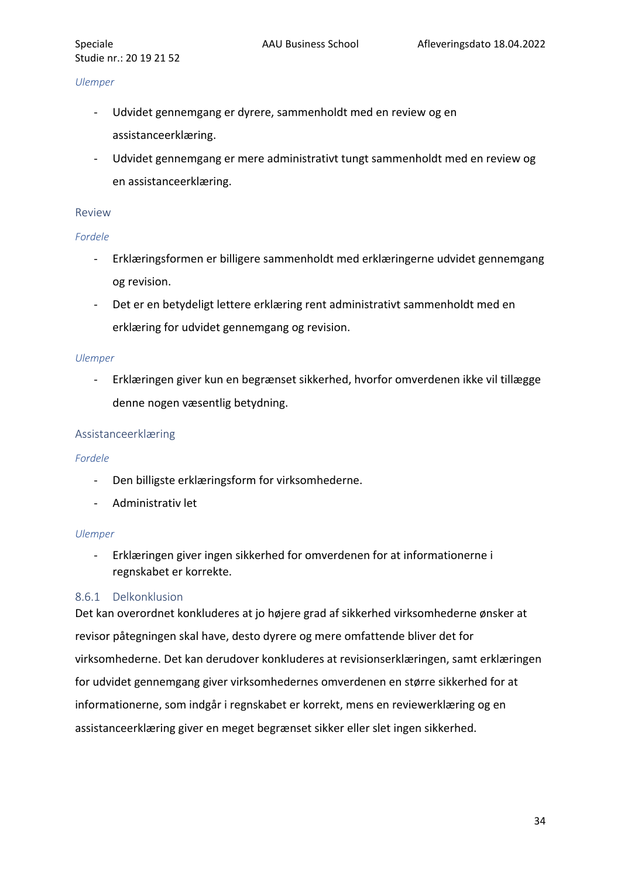*Ulemper*

- Udvidet gennemgang er dyrere, sammenholdt med en review og en assistanceerklæring.
- Udvidet gennemgang er mere administrativt tungt sammenholdt med en review og en assistanceerklæring.

### Review

*Fordele*

- Erklæringsformen er billigere sammenholdt med erklæringerne udvidet gennemgang og revision.
- Det er en betydeligt lettere erklæring rent administrativt sammenholdt med en erklæring for udvidet gennemgang og revision.

*Ulemper*

- Erklæringen giver kun en begrænset sikkerhed, hvorfor omverdenen ikke vil tillægge denne nogen væsentlig betydning.

### Assistanceerklæring

*Fordele*

- Den billigste erklæringsform for virksomhederne.
- Administrativ let

*Ulemper*

- Erklæringen giver ingen sikkerhed for omverdenen for at informationerne i regnskabet er korrekte.

### 8.6.1 Delkonklusion

Det kan overordnet konkluderes at jo højere grad af sikkerhed virksomhederne ønsker at revisor påtegningen skal have, desto dyrere og mere omfattende bliver det for virksomhederne. Det kan derudover konkluderes at revisionserklæringen, samt erklæringen for udvidet gennemgang giver virksomhedernes omverdenen en større sikkerhed for at informationerne, som indgår i regnskabet er korrekt, mens en reviewerklæring og en assistanceerklæring giver en meget begrænset sikker eller slet ingen sikkerhed.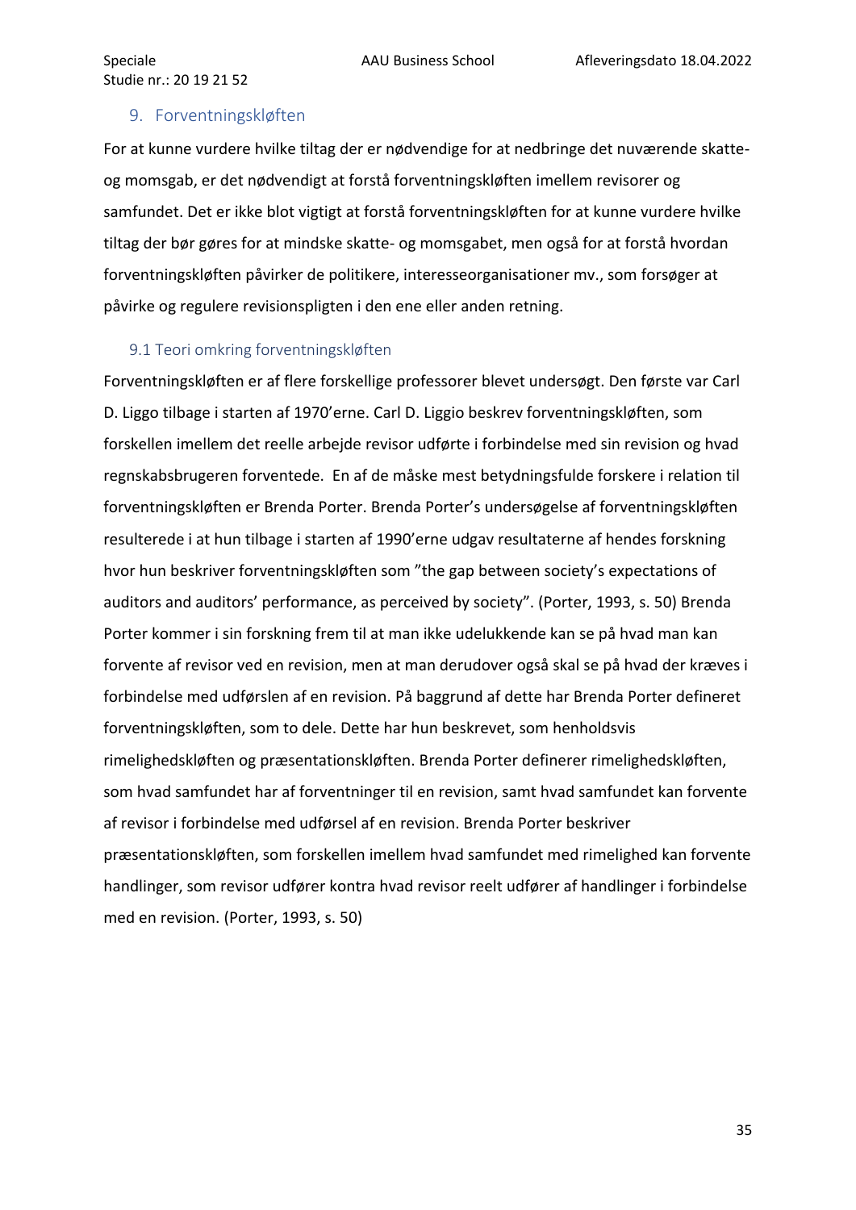## 9. Forventningskløften

For at kunne vurdere hvilke tiltag der er nødvendige for at nedbringe det nuværende skatte- og momsgab, er det nødvendigt at forstå forventningskløften imellem revisorer og samfundet. Det er ikke blot vigtigt at forstå forventningskløften for at kunne vurdere hvilke tiltag der bør gøres for at mindske skatte- og momsgabet, men også for at forstå hvordan forventningskløften påvirker de politikere, interesseorganisationer mv., som forsøger at påvirke og regulere revisionspligten i den ene eller anden retning.

### 9.1 Teori omkring forventningskløften

Forventningskløften er af flere forskellige professorer blevet undersøgt. Den første var Carl D. Liggo tilbage i starten af 1970'erne. Carl D. Liggio beskrev forventningskløften, som forskellen imellem det reelle arbejde revisor udførte i forbindelse med sin revision og hvad regnskabsbrugeren forventede.  En af de måske mest betydningsfulde forskere i relation til forventningskløften er Brenda Porter. Brenda Porter's undersøgelse af forventningskløften resulterede i at hun tilbage i starten af 1990'erne udgav resultaterne af hendes forskning hvor hun beskriver forventningskløften som "the gap between society's expectations of auditors and auditors' performance, as perceived by society". (Porter, 1993, s. 50) Brenda Porter kommer i sin forskning frem til at man ikke udelukkende kan se på hvad man kan forvente af revisor ved en revision, men at man derudover også skal se på hvad der kræves i forbindelse med udførslen af en revision. På baggrund af dette har Brenda Porter defineret forventningskløften, som to dele. Dette har hun beskrevet, som henholdsvis rimelighedskløften og præsentationskløften. Brenda Porter definerer rimelighedskløften, som hvad samfundet har af forventninger til en revision, samt hvad samfundet kan forvente af revisor i forbindelse med udførsel af en revision. Brenda Porter beskriver præsentationskløften, som forskellen imellem hvad samfundet med rimelighed kan forvente handlinger, som revisor udfører kontra hvad revisor reelt udfører af handlinger i forbindelse med en revision. (Porter, 1993, s. 50)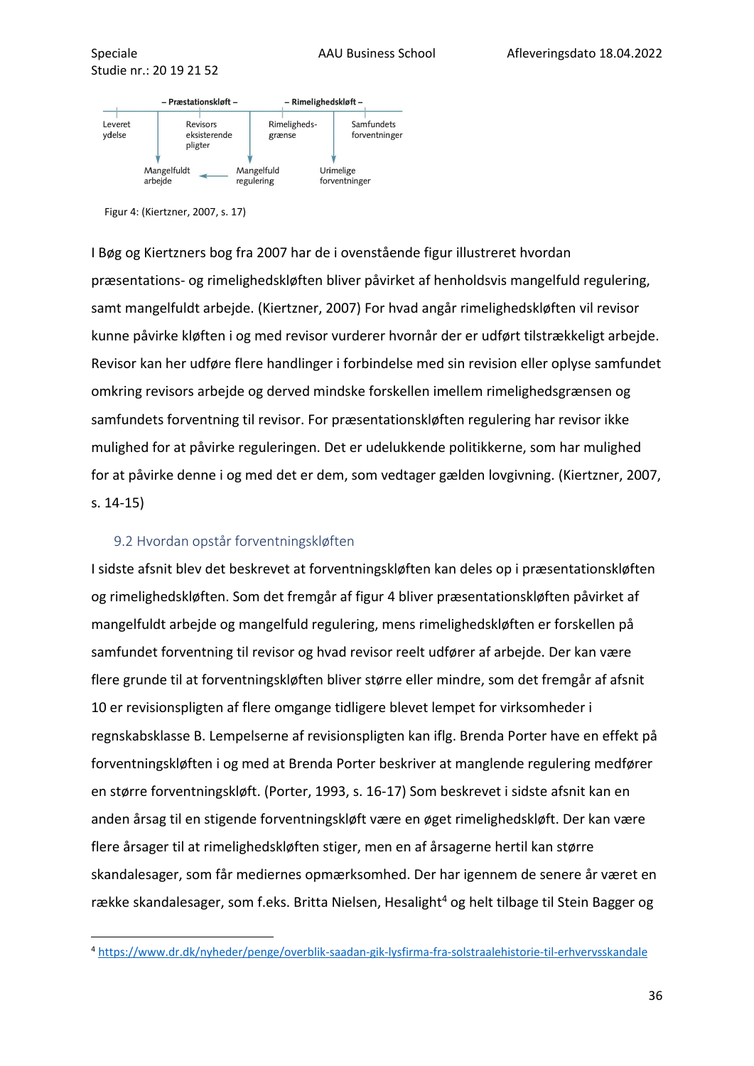| – Præstationskløft – | | – Rimelighedskløft – | |
|---|---|---|---|
| Leveret ydelse | Revisors eksisterende pligter | Rimeligheds-grænse | Samfundets forventninger |
| Mangelfuldt arbejde | ← Mangelfuld regulering | Urimelige forventninger | |

Figur 4: (Kiertzner, 2007, s. 17)

I Bøg og Kiertzners bog fra 2007 har de i ovenstående figur illustreret hvordan præsentations- og rimelighedskløften bliver påvirket af henholdsvis mangelfuld regulering, samt mangelfuldt arbejde. (Kiertzner, 2007) For hvad angår rimelighedskløften vil revisor kunne påvirke kløften i og med revisor vurderer hvornår der er udført tilstrækkeligt arbejde. Revisor kan her udføre flere handlinger i forbindelse med sin revision eller oplyse samfundet omkring revisors arbejde og derved mindske forskellen imellem rimelighedsgrænsen og samfundets forventning til revisor. For præsentationskløften regulering har revisor ikke mulighed for at påvirke reguleringen. Det er udelukkende politikkerne, som har mulighed for at påvirke denne i og med det er dem, som vedtager gælden lovgivning. (Kiertzner, 2007, s. 14-15)

## 9.2 Hvordan opstår forventningskløften

I sidste afsnit blev det beskrevet at forventningskløften kan deles op i præsentationskløften og rimelighedskløften. Som det fremgår af figur 4 bliver præsentationskløften påvirket af mangelfuldt arbejde og mangelfuld regulering, mens rimelighedskløften er forskellen på samfundet forventning til revisor og hvad revisor reelt udfører af arbejde. Der kan være flere grunde til at forventningskløften bliver større eller mindre, som det fremgår af afsnit 10 er revisionspligten af flere omgange tidligere blevet lempet for virksomheder i regnskabsklasse B. Lempelserne af revisionspligten kan iflg. Brenda Porter have en effekt på forventningskløften i og med at Brenda Porter beskriver at manglende regulering medfører en større forventningskløft. (Porter, 1993, s. 16-17) Som beskrevet i sidste afsnit kan en anden årsag til en stigende forventningskløft være en øget rimelighedskløft. Der kan være flere årsager til at rimelighedskløften stiger, men en af årsagerne hertil kan større skandalesager, som får mediernes opmærksomhed. Der har igennem de senere år været en række skandalesager, som f.eks. Britta Nielsen, Hesalight[4] og helt tilbage til Stein Bagger og

[4] https://www.dr.dk/nyheder/penge/overblik-saadan-gik-lysfirma-fra-solstraalehistorie-til-erhvervsskandale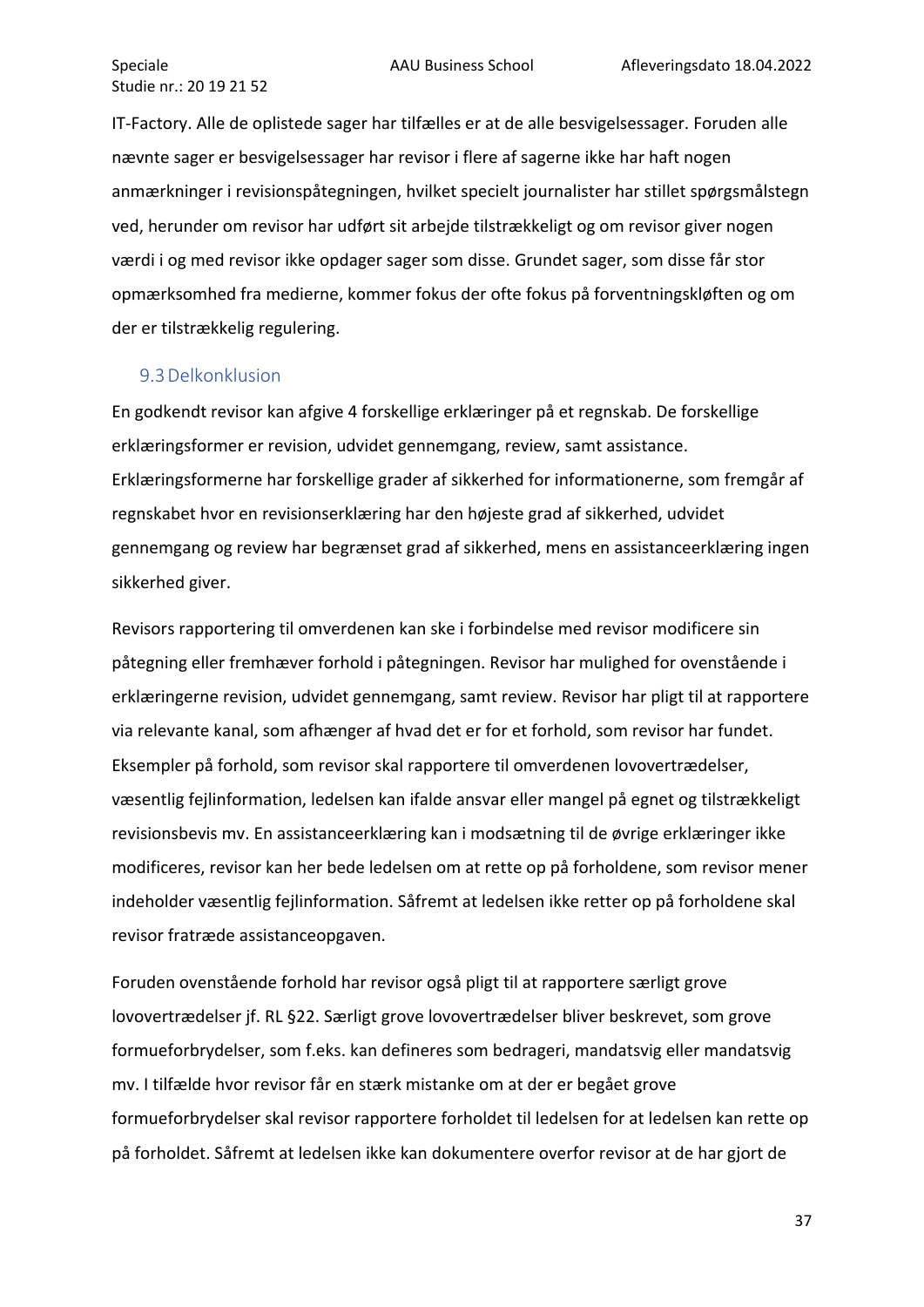IT-Factory. Alle de oplistede sager har tilfælles er at de alle besvigelsessager. Foruden alle nævnte sager er besvigelsessager har revisor i flere af sagerne ikke har haft nogen anmærkninger i revisionspåtegningen, hvilket specielt journalister har stillet spørgsmålstegn ved, herunder om revisor har udført sit arbejde tilstrækkeligt og om revisor giver nogen værdi i og med revisor ikke opdager sager som disse. Grundet sager, som disse får stor opmærksomhed fra medierne, kommer fokus der ofte fokus på forventningskløften og om der er tilstrækkelig regulering.

## 9.3 Delkonklusion

En godkendt revisor kan afgive 4 forskellige erklæringer på et regnskab. De forskellige erklæringsformer er revision, udvidet gennemgang, review, samt assistance. Erklæringsformerne har forskellige grader af sikkerhed for informationerne, som fremgår af regnskabet hvor en revisionserklæring har den højeste grad af sikkerhed, udvidet gennemgang og review har begrænset grad af sikkerhed, mens en assistanceerklæring ingen sikkerhed giver.

Revisors rapportering til omverdenen kan ske i forbindelse med revisor modificere sin påtegning eller fremhæver forhold i påtegningen. Revisor har mulighed for ovenstående i erklæringerne revision, udvidet gennemgang, samt review. Revisor har pligt til at rapportere via relevante kanal, som afhænger af hvad det er for et forhold, som revisor har fundet. Eksempler på forhold, som revisor skal rapportere til omverdenen lovovertrædelser, væsentlig fejlinformation, ledelsen kan ifalde ansvar eller mangel på egnet og tilstrækkeligt revisionsbevis mv. En assistanceerklæring kan i modsætning til de øvrige erklæringer ikke modificeres, revisor kan her bede ledelsen om at rette op på forholdene, som revisor mener indeholder væsentlig fejlinformation. Såfremt at ledelsen ikke retter op på forholdene skal revisor fratræde assistanceopgaven.

Foruden ovenstående forhold har revisor også pligt til at rapportere særligt grove lovovertrædelser jf. RL §22. Særligt grove lovovertrædelser bliver beskrevet, som grove formueforbrydelser, som f.eks. kan defineres som bedrageri, mandatsvig eller mandatsvig mv. I tilfælde hvor revisor får en stærk mistanke om at der er begået grove formueforbrydelser skal revisor rapportere forholdet til ledelsen for at ledelsen kan rette op på forholdet. Såfremt at ledelsen ikke kan dokumentere overfor revisor at de har gjort de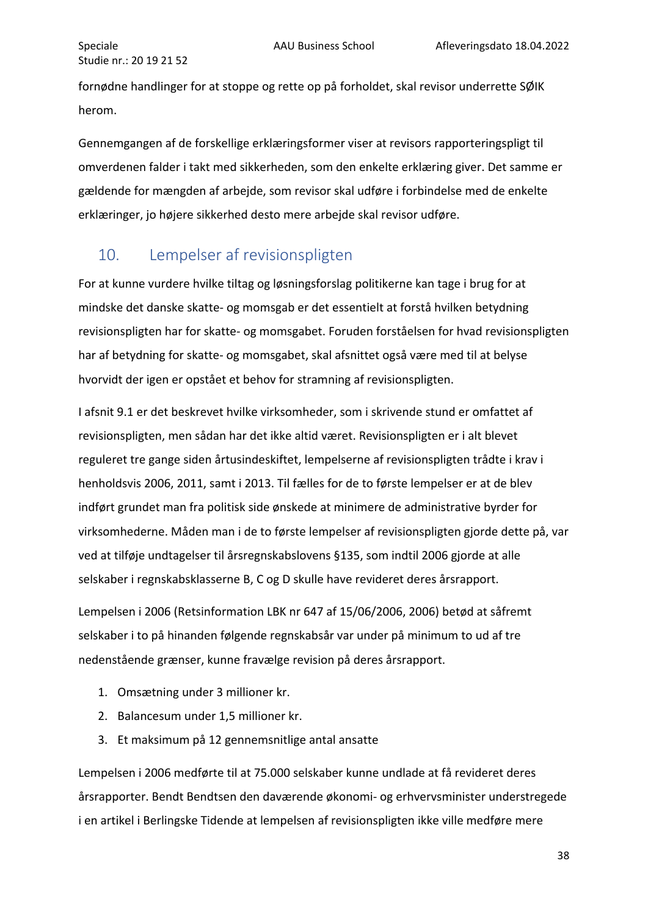fornødne handlinger for at stoppe og rette op på forholdet, skal revisor underrette SØIK herom.

Gennemgangen af de forskellige erklæringsformer viser at revisors rapporteringspligt til omverdenen falder i takt med sikkerheden, som den enkelte erklæring giver. Det samme er gældende for mængden af arbejde, som revisor skal udføre i forbindelse med de enkelte erklæringer, jo højere sikkerhed desto mere arbejde skal revisor udføre.

# 10. Lempelser af revisionspligten

For at kunne vurdere hvilke tiltag og løsningsforslag politikerne kan tage i brug for at mindske det danske skatte- og momsgab er det essentielt at forstå hvilken betydning revisionspligten har for skatte- og momsgabet. Foruden forståelsen for hvad revisionspligten har af betydning for skatte- og momsgabet, skal afsnittet også være med til at belyse hvorvidt der igen er opstået et behov for stramning af revisionspligten.

I afsnit 9.1 er det beskrevet hvilke virksomheder, som i skrivende stund er omfattet af revisionspligten, men sådan har det ikke altid været. Revisionspligten er i alt blevet reguleret tre gange siden årtusindeskiftet, lempelserne af revisionspligten trådte i krav i henholdsvis 2006, 2011, samt i 2013. Til fælles for de to første lempelser er at de blev indført grundet man fra politisk side ønskede at minimere de administrative byrder for virksomhederne. Måden man i de to første lempelser af revisionspligten gjorde dette på, var ved at tilføje undtagelser til årsregnskabslovens §135, som indtil 2006 gjorde at alle selskaber i regnskabsklasserne B, C og D skulle have revideret deres årsrapport.

Lempelsen i 2006 (Retsinformation LBK nr 647 af 15/06/2006, 2006) betød at såfremt selskaber i to på hinanden følgende regnskabsår var under på minimum to ud af tre nedenstående grænser, kunne fravælge revision på deres årsrapport.

1. Omsætning under 3 millioner kr.
2. Balancesum under 1,5 millioner kr.
3. Et maksimum på 12 gennemsnitlige antal ansatte

Lempelsen i 2006 medførte til at 75.000 selskaber kunne undlade at få revideret deres årsrapporter. Bendt Bendtsen den daværende økonomi- og erhvervsminister understregede i en artikel i Berlingske Tidende at lempelsen af revisionspligten ikke ville medføre mere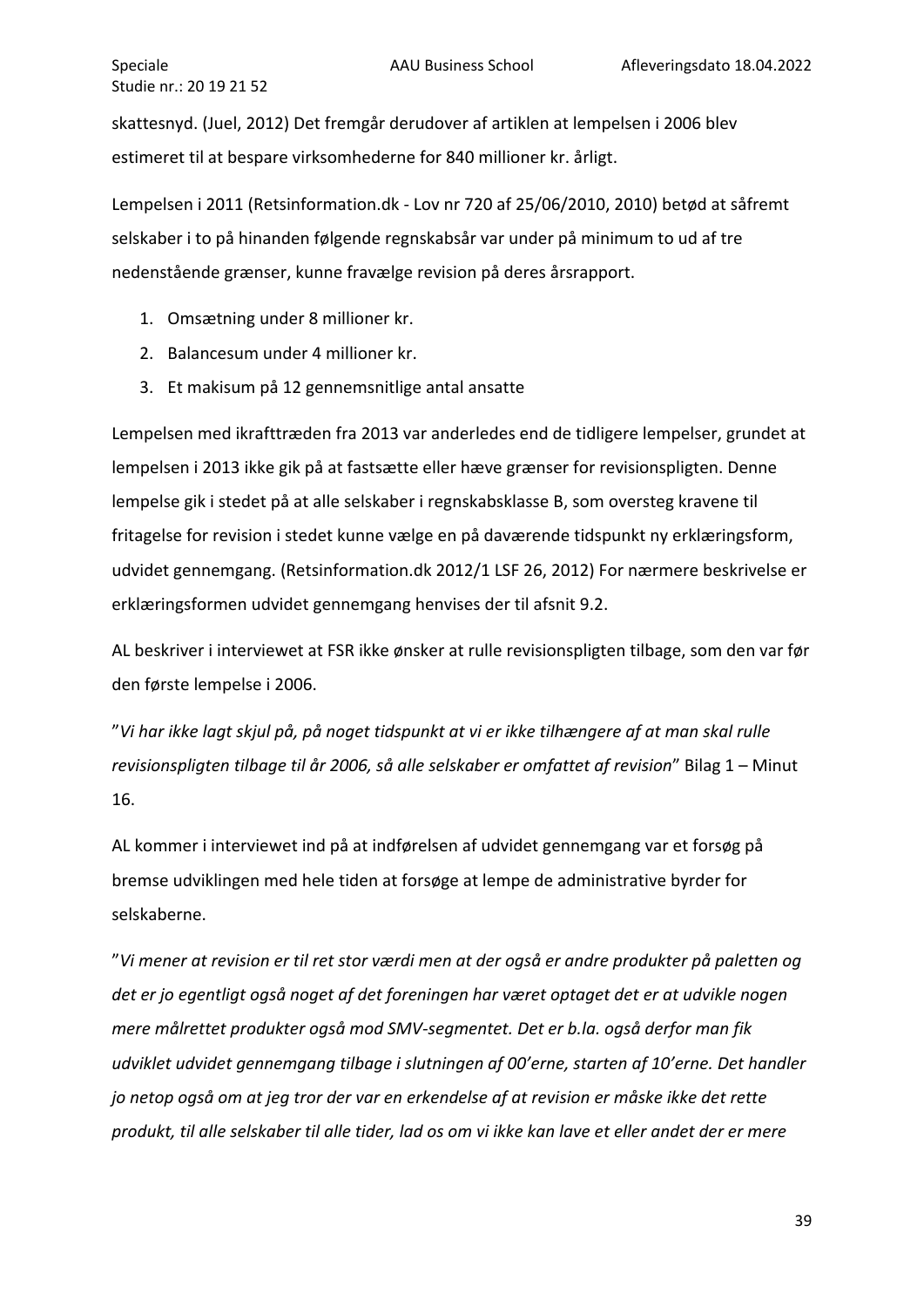skattesnyd. (Juel, 2012) Det fremgår derudover af artiklen at lempelsen i 2006 blev estimeret til at bespare virksomhederne for 840 millioner kr. årligt.

Lempelsen i 2011 (Retsinformation.dk - Lov nr 720 af 25/06/2010, 2010) betød at såfremt selskaber i to på hinanden følgende regnskabsår var under på minimum to ud af tre nedenstående grænser, kunne fravælge revision på deres årsrapport.

1. Omsætning under 8 millioner kr.
2. Balancesum under 4 millioner kr.
3. Et makisum på 12 gennemsnitlige antal ansatte

Lempelsen med ikrafttræden fra 2013 var anderledes end de tidligere lempelser, grundet at lempelsen i 2013 ikke gik på at fastsætte eller hæve grænser for revisionspligten. Denne lempelse gik i stedet på at alle selskaber i regnskabsklasse B, som oversteg kravene til fritagelse for revision i stedet kunne vælge en på daværende tidspunkt ny erklæringsform, udvidet gennemgang. (Retsinformation.dk 2012/1 LSF 26, 2012) For nærmere beskrivelse er erklæringsformen udvidet gennemgang henvises der til afsnit 9.2.

AL beskriver i interviewet at FSR ikke ønsker at rulle revisionspligten tilbage, som den var før den første lempelse i 2006.

"*Vi har ikke lagt skjul på, på noget tidspunkt at vi er ikke tilhængere af at man skal rulle revisionspligten tilbage til år 2006, så alle selskaber er omfattet af revision*" Bilag 1 – Minut 16.

AL kommer i interviewet ind på at indførelsen af udvidet gennemgang var et forsøg på bremse udviklingen med hele tiden at forsøge at lempe de administrative byrder for selskaberne.

"*Vi mener at revision er til ret stor værdi men at der også er andre produkter på paletten og det er jo egentligt også noget af det foreningen har været optaget det er at udvikle nogen mere målrettet produkter også mod SMV-segmentet. Det er b.la. også derfor man fik udviklet udvidet gennemgang tilbage i slutningen af 00'erne, starten af 10'erne. Det handler jo netop også om at jeg tror der var en erkendelse af at revision er måske ikke det rette produkt, til alle selskaber til alle tider, lad os om vi ikke kan lave et eller andet der er mere*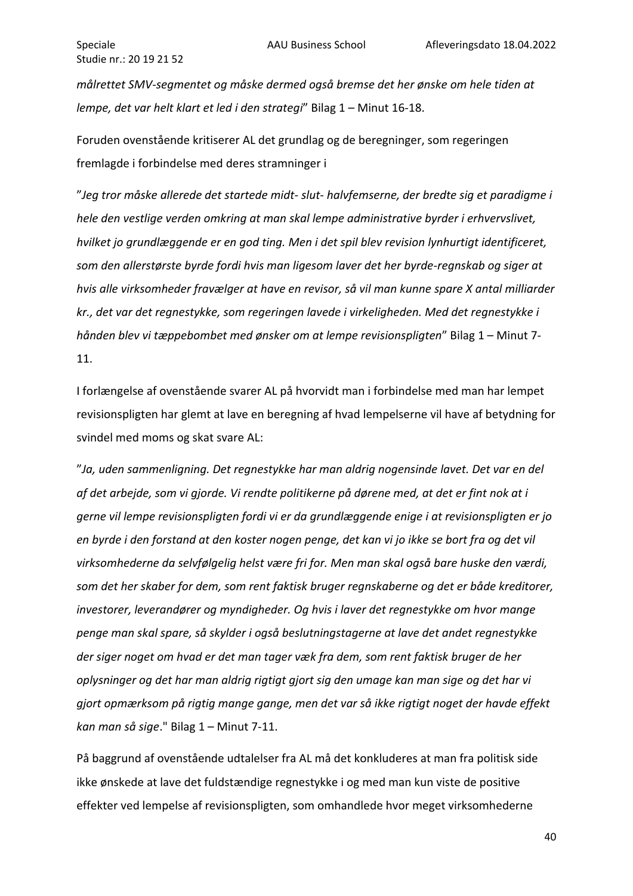*målrettet SMV-segmentet og måske dermed også bremse det her ønske om hele tiden at lempe, det var helt klart et led i den strategi*” Bilag 1 – Minut 16-18.

Foruden ovenstående kritiserer AL det grundlag og de beregninger, som regeringen fremlagde i forbindelse med deres stramninger i

”*Jeg tror måske allerede det startede midt- slut- halvfemserne, der bredte sig et paradigme i hele den vestlige verden omkring at man skal lempe administrative byrder i erhvervslivet, hvilket jo grundlæggende er en god ting. Men i det spil blev revision lynhurtigt identificeret, som den allerstørste byrde fordi hvis man ligesom laver det her byrde-regnskab og siger at hvis alle virksomheder fravælger at have en revisor, så vil man kunne spare X antal milliarder kr., det var det regnestykke, som regeringen lavede i virkeligheden. Med det regnestykke i hånden blev vi tæppebombet med ønsker om at lempe revisionspligten*” Bilag 1 – Minut 7-11.

I forlængelse af ovenstående svarer AL på hvorvidt man i forbindelse med man har lempet revisionspligten har glemt at lave en beregning af hvad lempelserne vil have af betydning for svindel med moms og skat svare AL:

”*Ja, uden sammenligning. Det regnestykke har man aldrig nogensinde lavet. Det var en del af det arbejde, som vi gjorde. Vi rendte politikerne på dørene med, at det er fint nok at i gerne vil lempe revisionspligten fordi vi er da grundlæggende enige i at revisionspligten er jo en byrde i den forstand at den koster nogen penge, det kan vi jo ikke se bort fra og det vil virksomhederne da selvfølgelig helst være fri for. Men man skal også bare huske den værdi, som det her skaber for dem, som rent faktisk bruger regnskaberne og det er både kreditorer, investorer, leverandører og myndigheder. Og hvis i laver det regnestykke om hvor mange penge man skal spare, så skylder i også beslutningstagerne at lave det andet regnestykke der siger noget om hvad er det man tager væk fra dem, som rent faktisk bruger de her oplysninger og det har man aldrig rigtigt gjort sig den umage kan man sige og det har vi gjort opmærksom på rigtig mange gange, men det var så ikke rigtigt noget der havde effekt kan man så sige*." Bilag 1 – Minut 7-11.

På baggrund af ovenstående udtalelser fra AL må det konkluderes at man fra politisk side ikke ønskede at lave det fuldstændige regnestykke i og med man kun viste de positive effekter ved lempelse af revisionspligten, som omhandlede hvor meget virksomhederne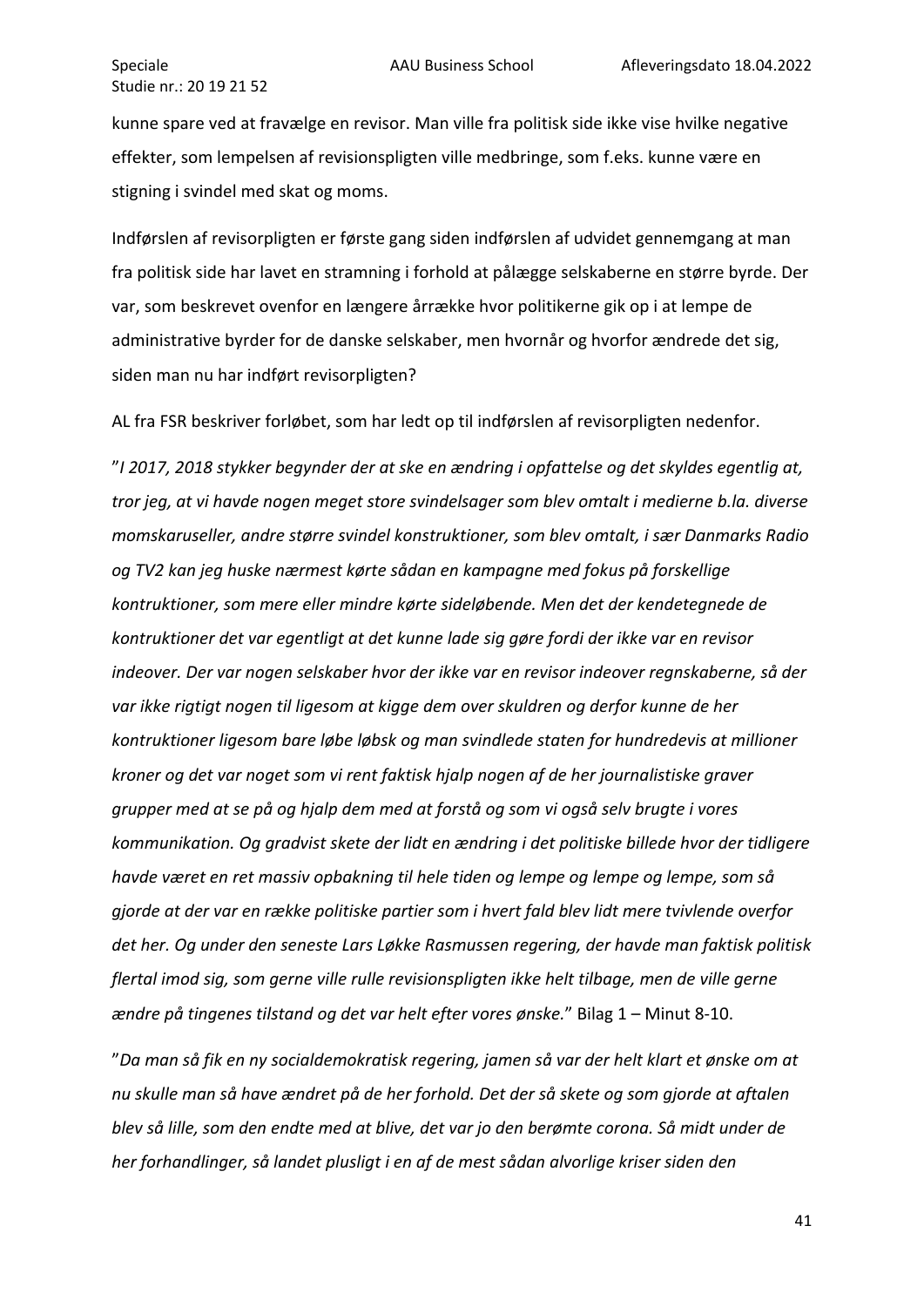kunne spare ved at fravælge en revisor. Man ville fra politisk side ikke vise hvilke negative effekter, som lempelsen af revisionspligten ville medbringe, som f.eks. kunne være en stigning i svindel med skat og moms.

Indførslen af revisorpligten er første gang siden indførslen af udvidet gennemgang at man fra politisk side har lavet en stramning i forhold at pålægge selskaberne en større byrde. Der var, som beskrevet ovenfor en længere årrække hvor politikerne gik op i at lempe de administrative byrder for de danske selskaber, men hvornår og hvorfor ændrede det sig, siden man nu har indført revisorpligten?

AL fra FSR beskriver forløbet, som har ledt op til indførslen af revisorpligten nedenfor.

"*I 2017, 2018 stykker begynder der at ske en ændring i opfattelse og det skyldes egentlig at, tror jeg, at vi havde nogen meget store svindelsager som blev omtalt i medierne b.la. diverse momskaruseller, andre større svindel konstruktioner, som blev omtalt, i sær Danmarks Radio og TV2 kan jeg huske nærmest kørte sådan en kampagne med fokus på forskellige kontruktioner, som mere eller mindre kørte sideløbende. Men det der kendetegnede de kontruktioner det var egentligt at det kunne lade sig gøre fordi der ikke var en revisor indeover. Der var nogen selskaber hvor der ikke var en revisor indeover regnskaberne, så der var ikke rigtigt nogen til ligesom at kigge dem over skuldren og derfor kunne de her kontruktioner ligesom bare løbe løbsk og man svindlede staten for hundredevis at millioner kroner og det var noget som vi rent faktisk hjalp nogen af de her journalistiske graver grupper med at se på og hjalp dem med at forstå og som vi også selv brugte i vores kommunikation. Og gradvist skete der lidt en ændring i det politiske billede hvor der tidligere havde været en ret massiv opbakning til hele tiden og lempe og lempe og lempe, som så gjorde at der var en række politiske partier som i hvert fald blev lidt mere tvivlende overfor det her. Og under den seneste Lars Løkke Rasmussen regering, der havde man faktisk politisk flertal imod sig, som gerne ville rulle revisionspligten ikke helt tilbage, men de ville gerne ændre på tingenes tilstand og det var helt efter vores ønske.*" Bilag 1 – Minut 8-10.

"*Da man så fik en ny socialdemokratisk regering, jamen så var der helt klart et ønske om at nu skulle man så have ændret på de her forhold. Det der så skete og som gjorde at aftalen blev så lille, som den endte med at blive, det var jo den berømte corona. Så midt under de her forhandlinger, så landet plusligt i en af de mest sådan alvorlige kriser siden den*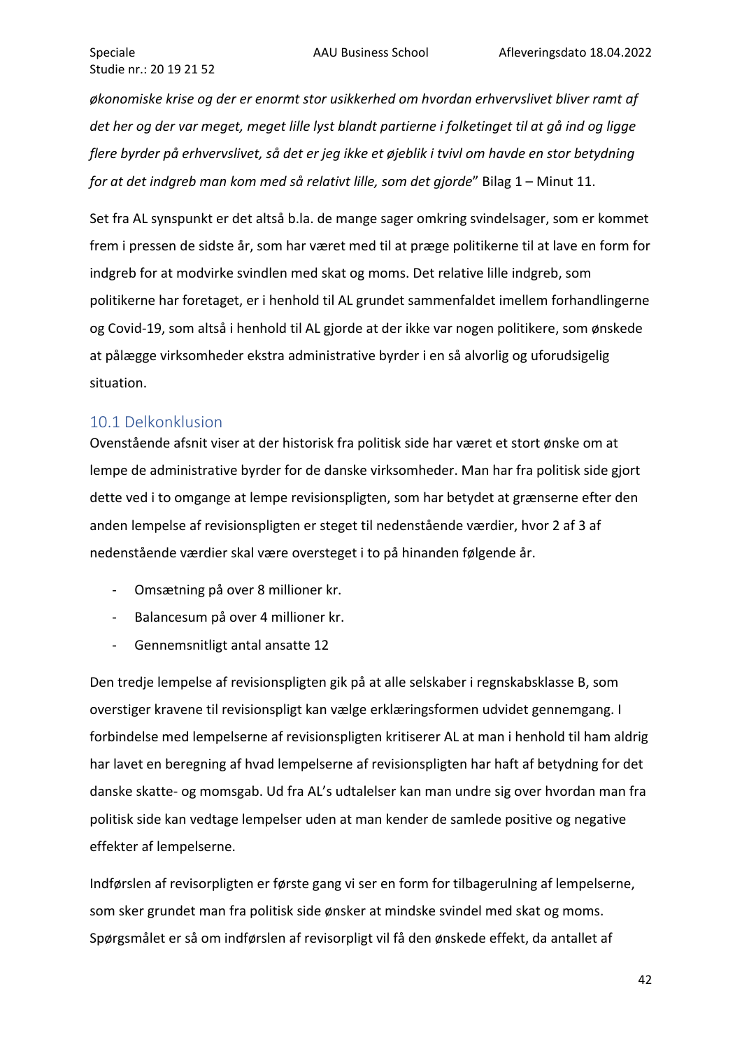*økonomiske krise og der er enormt stor usikkerhed om hvordan erhvervslivet bliver ramt af det her og der var meget, meget lille lyst blandt partierne i folketinget til at gå ind og ligge flere byrder på erhvervslivet, så det er jeg ikke et øjeblik i tvivl om havde en stor betydning for at det indgreb man kom med så relativt lille, som det gjorde*" Bilag 1 – Minut 11.

Set fra AL synspunkt er det altså b.la. de mange sager omkring svindelsager, som er kommet frem i pressen de sidste år, som har været med til at præge politikerne til at lave en form for indgreb for at modvirke svindlen med skat og moms. Det relative lille indgreb, som politikerne har foretaget, er i henhold til AL grundet sammenfaldet imellem forhandlingerne og Covid-19, som altså i henhold til AL gjorde at der ikke var nogen politikere, som ønskede at pålægge virksomheder ekstra administrative byrder i en så alvorlig og uforudsigelig situation.

## 10.1 Delkonklusion

Ovenstående afsnit viser at der historisk fra politisk side har været et stort ønske om at lempe de administrative byrder for de danske virksomheder. Man har fra politisk side gjort dette ved i to omgange at lempe revisionspligten, som har betydet at grænserne efter den anden lempelse af revisionspligten er steget til nedenstående værdier, hvor 2 af 3 af nedenstående værdier skal være oversteget i to på hinanden følgende år.

- Omsætning på over 8 millioner kr.
- Balancesum på over 4 millioner kr.
- Gennemsnitligt antal ansatte 12

Den tredje lempelse af revisionspligten gik på at alle selskaber i regnskabsklasse B, som overstiger kravene til revisionspligt kan vælge erklæringsformen udvidet gennemgang. I forbindelse med lempelserne af revisionspligten kritiserer AL at man i henhold til ham aldrig har lavet en beregning af hvad lempelserne af revisionspligten har haft af betydning for det danske skatte- og momsgab. Ud fra AL's udtalelser kan man undre sig over hvordan man fra politisk side kan vedtage lempelser uden at man kender de samlede positive og negative effekter af lempelserne.

Indførslen af revisorpligten er første gang vi ser en form for tilbagerulning af lempelserne, som sker grundet man fra politisk side ønsker at mindske svindel med skat og moms. Spørgsmålet er så om indførslen af revisorpligt vil få den ønskede effekt, da antallet af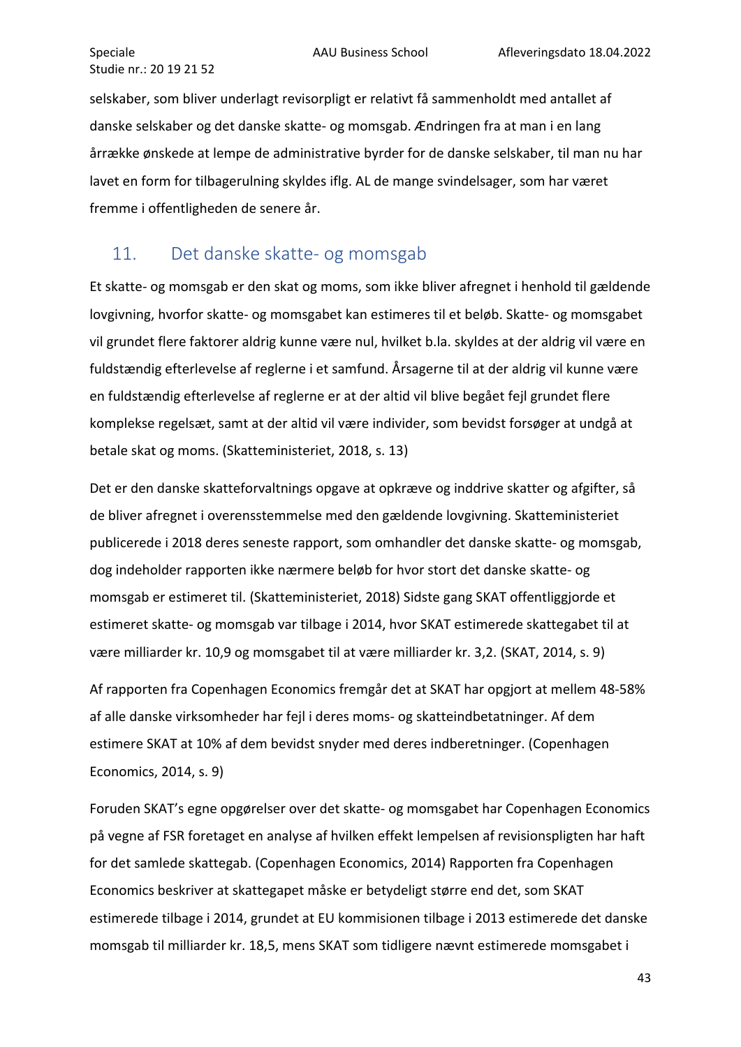selskaber, som bliver underlagt revisorpligt er relativt få sammenholdt med antallet af danske selskaber og det danske skatte- og momsgab. Ændringen fra at man i en lang årrække ønskede at lempe de administrative byrder for de danske selskaber, til man nu har lavet en form for tilbagerulning skyldes iflg. AL de mange svindelsager, som har været fremme i offentligheden de senere år.

## 11. Det danske skatte- og momsgab

Et skatte- og momsgab er den skat og moms, som ikke bliver afregnet i henhold til gældende lovgivning, hvorfor skatte- og momsgabet kan estimeres til et beløb. Skatte- og momsgabet vil grundet flere faktorer aldrig kunne være nul, hvilket b.la. skyldes at der aldrig vil være en fuldstændig efterlevelse af reglerne i et samfund. Årsagerne til at der aldrig vil kunne være en fuldstændig efterlevelse af reglerne er at der altid vil blive begået fejl grundet flere komplekse regelsæt, samt at der altid vil være individer, som bevidst forsøger at undgå at betale skat og moms. (Skatteministeriet, 2018, s. 13)

Det er den danske skatteforvaltnings opgave at opkræve og inddrive skatter og afgifter, så de bliver afregnet i overensstemmelse med den gældende lovgivning. Skatteministeriet publicerede i 2018 deres seneste rapport, som omhandler det danske skatte- og momsgab, dog indeholder rapporten ikke nærmere beløb for hvor stort det danske skatte- og momsgab er estimeret til. (Skatteministeriet, 2018) Sidste gang SKAT offentliggjorde et estimeret skatte- og momsgab var tilbage i 2014, hvor SKAT estimerede skattegabet til at være milliarder kr. 10,9 og momsgabet til at være milliarder kr. 3,2. (SKAT, 2014, s. 9)

Af rapporten fra Copenhagen Economics fremgår det at SKAT har opgjort at mellem 48-58% af alle danske virksomheder har fejl i deres moms- og skatteindbetatninger. Af dem estimere SKAT at 10% af dem bevidst snyder med deres indberetninger. (Copenhagen Economics, 2014, s. 9)

Foruden SKAT's egne opgørelser over det skatte- og momsgabet har Copenhagen Economics på vegne af FSR foretaget en analyse af hvilken effekt lempelsen af revisionspligten har haft for det samlede skattegab. (Copenhagen Economics, 2014) Rapporten fra Copenhagen Economics beskriver at skattegapet måske er betydeligt større end det, som SKAT estimerede tilbage i 2014, grundet at EU kommisionen tilbage i 2013 estimerede det danske momsgab til milliarder kr. 18,5, mens SKAT som tidligere nævnt estimerede momsgabet i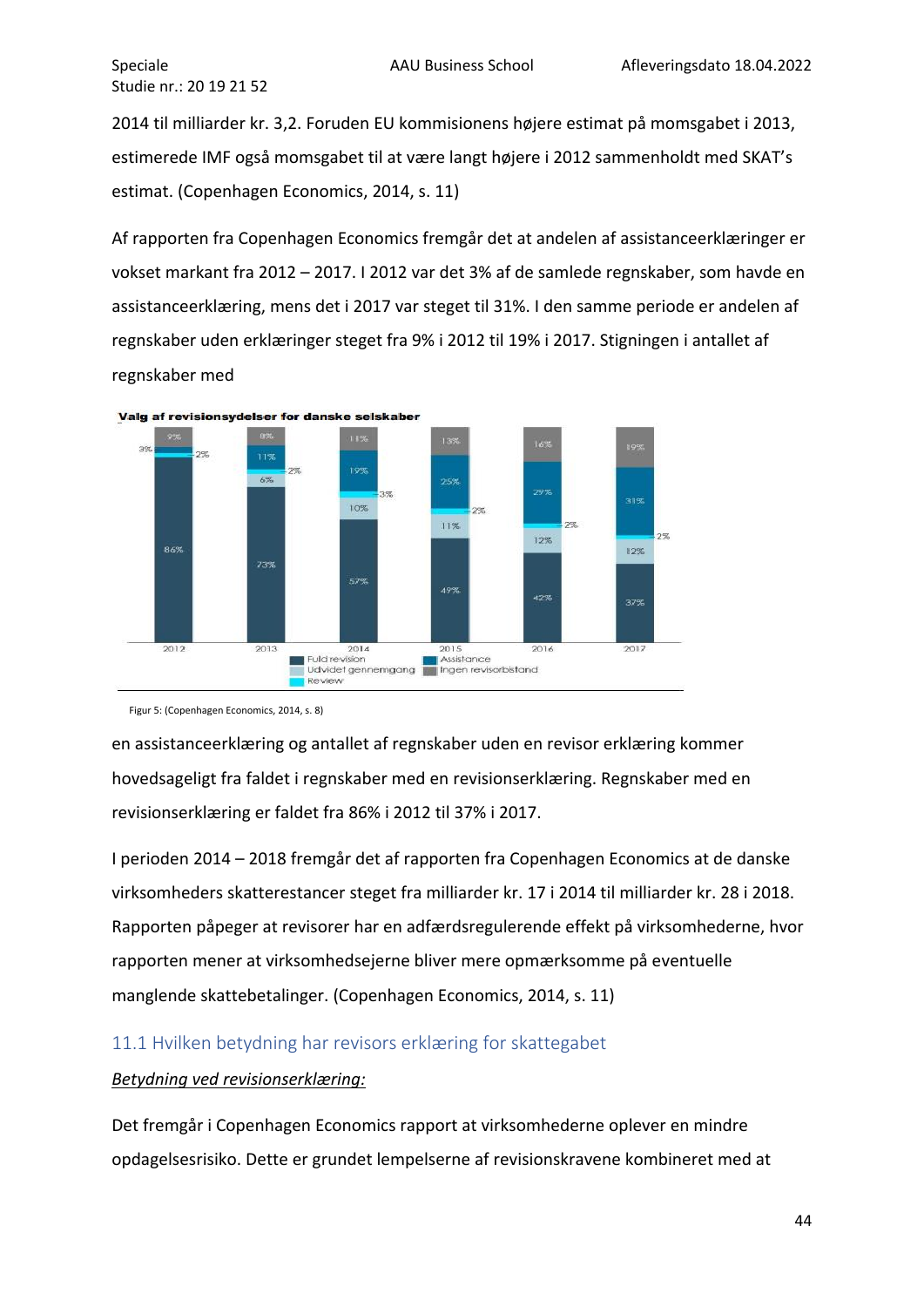2014 til milliarder kr. 3,2. Foruden EU kommisionens højere estimat på momsgabet i 2013, estimerede IMF også momsgabet til at være langt højere i 2012 sammenholdt med SKAT's estimat. (Copenhagen Economics, 2014, s. 11)

Af rapporten fra Copenhagen Economics fremgår det at andelen af assistanceerklæringer er vokset markant fra 2012 – 2017. I 2012 var det 3% af de samlede regnskaber, som havde en assistanceerklæring, mens det i 2017 var steget til 31%. I den samme periode er andelen af regnskaber uden erklæringer steget fra 9% i 2012 til 19% i 2017. Stigningen i antallet af regnskaber med

Figur 5: (Copenhagen Economics, 2014, s. 8)

en assistanceerklæring og antallet af regnskaber uden en revisor erklæring kommer hovedsageligt fra faldet i regnskaber med en revisionserklæring. Regnskaber med en revisionserklæring er faldet fra 86% i 2012 til 37% i 2017.

I perioden 2014 – 2018 fremgår det af rapporten fra Copenhagen Economics at de danske virksomheders skatterestancer steget fra milliarder kr. 17 i 2014 til milliarder kr. 28 i 2018. Rapporten påpeger at revisorer har en adfærdsregulerende effekt på virksomhederne, hvor rapporten mener at virksomhedsejerne bliver mere opmærksomme på eventuelle manglende skattebetalinger. (Copenhagen Economics, 2014, s. 11)

## 11.1 Hvilken betydning har revisors erklæring for skattegabet

*Betydning ved revisionserklæring:*

Det fremgår i Copenhagen Economics rapport at virksomhederne oplever en mindre opdagelsesrisiko. Dette er grundet lempelserne af revisionskravene kombineret med at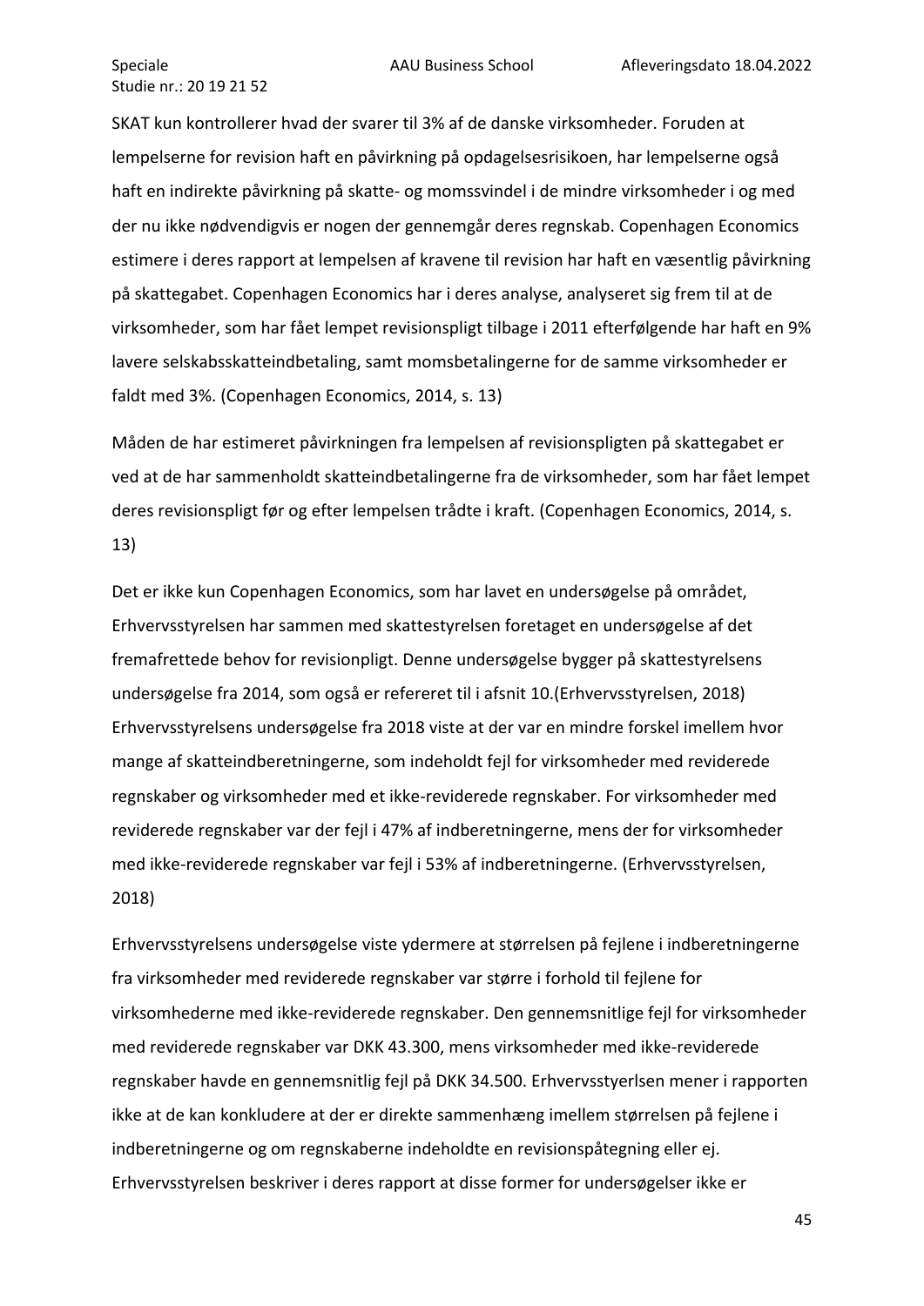SKAT kun kontrollerer hvad der svarer til 3% af de danske virksomheder. Foruden at lempelserne for revision haft en påvirkning på opdagelsesrisikoen, har lempelserne også haft en indirekte påvirkning på skatte- og momssvindel i de mindre virksomheder i og med der nu ikke nødvendigvis er nogen der gennemgår deres regnskab. Copenhagen Economics estimere i deres rapport at lempelsen af kravene til revision har haft en væsentlig påvirkning på skattegabet. Copenhagen Economics har i deres analyse, analyseret sig frem til at de virksomheder, som har fået lempet revisionspligt tilbage i 2011 efterfølgende har haft en 9% lavere selskabsskatteindbetaling, samt momsbetalingerne for de samme virksomheder er faldt med 3%. (Copenhagen Economics, 2014, s. 13)

Måden de har estimeret påvirkningen fra lempelsen af revisionspligten på skattegabet er ved at de har sammenholdt skatteindbetalingerne fra de virksomheder, som har fået lempet deres revisionspligt før og efter lempelsen trådte i kraft. (Copenhagen Economics, 2014, s. 13)

Det er ikke kun Copenhagen Economics, som har lavet en undersøgelse på området, Erhvervsstyrelsen har sammen med skattestyrelsen foretaget en undersøgelse af det fremafrettede behov for revisionpligt. Denne undersøgelse bygger på skattestyrelsens undersøgelse fra 2014, som også er refereret til i afsnit 10.(Erhvervsstyrelsen, 2018) Erhvervsstyrelsens undersøgelse fra 2018 viste at der var en mindre forskel imellem hvor mange af skatteindberetningerne, som indeholdt fejl for virksomheder med reviderede regnskaber og virksomheder med et ikke-reviderede regnskaber. For virksomheder med reviderede regnskaber var der fejl i 47% af indberetningerne, mens der for virksomheder med ikke-reviderede regnskaber var fejl i 53% af indberetningerne. (Erhvervsstyrelsen, 2018)

Erhvervsstyrelsens undersøgelse viste ydermere at størrelsen på fejlene i indberetningerne fra virksomheder med reviderede regnskaber var større i forhold til fejlene for virksomhederne med ikke-reviderede regnskaber. Den gennemsnitlige fejl for virksomheder med reviderede regnskaber var DKK 43.300, mens virksomheder med ikke-reviderede regnskaber havde en gennemsnitlig fejl på DKK 34.500. Erhvervsstyerlsen mener i rapporten ikke at de kan konkludere at der er direkte sammenhæng imellem størrelsen på fejlene i indberetningerne og om regnskaberne indeholdte en revisionspåtegning eller ej. Erhvervsstyrelsen beskriver i deres rapport at disse former for undersøgelser ikke er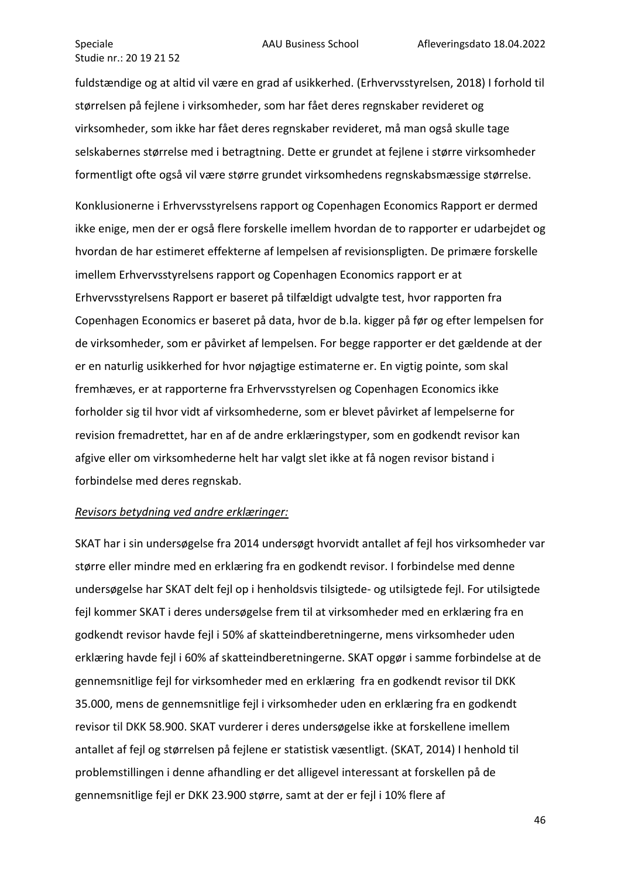fuldstændige og at altid vil være en grad af usikkerhed. (Erhvervsstyrelsen, 2018) I forhold til størrelsen på fejlene i virksomheder, som har fået deres regnskaber revideret og virksomheder, som ikke har fået deres regnskaber revideret, må man også skulle tage selskabernes størrelse med i betragtning. Dette er grundet at fejlene i større virksomheder formentligt ofte også vil være større grundet virksomhedens regnskabsmæssige størrelse.

Konklusionerne i Erhvervsstyrelsens rapport og Copenhagen Economics Rapport er dermed ikke enige, men der er også flere forskelle imellem hvordan de to rapporter er udarbejdet og hvordan de har estimeret effekterne af lempelsen af revisionspligten. De primære forskelle imellem Erhvervsstyrelsens rapport og Copenhagen Economics rapport er at Erhvervsstyrelsens Rapport er baseret på tilfældigt udvalgte test, hvor rapporten fra Copenhagen Economics er baseret på data, hvor de b.la. kigger på før og efter lempelsen for de virksomheder, som er påvirket af lempelsen. For begge rapporter er det gældende at der er en naturlig usikkerhed for hvor nøjagtige estimaterne er. En vigtig pointe, som skal fremhæves, er at rapporterne fra Erhvervsstyrelsen og Copenhagen Economics ikke forholder sig til hvor vidt af virksomhederne, som er blevet påvirket af lempelserne for revision fremadrettet, har en af de andre erklæringstyper, som en godkendt revisor kan afgive eller om virksomhederne helt har valgt slet ikke at få nogen revisor bistand i forbindelse med deres regnskab.

*Revisors betydning ved andre erklæringer:*

SKAT har i sin undersøgelse fra 2014 undersøgt hvorvidt antallet af fejl hos virksomheder var større eller mindre med en erklæring fra en godkendt revisor. I forbindelse med denne undersøgelse har SKAT delt fejl op i henholdsvis tilsigtede- og utilsigtede fejl. For utilsigtede fejl kommer SKAT i deres undersøgelse frem til at virksomheder med en erklæring fra en godkendt revisor havde fejl i 50% af skatteindberetningerne, mens virksomheder uden erklæring havde fejl i 60% af skatteindberetningerne. SKAT opgør i samme forbindelse at de gennemsnitlige fejl for virksomheder med en erklæring fra en godkendt revisor til DKK 35.000, mens de gennemsnitlige fejl i virksomheder uden en erklæring fra en godkendt revisor til DKK 58.900. SKAT vurderer i deres undersøgelse ikke at forskellene imellem antallet af fejl og størrelsen på fejlene er statistisk væsentligt. (SKAT, 2014) I henhold til problemstillingen i denne afhandling er det alligevel interessant at forskellen på de gennemsnitlige fejl er DKK 23.900 større, samt at der er fejl i 10% flere af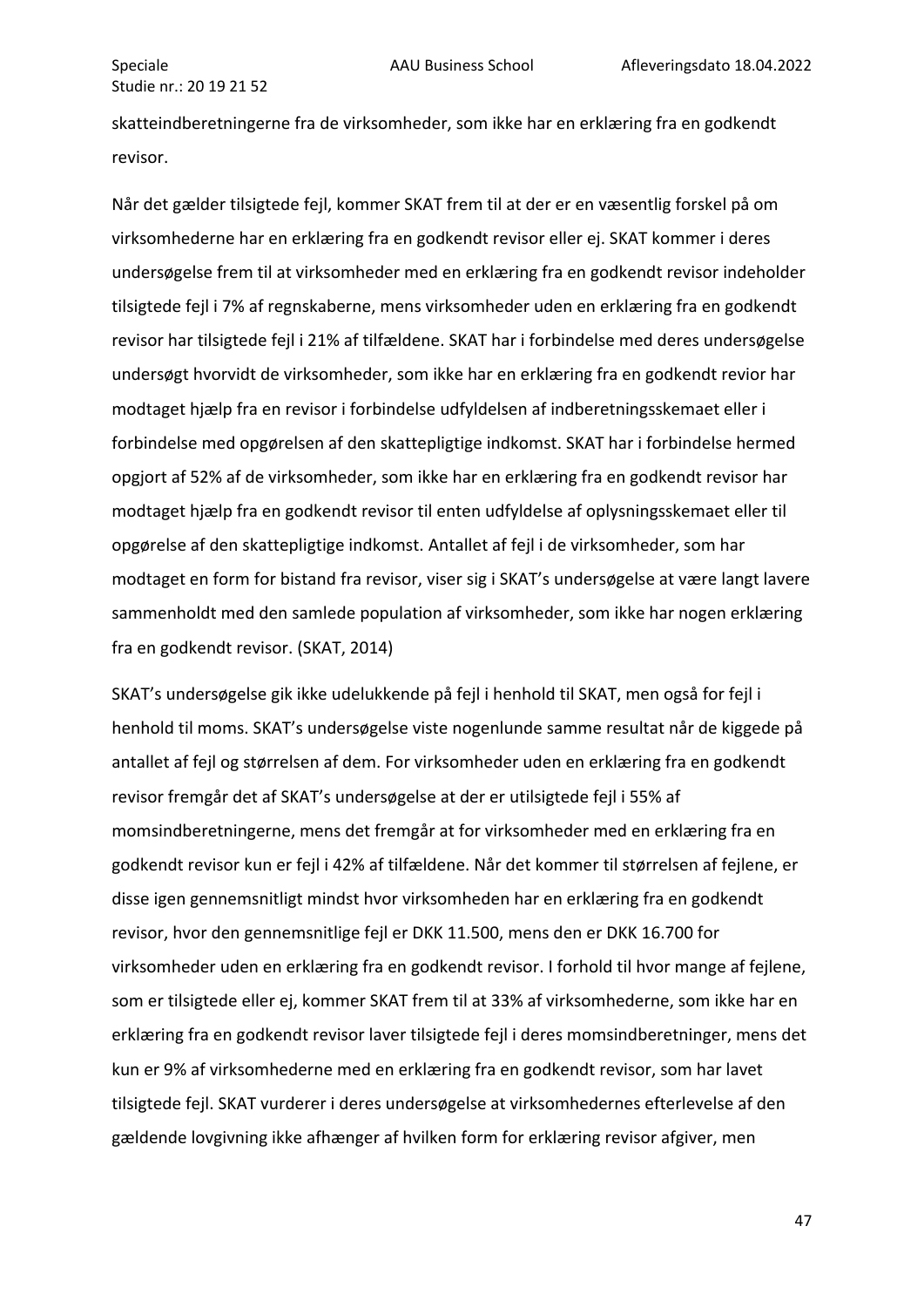skatteindberetningerne fra de virksomheder, som ikke har en erklæring fra en godkendt revisor.

Når det gælder tilsigtede fejl, kommer SKAT frem til at der er en væsentlig forskel på om virksomhederne har en erklæring fra en godkendt revisor eller ej. SKAT kommer i deres undersøgelse frem til at virksomheder med en erklæring fra en godkendt revisor indeholder tilsigtede fejl i 7% af regnskaberne, mens virksomheder uden en erklæring fra en godkendt revisor har tilsigtede fejl i 21% af tilfældene. SKAT har i forbindelse med deres undersøgelse undersøgt hvorvidt de virksomheder, som ikke har en erklæring fra en godkendt revior har modtaget hjælp fra en revisor i forbindelse udfyldelsen af indberetningsskemaet eller i forbindelse med opgørelsen af den skattepligtige indkomst. SKAT har i forbindelse hermed opgjort af 52% af de virksomheder, som ikke har en erklæring fra en godkendt revisor har modtaget hjælp fra en godkendt revisor til enten udfyldelse af oplysningsskemaet eller til opgørelse af den skattepligtige indkomst. Antallet af fejl i de virksomheder, som har modtaget en form for bistand fra revisor, viser sig i SKAT's undersøgelse at være langt lavere sammenholdt med den samlede population af virksomheder, som ikke har nogen erklæring fra en godkendt revisor. (SKAT, 2014)

SKAT's undersøgelse gik ikke udelukkende på fejl i henhold til SKAT, men også for fejl i henhold til moms. SKAT's undersøgelse viste nogenlunde samme resultat når de kiggede på antallet af fejl og størrelsen af dem. For virksomheder uden en erklæring fra en godkendt revisor fremgår det af SKAT's undersøgelse at der er utilsigtede fejl i 55% af momsindberetningerne, mens det fremgår at for virksomheder med en erklæring fra en godkendt revisor kun er fejl i 42% af tilfældene. Når det kommer til størrelsen af fejlene, er disse igen gennemsnitligt mindst hvor virksomheden har en erklæring fra en godkendt revisor, hvor den gennemsnitlige fejl er DKK 11.500, mens den er DKK 16.700 for virksomheder uden en erklæring fra en godkendt revisor. I forhold til hvor mange af fejlene, som er tilsigtede eller ej, kommer SKAT frem til at 33% af virksomhederne, som ikke har en erklæring fra en godkendt revisor laver tilsigtede fejl i deres momsindberetninger, mens det kun er 9% af virksomhederne med en erklæring fra en godkendt revisor, som har lavet tilsigtede fejl. SKAT vurderer i deres undersøgelse at virksomhedernes efterlevelse af den gældende lovgivning ikke afhænger af hvilken form for erklæring revisor afgiver, men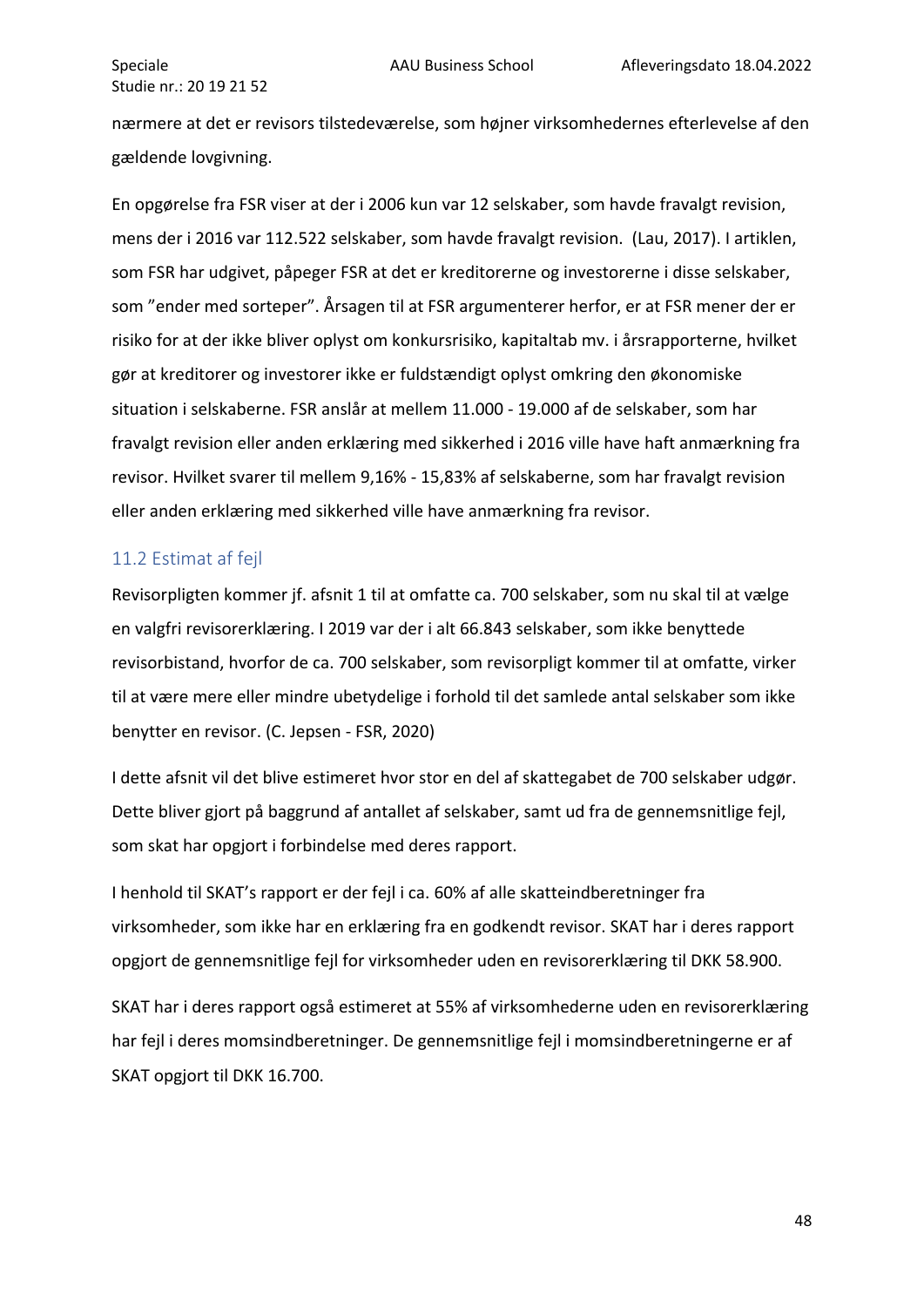nærmere at det er revisors tilstedeværelse, som højner virksomhedernes efterlevelse af den gældende lovgivning.

En opgørelse fra FSR viser at der i 2006 kun var 12 selskaber, som havde fravalgt revision, mens der i 2016 var 112.522 selskaber, som havde fravalgt revision. (Lau, 2017). I artiklen, som FSR har udgivet, påpeger FSR at det er kreditorerne og investorerne i disse selskaber, som "ender med sorteper". Årsagen til at FSR argumenterer herfor, er at FSR mener der er risiko for at der ikke bliver oplyst om konkursrisiko, kapitaltab mv. i årsrapporterne, hvilket gør at kreditorer og investorer ikke er fuldstændigt oplyst omkring den økonomiske situation i selskaberne. FSR anslår at mellem 11.000 - 19.000 af de selskaber, som har fravalgt revision eller anden erklæring med sikkerhed i 2016 ville have haft anmærkning fra revisor. Hvilket svarer til mellem 9,16% - 15,83% af selskaberne, som har fravalgt revision eller anden erklæring med sikkerhed ville have anmærkning fra revisor.

## 11.2 Estimat af fejl

Revisorpligten kommer jf. afsnit 1 til at omfatte ca. 700 selskaber, som nu skal til at vælge en valgfri revisorerklæring. I 2019 var der i alt 66.843 selskaber, som ikke benyttede revisorbistand, hvorfor de ca. 700 selskaber, som revisorpligt kommer til at omfatte, virker til at være mere eller mindre ubetydelige i forhold til det samlede antal selskaber som ikke benytter en revisor. (C. Jepsen - FSR, 2020)

I dette afsnit vil det blive estimeret hvor stor en del af skattegabet de 700 selskaber udgør. Dette bliver gjort på baggrund af antallet af selskaber, samt ud fra de gennemsnitlige fejl, som skat har opgjort i forbindelse med deres rapport.

I henhold til SKAT's rapport er der fejl i ca. 60% af alle skatteindberetninger fra virksomheder, som ikke har en erklæring fra en godkendt revisor. SKAT har i deres rapport opgjort de gennemsnitlige fejl for virksomheder uden en revisorerklæring til DKK 58.900.

SKAT har i deres rapport også estimeret at 55% af virksomhederne uden en revisorerklæring har fejl i deres momsindberetninger. De gennemsnitlige fejl i momsindberetningerne er af SKAT opgjort til DKK 16.700.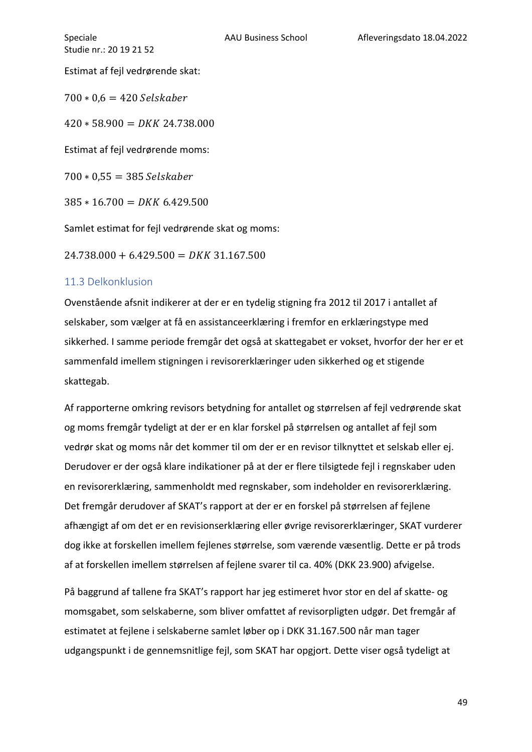Estimat af fejl vedrørende skat:

$$700 * 0{,}6 = 420\ Selskaber$$

$$420 * 58.900 = DKK\ 24.738.000$$

Estimat af fejl vedrørende moms:

$$700 * 0{,}55 = 385\ Selskaber$$

$$385 * 16.700 = DKK\ 6.429.500$$

Samlet estimat for fejl vedrørende skat og moms:

$$24.738.000 + 6.429.500 = DKK\ 31.167.500$$

## 11.3 Delkonklusion

Ovenstående afsnit indikerer at der er en tydelig stigning fra 2012 til 2017 i antallet af selskaber, som vælger at få en assistanceerklæring i fremfor en erklæringstype med sikkerhed. I samme periode fremgår det også at skattegabet er vokset, hvorfor der her er et sammenfald imellem stigningen i revisorerklæringer uden sikkerhed og et stigende skattegab.

Af rapporterne omkring revisors betydning for antallet og størrelsen af fejl vedrørende skat og moms fremgår tydeligt at der er en klar forskel på størrelsen og antallet af fejl som vedrør skat og moms når det kommer til om der er en revisor tilknyttet et selskab eller ej. Derudover er der også klare indikationer på at der er flere tilsigtede fejl i regnskaber uden en revisorerklæring, sammenholdt med regnskaber, som indeholder en revisorerklæring. Det fremgår derudover af SKAT's rapport at der er en forskel på størrelsen af fejlene afhængigt af om det er en revisionserklæring eller øvrige revisorerklæringer, SKAT vurderer dog ikke at forskellen imellem fejlenes størrelse, som værende væsentlig. Dette er på trods af at forskellen imellem størrelsen af fejlene svarer til ca. 40% (DKK 23.900) afvigelse.

På baggrund af tallene fra SKAT's rapport har jeg estimeret hvor stor en del af skatte- og momsgabet, som selskaberne, som bliver omfattet af revisorpligten udgør. Det fremgår af estimatet at fejlene i selskaberne samlet løber op i DKK 31.167.500 når man tager udgangspunkt i de gennemsnitlige fejl, som SKAT har opgjort. Dette viser også tydeligt at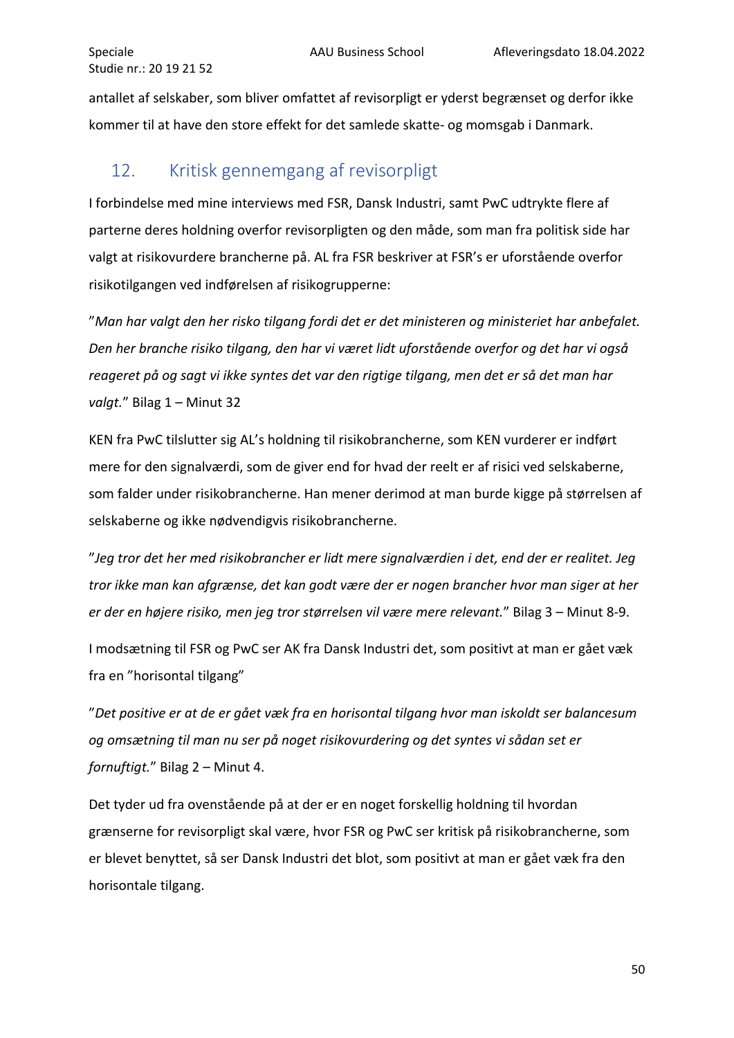antallet af selskaber, som bliver omfattet af revisorpligt er yderst begrænset og derfor ikke kommer til at have den store effekt for det samlede skatte- og momsgab i Danmark.

## 12. Kritisk gennemgang af revisorpligt

I forbindelse med mine interviews med FSR, Dansk Industri, samt PwC udtrykte flere af parterne deres holdning overfor revisorpligten og den måde, som man fra politisk side har valgt at risikovurdere brancherne på. AL fra FSR beskriver at FSR's er uforstående overfor risikotilgangen ved indførelsen af risikogrupperne:

"*Man har valgt den her risko tilgang fordi det er det ministeren og ministeriet har anbefalet. Den her branche risiko tilgang, den har vi været lidt uforstående overfor og det har vi også reageret på og sagt vi ikke syntes det var den rigtige tilgang, men det er så det man har valgt.*" Bilag 1 – Minut 32

KEN fra PwC tilslutter sig AL's holdning til risikobrancherne, som KEN vurderer er indført mere for den signalværdi, som de giver end for hvad der reelt er af risici ved selskaberne, som falder under risikobrancherne. Han mener derimod at man burde kigge på størrelsen af selskaberne og ikke nødvendigvis risikobrancherne.

"*Jeg tror det her med risikobrancher er lidt mere signalværdien i det, end der er realitet. Jeg tror ikke man kan afgrænse, det kan godt være der er nogen brancher hvor man siger at her er der en højere risiko, men jeg tror størrelsen vil være mere relevant.*" Bilag 3 – Minut 8-9.

I modsætning til FSR og PwC ser AK fra Dansk Industri det, som positivt at man er gået væk fra en "horisontal tilgang"

"*Det positive er at de er gået væk fra en horisontal tilgang hvor man iskoldt ser balancesum og omsætning til man nu ser på noget risikovurdering og det syntes vi sådan set er fornuftigt.*" Bilag 2 – Minut 4.

Det tyder ud fra ovenstående på at der er en noget forskellig holdning til hvordan grænserne for revisorpligt skal være, hvor FSR og PwC ser kritisk på risikobrancherne, som er blevet benyttet, så ser Dansk Industri det blot, som positivt at man er gået væk fra den horisontale tilgang.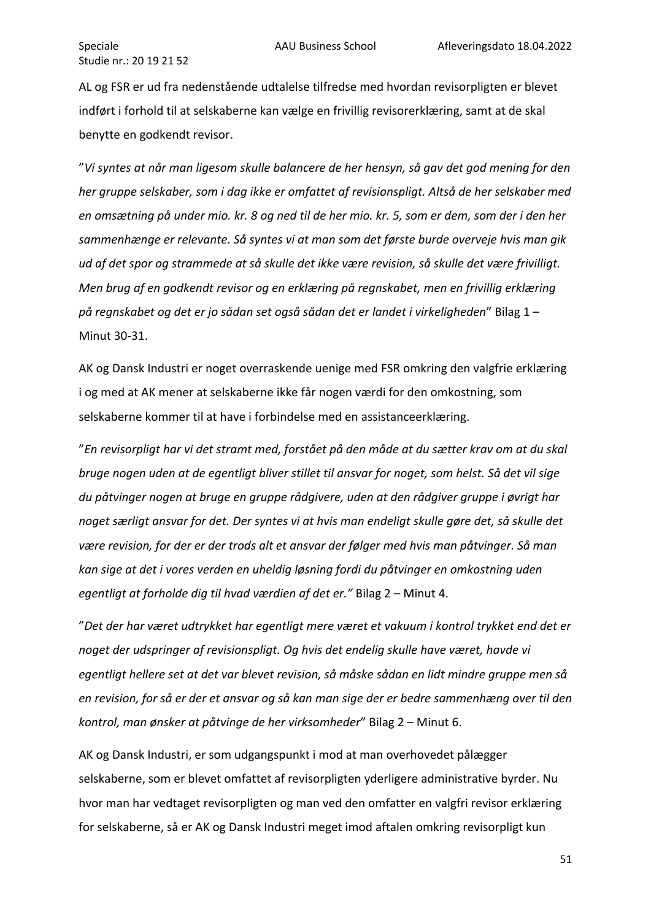AL og FSR er ud fra nedenstående udtalelse tilfredse med hvordan revisorpligten er blevet indført i forhold til at selskaberne kan vælge en frivillig revisorerklæring, samt at de skal benytte en godkendt revisor.

"*Vi syntes at når man ligesom skulle balancere de her hensyn, så gav det god mening for den her gruppe selskaber, som i dag ikke er omfattet af revisionspligt. Altså de her selskaber med en omsætning på under mio. kr. 8 og ned til de her mio. kr. 5, som er dem, som der i den her sammenhænge er relevante. Så syntes vi at man som det første burde overveje hvis man gik ud af det spor og strammede at så skulle det ikke være revision, så skulle det være frivilligt. Men brug af en godkendt revisor og en erklæring på regnskabet, men en frivillig erklæring på regnskabet og det er jo sådan set også sådan det er landet i virkeligheden*" Bilag 1 – Minut 30-31.

AK og Dansk Industri er noget overraskende uenige med FSR omkring den valgfrie erklæring i og med at AK mener at selskaberne ikke får nogen værdi for den omkostning, som selskaberne kommer til at have i forbindelse med en assistanceerklæring.

"*En revisorpligt har vi det stramt med, forstået på den måde at du sætter krav om at du skal bruge nogen uden at de egentligt bliver stillet til ansvar for noget, som helst. Så det vil sige du påtvinger nogen at bruge en gruppe rådgivere, uden at den rådgiver gruppe i øvrigt har noget særligt ansvar for det. Der syntes vi at hvis man endeligt skulle gøre det, så skulle det være revision, for der er der trods alt et ansvar der følger med hvis man påtvinger. Så man kan sige at det i vores verden en uheldig løsning fordi du påtvinger en omkostning uden egentligt at forholde dig til hvad værdien af det er.*" Bilag 2 – Minut 4.

"*Det der har været udtrykket har egentligt mere været et vakuum i kontrol trykket end det er noget der udspringer af revisionspligt. Og hvis det endelig skulle have været, havde vi egentligt hellere set at det var blevet revision, så måske sådan en lidt mindre gruppe men så en revision, for så er der et ansvar og så kan man sige der er bedre sammenhæng over til den kontrol, man ønsker at påtvinge de her virksomheder*" Bilag 2 – Minut 6.

AK og Dansk Industri, er som udgangspunkt i mod at man overhovedet pålægger selskaberne, som er blevet omfattet af revisorpligten yderligere administrative byrder. Nu hvor man har vedtaget revisorpligten og man ved den omfatter en valgfri revisor erklæring for selskaberne, så er AK og Dansk Industri meget imod aftalen omkring revisorpligt kun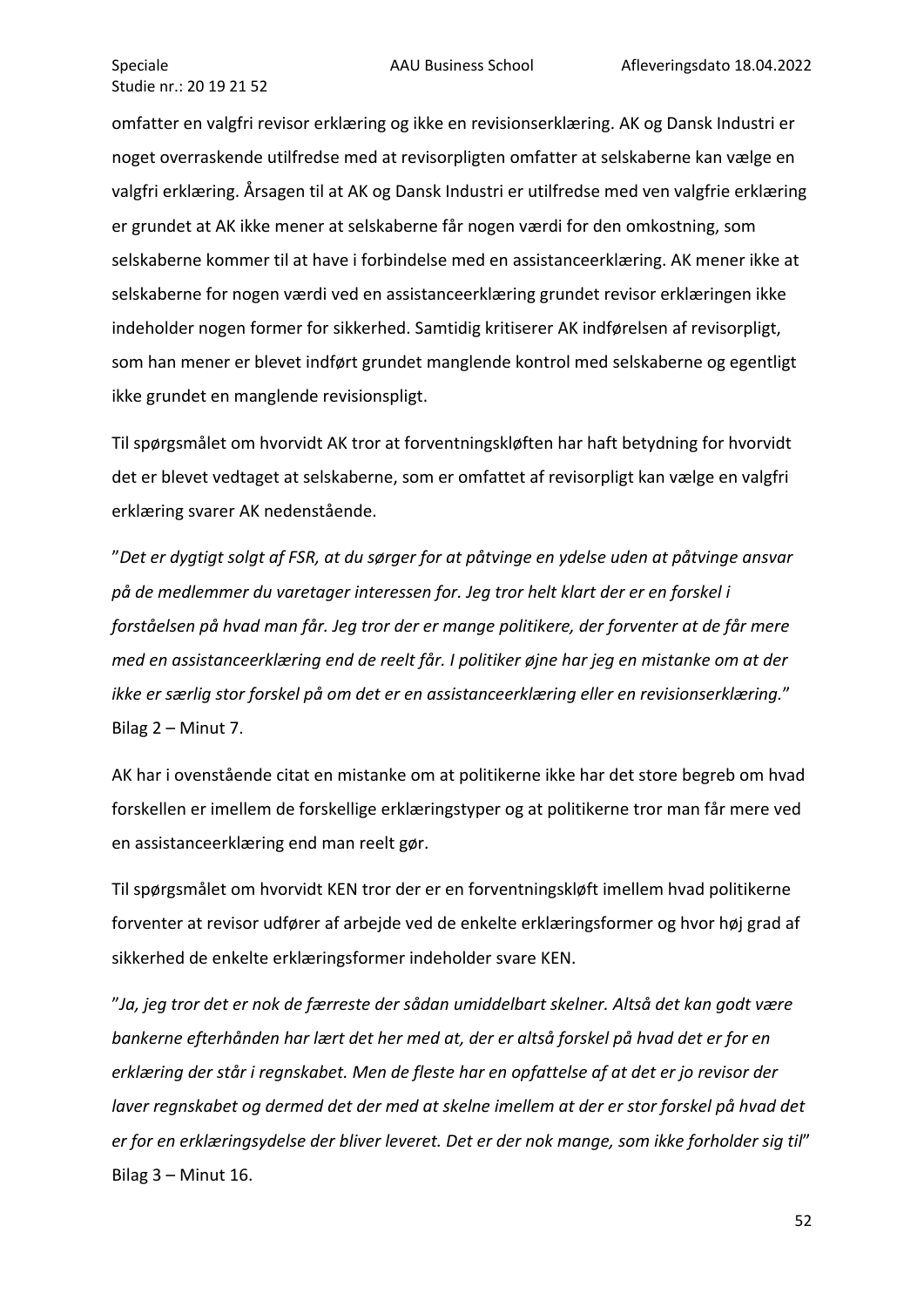omfatter en valgfri revisor erklæring og ikke en revisionserklæring. AK og Dansk Industri er noget overraskende utilfredse med at revisorpligten omfatter at selskaberne kan vælge en valgfri erklæring. Årsagen til at AK og Dansk Industri er utilfredse med ven valgfrie erklæring er grundet at AK ikke mener at selskaberne får nogen værdi for den omkostning, som selskaberne kommer til at have i forbindelse med en assistanceerklæring. AK mener ikke at selskaberne for nogen værdi ved en assistanceerklæring grundet revisor erklæringen ikke indeholder nogen former for sikkerhed. Samtidig kritiserer AK indførelsen af revisorpligt, som han mener er blevet indført grundet manglende kontrol med selskaberne og egentligt ikke grundet en manglende revisionspligt.

Til spørgsmålet om hvorvidt AK tror at forventningskløften har haft betydning for hvorvidt det er blevet vedtaget at selskaberne, som er omfattet af revisorpligt kan vælge en valgfri erklæring svarer AK nedenstående.

"*Det er dygtigt solgt af FSR, at du sørger for at påtvinge en ydelse uden at påtvinge ansvar på de medlemmer du varetager interessen for. Jeg tror helt klart der er en forskel i forståelsen på hvad man får. Jeg tror der er mange politikere, der forventer at de får mere med en assistanceerklæring end de reelt får. I politiker øjne har jeg en mistanke om at der ikke er særlig stor forskel på om det er en assistanceerklæring eller en revisionserklæring.*" Bilag 2 – Minut 7.

AK har i ovenstående citat en mistanke om at politikerne ikke har det store begreb om hvad forskellen er imellem de forskellige erklæringstyper og at politikerne tror man får mere ved en assistanceerklæring end man reelt gør.

Til spørgsmålet om hvorvidt KEN tror der er en forventningskløft imellem hvad politikerne forventer at revisor udfører af arbejde ved de enkelte erklæringsformer og hvor høj grad af sikkerhed de enkelte erklæringsformer indeholder svare KEN.

"*Ja, jeg tror det er nok de færreste der sådan umiddelbart skelner. Altså det kan godt være bankerne efterhånden har lært det her med at, der er altså forskel på hvad det er for en erklæring der står i regnskabet. Men de fleste har en opfattelse af at det er jo revisor der laver regnskabet og dermed det der med at skelne imellem at der er stor forskel på hvad det er for en erklæringsydelse der bliver leveret. Det er der nok mange, som ikke forholder sig til*" Bilag 3 – Minut 16.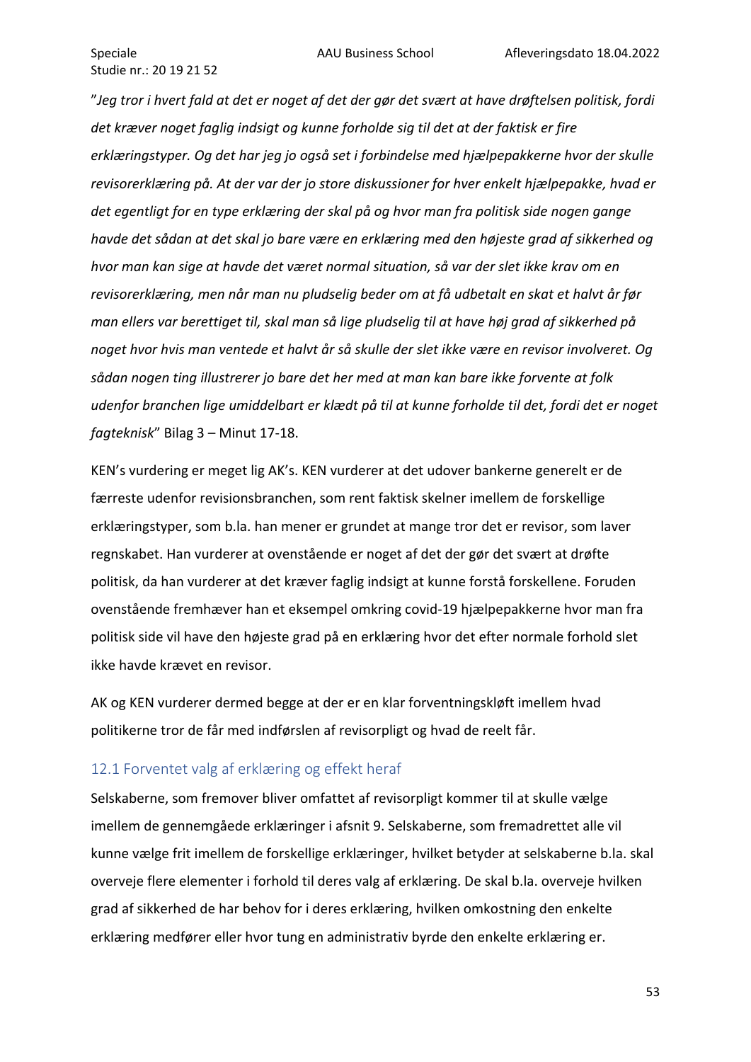"*Jeg tror i hvert fald at det er noget af det der gør det svært at have drøftelsen politisk, fordi det kræver noget faglig indsigt og kunne forholde sig til det at der faktisk er fire erklæringstyper. Og det har jeg jo også set i forbindelse med hjælpepakkerne hvor der skulle revisorerklæring på. At der var der jo store diskussioner for hver enkelt hjælpepakke, hvad er det egentligt for en type erklæring der skal på og hvor man fra politisk side nogen gange havde det sådan at det skal jo bare være en erklæring med den højeste grad af sikkerhed og hvor man kan sige at havde det været normal situation, så var der slet ikke krav om en revisorerklæring, men når man nu pludselig beder om at få udbetalt en skat et halvt år før man ellers var berettiget til, skal man så lige pludselig til at have høj grad af sikkerhed på noget hvor hvis man ventede et halvt år så skulle der slet ikke være en revisor involveret. Og sådan nogen ting illustrerer jo bare det her med at man kan bare ikke forvente at folk udenfor branchen lige umiddelbart er klædt på til at kunne forholde til det, fordi det er noget fagteknisk*" Bilag 3 – Minut 17-18.

KEN's vurdering er meget lig AK's. KEN vurderer at det udover bankerne generelt er de færreste udenfor revisionsbranchen, som rent faktisk skelner imellem de forskellige erklæringstyper, som b.la. han mener er grundet at mange tror det er revisor, som laver regnskabet. Han vurderer at ovenstående er noget af det der gør det svært at drøfte politisk, da han vurderer at det kræver faglig indsigt at kunne forstå forskellene. Foruden ovenstående fremhæver han et eksempel omkring covid-19 hjælpepakkerne hvor man fra politisk side vil have den højeste grad på en erklæring hvor det efter normale forhold slet ikke havde krævet en revisor.

AK og KEN vurderer dermed begge at der er en klar forventningskløft imellem hvad politikerne tror de får med indførslen af revisorpligt og hvad de reelt får.

## 12.1 Forventet valg af erklæring og effekt heraf

Selskaberne, som fremover bliver omfattet af revisorpligt kommer til at skulle vælge imellem de gennemgåede erklæringer i afsnit 9. Selskaberne, som fremadrettet alle vil kunne vælge frit imellem de forskellige erklæringer, hvilket betyder at selskaberne b.la. skal overveje flere elementer i forhold til deres valg af erklæring. De skal b.la. overveje hvilken grad af sikkerhed de har behov for i deres erklæring, hvilken omkostning den enkelte erklæring medfører eller hvor tung en administrativ byrde den enkelte erklæring er.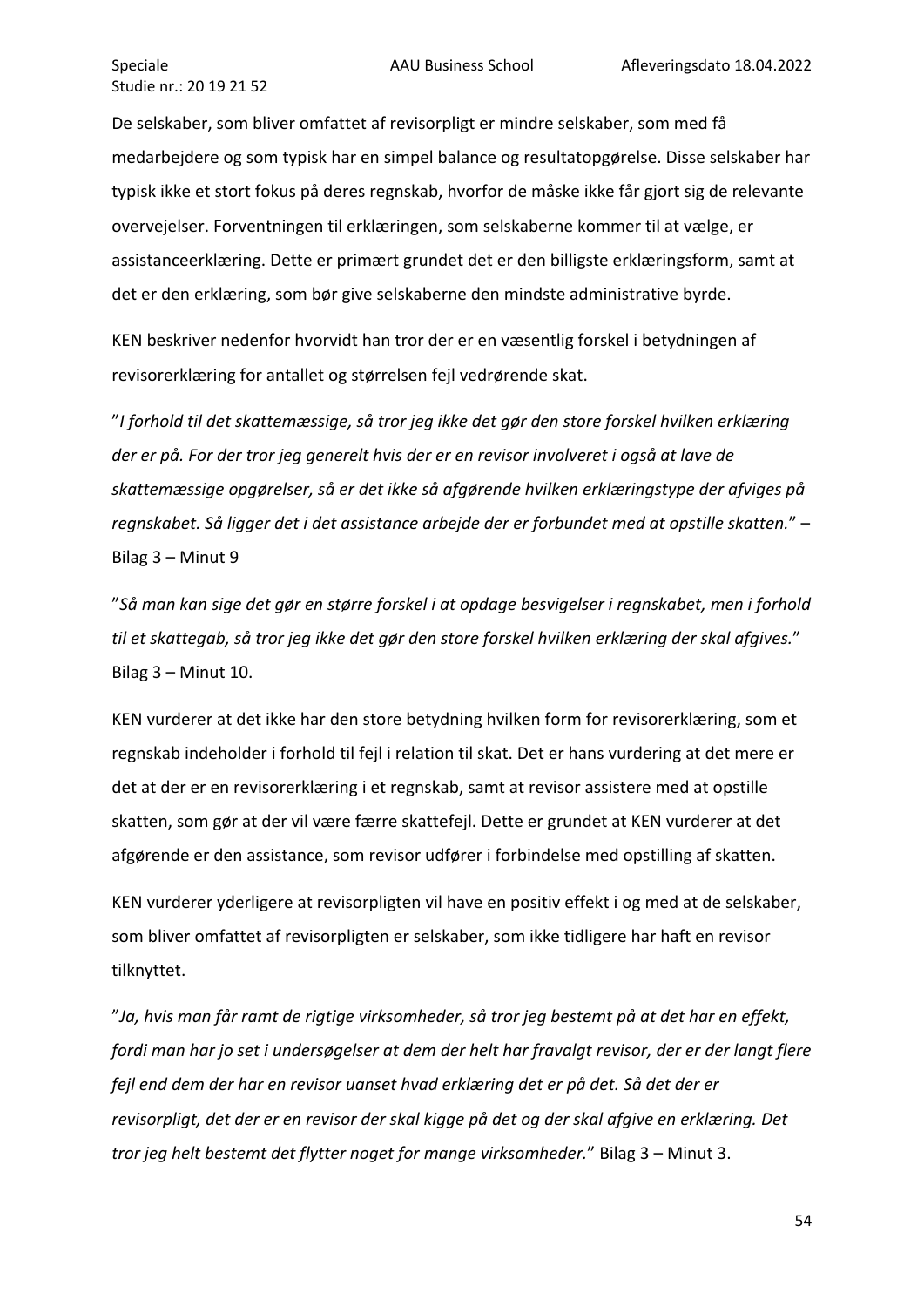De selskaber, som bliver omfattet af revisorpligt er mindre selskaber, som med få medarbejdere og som typisk har en simpel balance og resultatopgørelse. Disse selskaber har typisk ikke et stort fokus på deres regnskab, hvorfor de måske ikke får gjort sig de relevante overvejelser. Forventningen til erklæringen, som selskaberne kommer til at vælge, er assistanceerklæring. Dette er primært grundet det er den billigste erklæringsform, samt at det er den erklæring, som bør give selskaberne den mindste administrative byrde.

KEN beskriver nedenfor hvorvidt han tror der er en væsentlig forskel i betydningen af revisorerklæring for antallet og størrelsen fejl vedrørende skat.

"*I forhold til det skattemæssige, så tror jeg ikke det gør den store forskel hvilken erklæring der er på. For der tror jeg generelt hvis der er en revisor involveret i også at lave de skattemæssige opgørelser, så er det ikke så afgørende hvilken erklæringstype der afviges på regnskabet. Så ligger det i det assistance arbejde der er forbundet med at opstille skatten.*" – Bilag 3 – Minut 9

"*Så man kan sige det gør en større forskel i at opdage besvigelser i regnskabet, men i forhold til et skattegab, så tror jeg ikke det gør den store forskel hvilken erklæring der skal afgives.*" Bilag 3 – Minut 10.

KEN vurderer at det ikke har den store betydning hvilken form for revisorerklæring, som et regnskab indeholder i forhold til fejl i relation til skat. Det er hans vurdering at det mere er det at der er en revisorerklæring i et regnskab, samt at revisor assistere med at opstille skatten, som gør at der vil være færre skattefejl. Dette er grundet at KEN vurderer at det afgørende er den assistance, som revisor udfører i forbindelse med opstilling af skatten.

KEN vurderer yderligere at revisorpligten vil have en positiv effekt i og med at de selskaber, som bliver omfattet af revisorpligten er selskaber, som ikke tidligere har haft en revisor tilknyttet.

"*Ja, hvis man får ramt de rigtige virksomheder, så tror jeg bestemt på at det har en effekt, fordi man har jo set i undersøgelser at dem der helt har fravalgt revisor, der er der langt flere fejl end dem der har en revisor uanset hvad erklæring det er på det. Så det der er revisorpligt, det der er en revisor der skal kigge på det og der skal afgive en erklæring. Det tror jeg helt bestemt det flytter noget for mange virksomheder.*" Bilag 3 – Minut 3.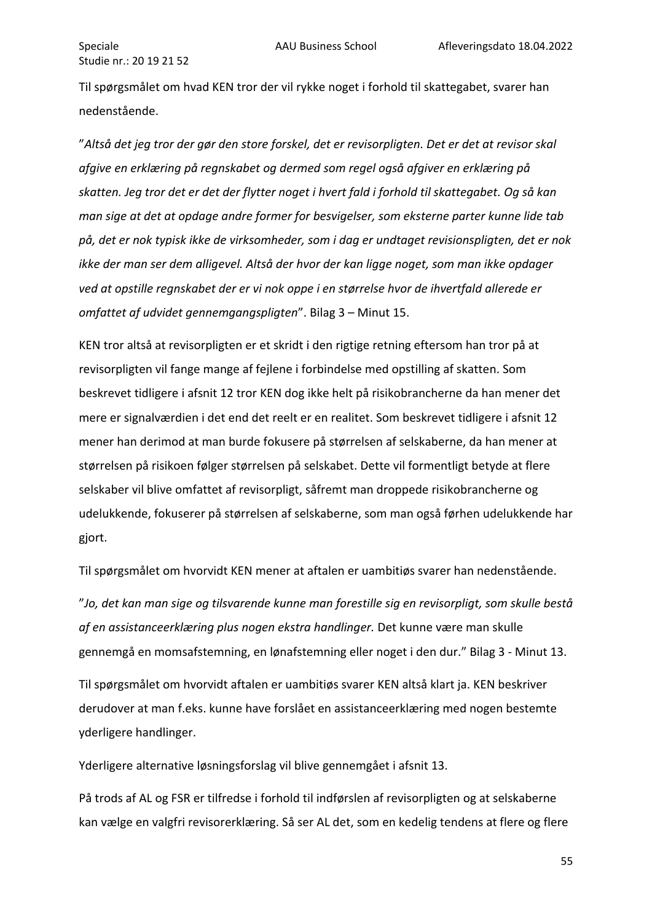Til spørgsmålet om hvad KEN tror der vil rykke noget i forhold til skattegabet, svarer han nedenstående.

"*Altså det jeg tror der gør den store forskel, det er revisorpligten. Det er det at revisor skal afgive en erklæring på regnskabet og dermed som regel også afgiver en erklæring på skatten. Jeg tror det er det der flytter noget i hvert fald i forhold til skattegabet. Og så kan man sige at det at opdage andre former for besvigelser, som eksterne parter kunne lide tab på, det er nok typisk ikke de virksomheder, som i dag er undtaget revisionspligten, det er nok ikke der man ser dem alligevel. Altså der hvor der kan ligge noget, som man ikke opdager ved at opstille regnskabet der er vi nok oppe i en størrelse hvor de ihvertfald allerede er omfattet af udvidet gennemgangspligten*". Bilag 3 – Minut 15.

KEN tror altså at revisorpligten er et skridt i den rigtige retning eftersom han tror på at revisorpligten vil fange mange af fejlene i forbindelse med opstilling af skatten. Som beskrevet tidligere i afsnit 12 tror KEN dog ikke helt på risikobrancherne da han mener det mere er signalværdien i det end det reelt er en realitet. Som beskrevet tidligere i afsnit 12 mener han derimod at man burde fokusere på størrelsen af selskaberne, da han mener at størrelsen på risikoen følger størrelsen på selskabet. Dette vil formentligt betyde at flere selskaber vil blive omfattet af revisorpligt, såfremt man droppede risikobrancherne og udelukkende, fokuserer på størrelsen af selskaberne, som man også førhen udelukkende har gjort.

Til spørgsmålet om hvorvidt KEN mener at aftalen er uambitiøs svarer han nedenstående.

"*Jo, det kan man sige og tilsvarende kunne man forestille sig en revisorpligt, som skulle bestå af en assistanceerklæring plus nogen ekstra handlinger.* Det kunne være man skulle gennemgå en momsafstemning, en lønafstemning eller noget i den dur." Bilag 3 - Minut 13.

Til spørgsmålet om hvorvidt aftalen er uambitiøs svarer KEN altså klart ja. KEN beskriver derudover at man f.eks. kunne have forslået en assistanceerklæring med nogen bestemte yderligere handlinger.

Yderligere alternative løsningsforslag vil blive gennemgået i afsnit 13.

På trods af AL og FSR er tilfredse i forhold til indførslen af revisorpligten og at selskaberne kan vælge en valgfri revisorerklæring. Så ser AL det, som en kedelig tendens at flere og flere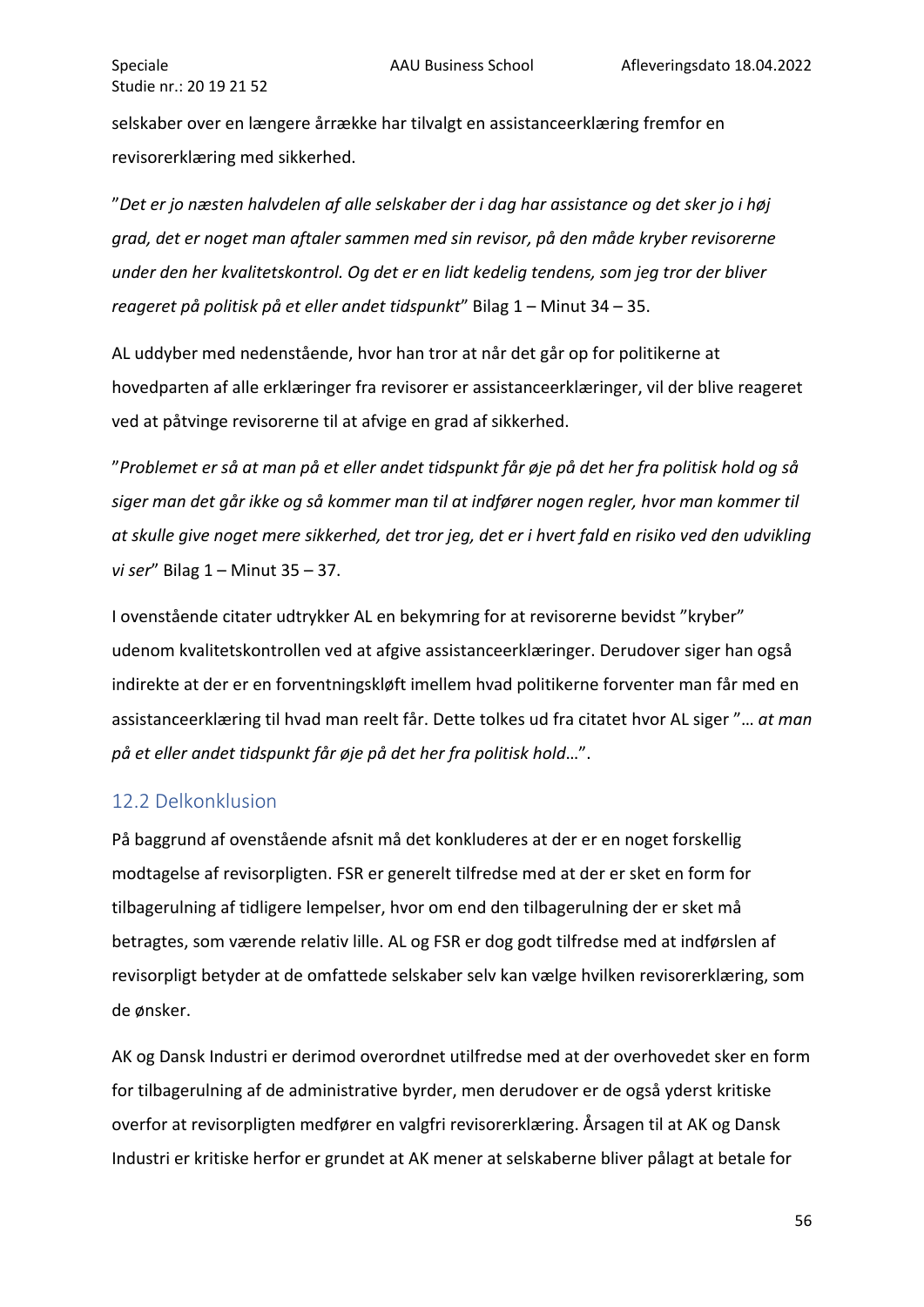selskaber over en længere årrække har tilvalgt en assistanceerklæring fremfor en revisorerklæring med sikkerhed.

”*Det er jo næsten halvdelen af alle selskaber der i dag har assistance og det sker jo i høj grad, det er noget man aftaler sammen med sin revisor, på den måde kryber revisorerne under den her kvalitetskontrol. Og det er en lidt kedelig tendens, som jeg tror der bliver reageret på politisk på et eller andet tidspunkt*” Bilag 1 – Minut 34 – 35.

AL uddyber med nedenstående, hvor han tror at når det går op for politikerne at hovedparten af alle erklæringer fra revisorer er assistanceerklæringer, vil der blive reageret ved at påtvinge revisorerne til at afvige en grad af sikkerhed.

”*Problemet er så at man på et eller andet tidspunkt får øje på det her fra politisk hold og så siger man det går ikke og så kommer man til at indfører nogen regler, hvor man kommer til at skulle give noget mere sikkerhed, det tror jeg, det er i hvert fald en risiko ved den udvikling vi ser*” Bilag 1 – Minut 35 – 37.

I ovenstående citater udtrykker AL en bekymring for at revisorerne bevidst ”kryber” udenom kvalitetskontrollen ved at afgive assistanceerklæringer. Derudover siger han også indirekte at der er en forventningskløft imellem hvad politikerne forventer man får med en assistanceerklæring til hvad man reelt får. Dette tolkes ud fra citatet hvor AL siger ”… *at man på et eller andet tidspunkt får øje på det her fra politisk hold*…”.

## 12.2 Delkonklusion

På baggrund af ovenstående afsnit må det konkluderes at der er en noget forskellig modtagelse af revisorpligten. FSR er generelt tilfredse med at der er sket en form for tilbagerulning af tidligere lempelser, hvor om end den tilbagerulning der er sket må betragtes, som værende relativ lille. AL og FSR er dog godt tilfredse med at indførslen af revisorpligt betyder at de omfattede selskaber selv kan vælge hvilken revisorerklæring, som de ønsker.

AK og Dansk Industri er derimod overordnet utilfredse med at der overhovedet sker en form for tilbagerulning af de administrative byrder, men derudover er de også yderst kritiske overfor at revisorpligten medfører en valgfri revisorerklæring. Årsagen til at AK og Dansk Industri er kritiske herfor er grundet at AK mener at selskaberne bliver pålagt at betale for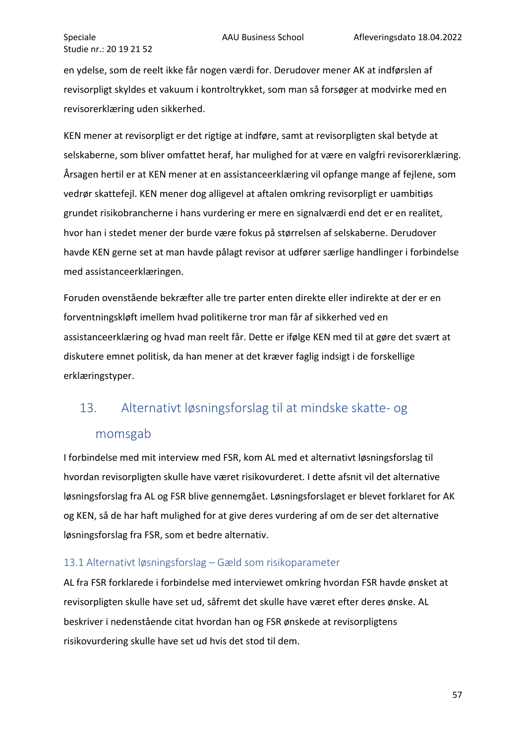en ydelse, som de reelt ikke får nogen værdi for. Derudover mener AK at indførslen af revisorpligt skyldes et vakuum i kontroltrykket, som man så forsøger at modvirke med en revisorerklæring uden sikkerhed.

KEN mener at revisorpligt er det rigtige at indføre, samt at revisorpligten skal betyde at selskaberne, som bliver omfattet heraf, har mulighed for at være en valgfri revisorerklæring. Årsagen hertil er at KEN mener at en assistanceerklæring vil opfange mange af fejlene, som vedrør skattefejl. KEN mener dog alligevel at aftalen omkring revisorpligt er uambitiøs grundet risikobrancherne i hans vurdering er mere en signalværdi end det er en realitet, hvor han i stedet mener der burde være fokus på størrelsen af selskaberne. Derudover havde KEN gerne set at man havde pålagt revisor at udfører særlige handlinger i forbindelse med assistanceerklæringen.

Foruden ovenstående bekræfter alle tre parter enten direkte eller indirekte at der er en forventningskløft imellem hvad politikerne tror man får af sikkerhed ved en assistanceerklæring og hvad man reelt får. Dette er ifølge KEN med til at gøre det svært at diskutere emnet politisk, da han mener at det kræver faglig indsigt i de forskellige erklæringstyper.

# 13. Alternativt løsningsforslag til at mindske skatte- og momsgab

I forbindelse med mit interview med FSR, kom AL med et alternativt løsningsforslag til hvordan revisorpligten skulle have været risikovurderet. I dette afsnit vil det alternative løsningsforslag fra AL og FSR blive gennemgået. Løsningsforslaget er blevet forklaret for AK og KEN, så de har haft mulighed for at give deres vurdering af om de ser det alternative løsningsforslag fra FSR, som et bedre alternativ.

## 13.1 Alternativt løsningsforslag – Gæld som risikoparameter

AL fra FSR forklarede i forbindelse med interviewet omkring hvordan FSR havde ønsket at revisorpligten skulle have set ud, såfremt det skulle have været efter deres ønske. AL beskriver i nedenstående citat hvordan han og FSR ønskede at revisorpligtens risikovurdering skulle have set ud hvis det stod til dem.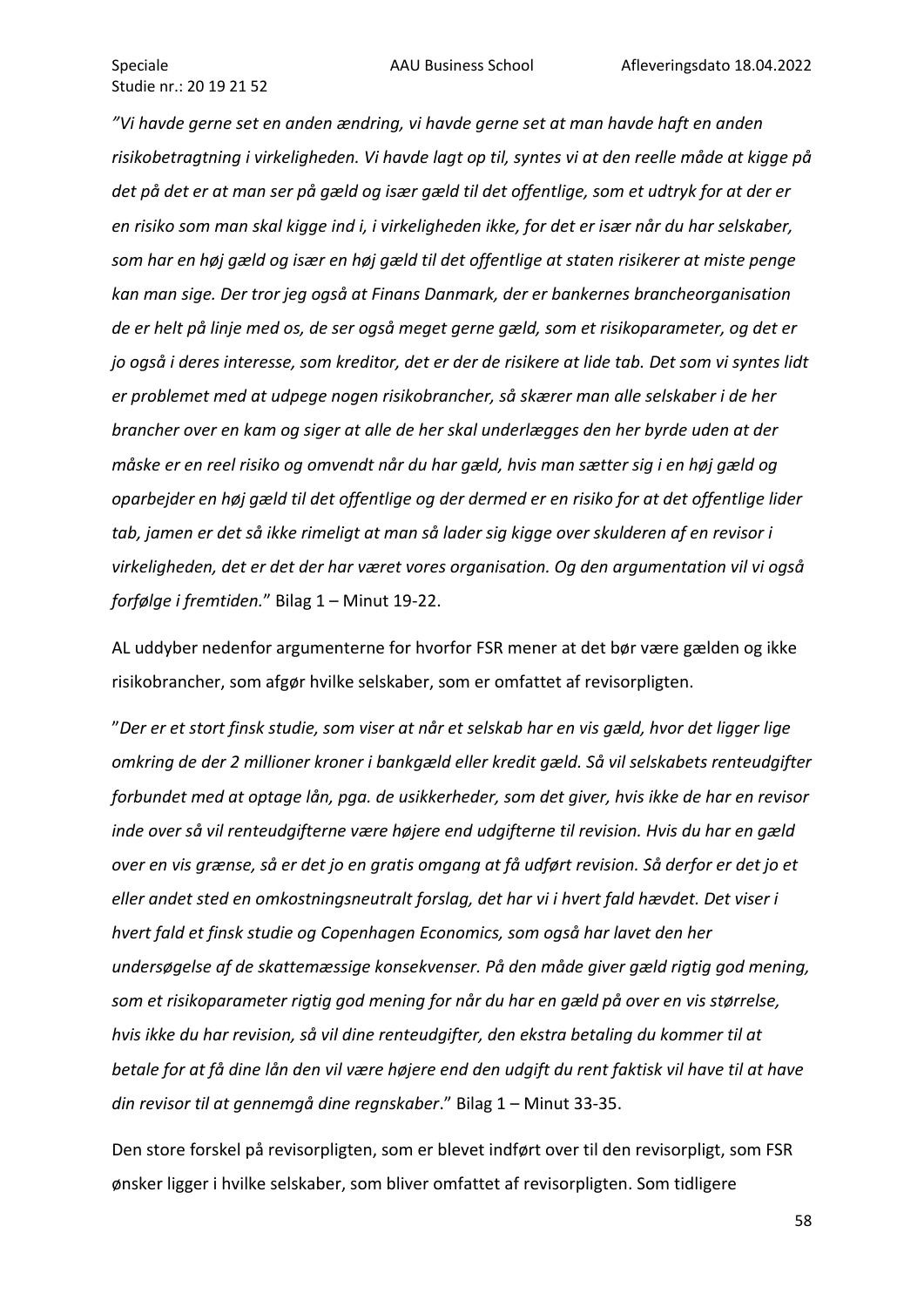*"Vi havde gerne set en anden ændring, vi havde gerne set at man havde haft en anden risikobetragtning i virkeligheden. Vi havde lagt op til, syntes vi at den reelle måde at kigge på det på det er at man ser på gæld og især gæld til det offentlige, som et udtryk for at der er en risiko som man skal kigge ind i, i virkeligheden ikke, for det er især når du har selskaber, som har en høj gæld og især en høj gæld til det offentlige at staten risikerer at miste penge kan man sige. Der tror jeg også at Finans Danmark, der er bankernes brancheorganisation de er helt på linje med os, de ser også meget gerne gæld, som et risikoparameter, og det er jo også i deres interesse, som kreditor, det er der de risikere at lide tab. Det som vi syntes lidt er problemet med at udpege nogen risikobrancher, så skærer man alle selskaber i de her brancher over en kam og siger at alle de her skal underlægges den her byrde uden at der måske er en reel risiko og omvendt når du har gæld, hvis man sætter sig i en høj gæld og oparbejder en høj gæld til det offentlige og der dermed er en risiko for at det offentlige lider tab, jamen er det så ikke rimeligt at man så lader sig kigge over skulderen af en revisor i virkeligheden, det er det der har været vores organisation. Og den argumentation vil vi også forfølge i fremtiden.*" Bilag 1 – Minut 19-22.

AL uddyber nedenfor argumenterne for hvorfor FSR mener at det bør være gælden og ikke risikobrancher, som afgør hvilke selskaber, som er omfattet af revisorpligten.

"*Der er et stort finsk studie, som viser at når et selskab har en vis gæld, hvor det ligger lige omkring de der 2 millioner kroner i bankgæld eller kredit gæld. Så vil selskabets renteudgifter forbundet med at optage lån, pga. de usikkerheder, som det giver, hvis ikke de har en revisor inde over så vil renteudgifterne være højere end udgifterne til revision. Hvis du har en gæld over en vis grænse, så er det jo en gratis omgang at få udført revision. Så derfor er det jo et eller andet sted en omkostningsneutralt forslag, det har vi i hvert fald hævdet. Det viser i hvert fald et finsk studie og Copenhagen Economics, som også har lavet den her undersøgelse af de skattemæssige konsekvenser. På den måde giver gæld rigtig god mening, som et risikoparameter rigtig god mening for når du har en gæld på over en vis størrelse, hvis ikke du har revision, så vil dine renteudgifter, den ekstra betaling du kommer til at betale for at få dine lån den vil være højere end den udgift du rent faktisk vil have til at have din revisor til at gennemgå dine regnskaber*." Bilag 1 – Minut 33-35.

Den store forskel på revisorpligten, som er blevet indført over til den revisorpligt, som FSR ønsker ligger i hvilke selskaber, som bliver omfattet af revisorpligten. Som tidligere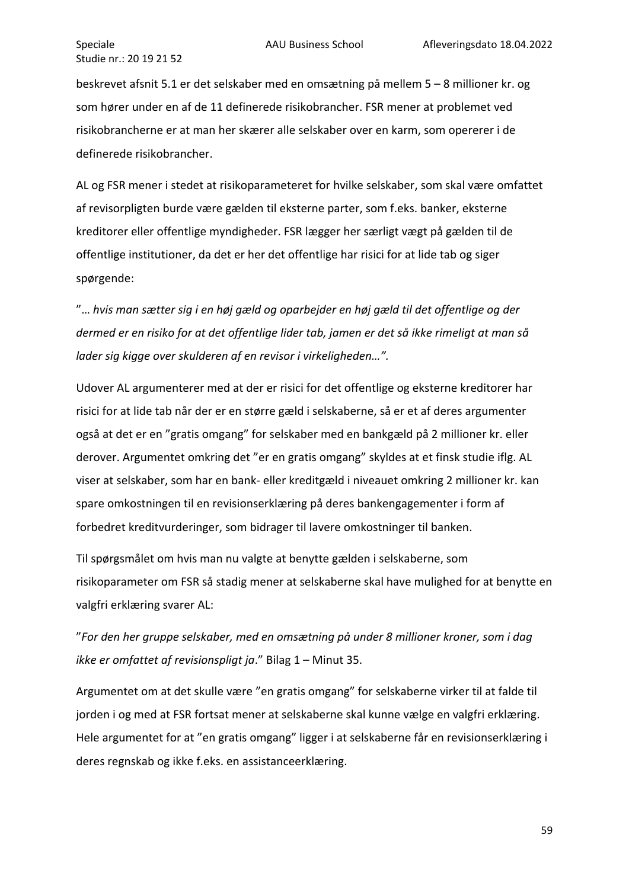beskrevet afsnit 5.1 er det selskaber med en omsætning på mellem 5 – 8 millioner kr. og som hører under en af de 11 definerede risikobrancher. FSR mener at problemet ved risikobrancherne er at man her skærer alle selskaber over en karm, som opererer i de definerede risikobrancher.

AL og FSR mener i stedet at risikoparameteret for hvilke selskaber, som skal være omfattet af revisorpligten burde være gælden til eksterne parter, som f.eks. banker, eksterne kreditorer eller offentlige myndigheder. FSR lægger her særligt vægt på gælden til de offentlige institutioner, da det er her det offentlige har risici for at lide tab og siger spørgende:

*"… hvis man sætter sig i en høj gæld og oparbejder en høj gæld til det offentlige og der dermed er en risiko for at det offentlige lider tab, jamen er det så ikke rimeligt at man så lader sig kigge over skulderen af en revisor i virkeligheden…".*

Udover AL argumenterer med at der er risici for det offentlige og eksterne kreditorer har risici for at lide tab når der er en større gæld i selskaberne, så er et af deres argumenter også at det er en "gratis omgang" for selskaber med en bankgæld på 2 millioner kr. eller derover. Argumentet omkring det "er en gratis omgang" skyldes at et finsk studie iflg. AL viser at selskaber, som har en bank- eller kreditgæld i niveauet omkring 2 millioner kr. kan spare omkostningen til en revisionserklæring på deres bankengagementer i form af forbedret kreditvurderinger, som bidrager til lavere omkostninger til banken.

Til spørgsmålet om hvis man nu valgte at benytte gælden i selskaberne, som risikoparameter om FSR så stadig mener at selskaberne skal have mulighed for at benytte en valgfri erklæring svarer AL:

"*For den her gruppe selskaber, med en omsætning på under 8 millioner kroner, som i dag ikke er omfattet af revisionspligt ja*." Bilag 1 – Minut 35.

Argumentet om at det skulle være "en gratis omgang" for selskaberne virker til at falde til jorden i og med at FSR fortsat mener at selskaberne skal kunne vælge en valgfri erklæring. Hele argumentet for at "en gratis omgang" ligger i at selskaberne får en revisionserklæring i deres regnskab og ikke f.eks. en assistanceerklæring.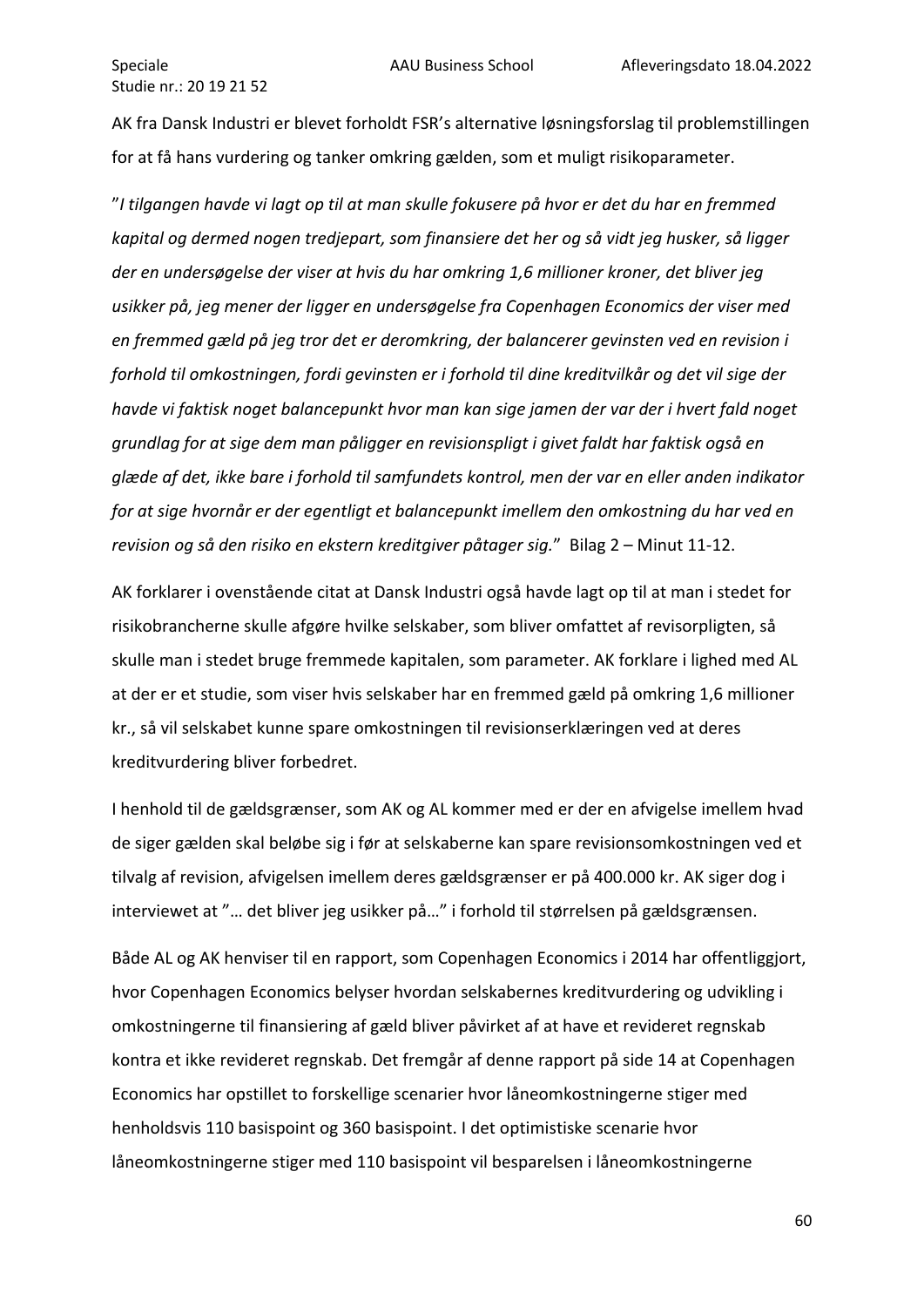AK fra Dansk Industri er blevet forholdt FSR's alternative løsningsforslag til problemstillingen for at få hans vurdering og tanker omkring gælden, som et muligt risikoparameter.

"*I tilgangen havde vi lagt op til at man skulle fokusere på hvor er det du har en fremmed kapital og dermed nogen tredjepart, som finansiere det her og så vidt jeg husker, så ligger der en undersøgelse der viser at hvis du har omkring 1,6 millioner kroner, det bliver jeg usikker på, jeg mener der ligger en undersøgelse fra Copenhagen Economics der viser med en fremmed gæld på jeg tror det er deromkring, der balancerer gevinsten ved en revision i forhold til omkostningen, fordi gevinsten er i forhold til dine kreditvilkår og det vil sige der havde vi faktisk noget balancepunkt hvor man kan sige jamen der var der i hvert fald noget grundlag for at sige dem man påligger en revisionspligt i givet faldt har faktisk også en glæde af det, ikke bare i forhold til samfundets kontrol, men der var en eller anden indikator for at sige hvornår er der egentligt et balancepunkt imellem den omkostning du har ved en revision og så den risiko en ekstern kreditgiver påtager sig.*" Bilag 2 – Minut 11-12.

AK forklarer i ovenstående citat at Dansk Industri også havde lagt op til at man i stedet for risikobrancherne skulle afgøre hvilke selskaber, som bliver omfattet af revisorpligten, så skulle man i stedet bruge fremmede kapitalen, som parameter. AK forklare i lighed med AL at der er et studie, som viser hvis selskaber har en fremmed gæld på omkring 1,6 millioner kr., så vil selskabet kunne spare omkostningen til revisionserklæringen ved at deres kreditvurdering bliver forbedret.

I henhold til de gældsgrænser, som AK og AL kommer med er der en afvigelse imellem hvad de siger gælden skal beløbe sig i før at selskaberne kan spare revisionsomkostningen ved et tilvalg af revision, afvigelsen imellem deres gældsgrænser er på 400.000 kr. AK siger dog i interviewet at "… det bliver jeg usikker på…" i forhold til størrelsen på gældsgrænsen.

Både AL og AK henviser til en rapport, som Copenhagen Economics i 2014 har offentliggjort, hvor Copenhagen Economics belyser hvordan selskabernes kreditvurdering og udvikling i omkostningerne til finansiering af gæld bliver påvirket af at have et revideret regnskab kontra et ikke revideret regnskab. Det fremgår af denne rapport på side 14 at Copenhagen Economics har opstillet to forskellige scenarier hvor låneomkostningerne stiger med henholdsvis 110 basispoint og 360 basispoint. I det optimistiske scenarie hvor låneomkostningerne stiger med 110 basispoint vil besparelsen i låneomkostningerne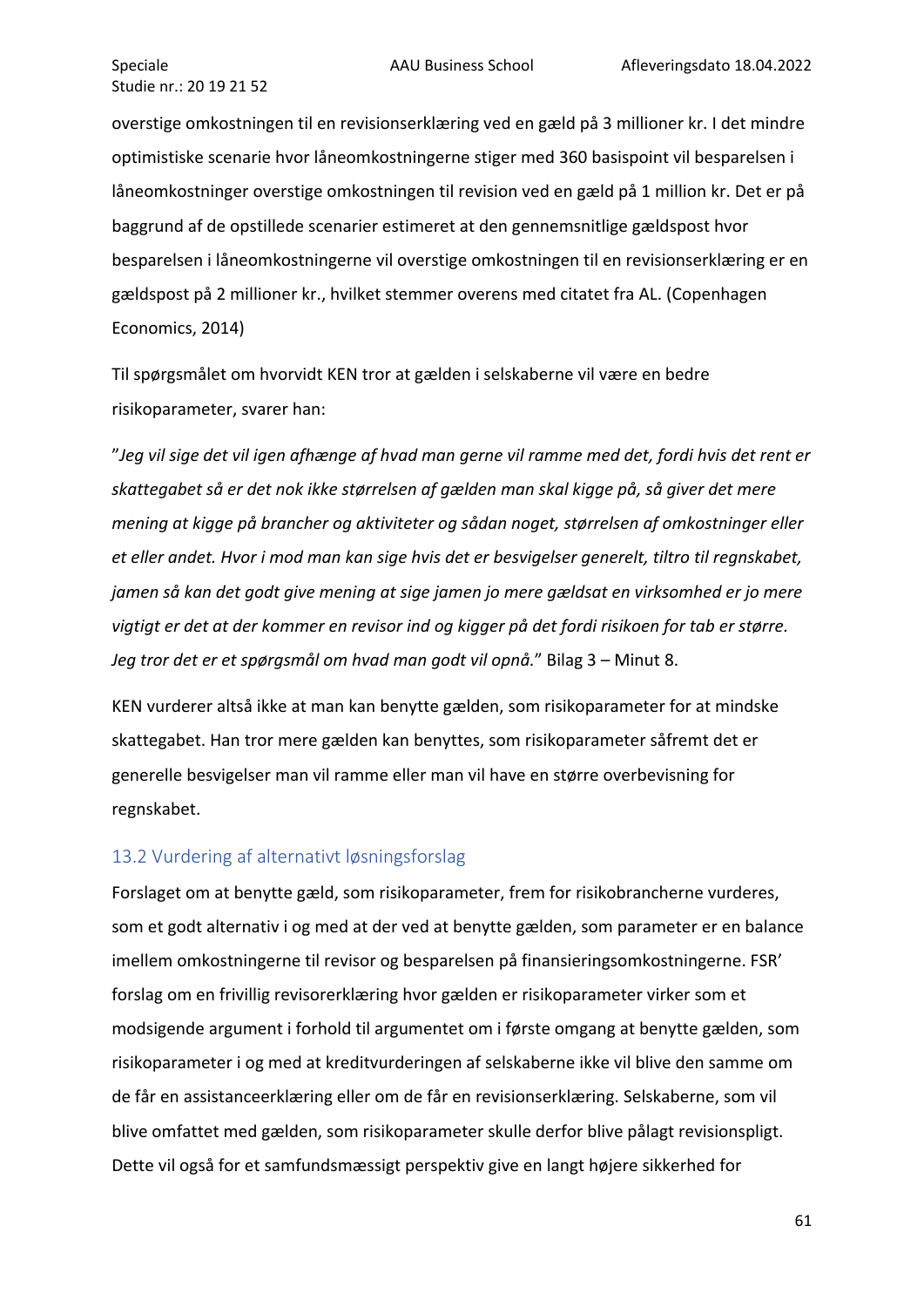overstige omkostningen til en revisionserklæring ved en gæld på 3 millioner kr. I det mindre optimistiske scenarie hvor låneomkostningerne stiger med 360 basispoint vil besparelsen i låneomkostninger overstige omkostningen til revision ved en gæld på 1 million kr. Det er på baggrund af de opstillede scenarier estimeret at den gennemsnitlige gældspost hvor besparelsen i låneomkostningerne vil overstige omkostningen til en revisionserklæring er en gældspost på 2 millioner kr., hvilket stemmer overens med citatet fra AL. (Copenhagen Economics, 2014)

Til spørgsmålet om hvorvidt KEN tror at gælden i selskaberne vil være en bedre risikoparameter, svarer han:

"*Jeg vil sige det vil igen afhænge af hvad man gerne vil ramme med det, fordi hvis det rent er skattegabet så er det nok ikke størrelsen af gælden man skal kigge på, så giver det mere mening at kigge på brancher og aktiviteter og sådan noget, størrelsen af omkostninger eller et eller andet. Hvor i mod man kan sige hvis det er besvigelser generelt, tiltro til regnskabet, jamen så kan det godt give mening at sige jamen jo mere gældsat en virksomhed er jo mere vigtigt er det at der kommer en revisor ind og kigger på det fordi risikoen for tab er større. Jeg tror det er et spørgsmål om hvad man godt vil opnå.*" Bilag 3 – Minut 8.

KEN vurderer altså ikke at man kan benytte gælden, som risikoparameter for at mindske skattegabet. Han tror mere gælden kan benyttes, som risikoparameter såfremt det er generelle besvigelser man vil ramme eller man vil have en større overbevisning for regnskabet.

## 13.2 Vurdering af alternativt løsningsforslag

Forslaget om at benytte gæld, som risikoparameter, frem for risikobrancherne vurderes, som et godt alternativ i og med at der ved at benytte gælden, som parameter er en balance imellem omkostningerne til revisor og besparelsen på finansieringsomkostningerne. FSR' forslag om en frivillig revisorerklæring hvor gælden er risikoparameter virker som et modsigende argument i forhold til argumentet om i første omgang at benytte gælden, som risikoparameter i og med at kreditvurderingen af selskaberne ikke vil blive den samme om de får en assistanceerklæring eller om de får en revisionserklæring. Selskaberne, som vil blive omfattet med gælden, som risikoparameter skulle derfor blive pålagt revisionspligt. Dette vil også for et samfundsmæssigt perspektiv give en langt højere sikkerhed for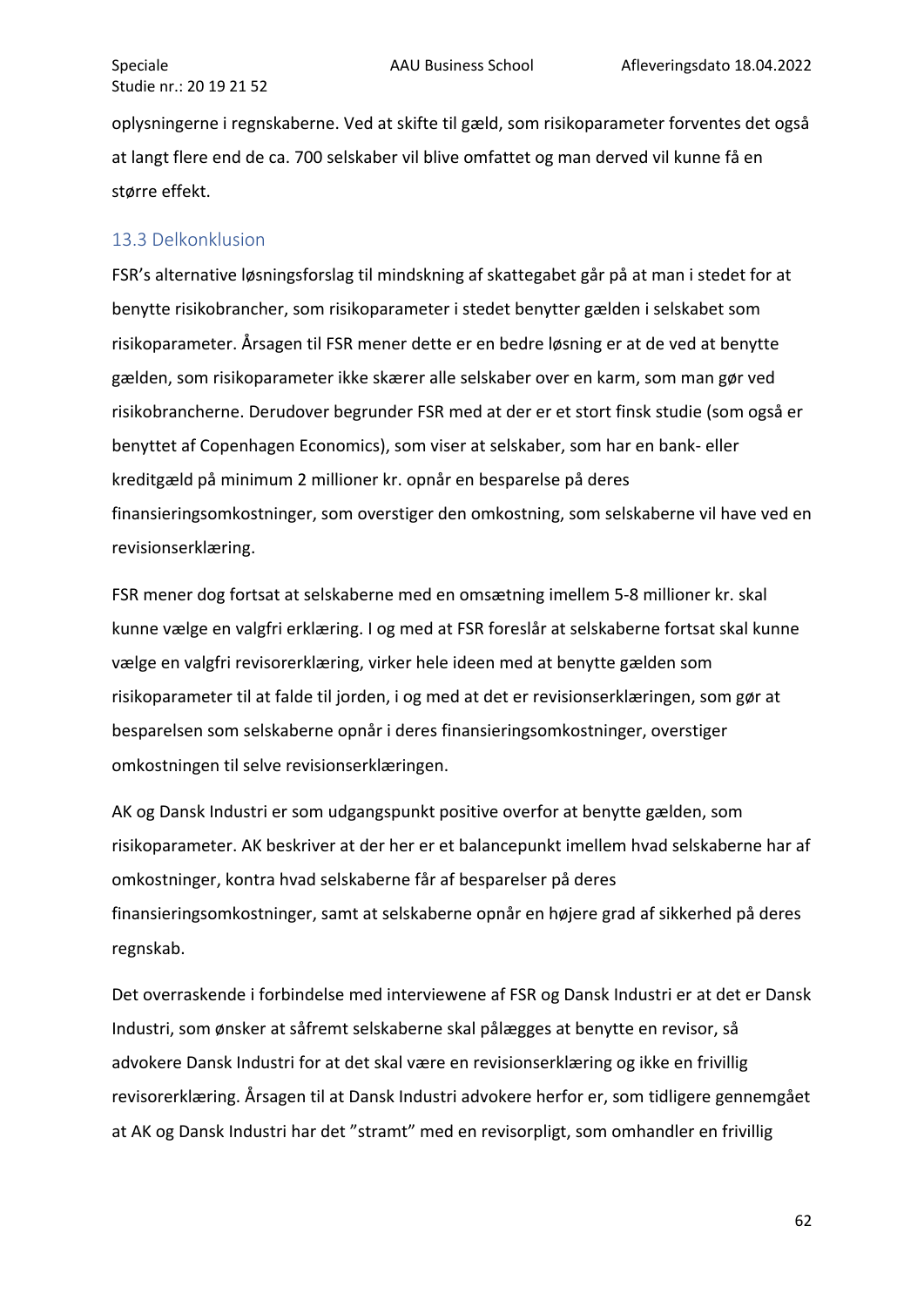oplysningerne i regnskaberne. Ved at skifte til gæld, som risikoparameter forventes det også at langt flere end de ca. 700 selskaber vil blive omfattet og man derved vil kunne få en større effekt.

### 13.3 Delkonklusion

FSR's alternative løsningsforslag til mindskning af skattegabet går på at man i stedet for at benytte risikobrancher, som risikoparameter i stedet benytter gælden i selskabet som risikoparameter. Årsagen til FSR mener dette er en bedre løsning er at de ved at benytte gælden, som risikoparameter ikke skærer alle selskaber over en karm, som man gør ved risikobrancherne. Derudover begrunder FSR med at der er et stort finsk studie (som også er benyttet af Copenhagen Economics), som viser at selskaber, som har en bank- eller kreditgæld på minimum 2 millioner kr. opnår en besparelse på deres finansieringsomkostninger, som overstiger den omkostning, som selskaberne vil have ved en revisionserklæring.

FSR mener dog fortsat at selskaberne med en omsætning imellem 5-8 millioner kr. skal kunne vælge en valgfri erklæring. I og med at FSR foreslår at selskaberne fortsat skal kunne vælge en valgfri revisorerklæring, virker hele ideen med at benytte gælden som risikoparameter til at falde til jorden, i og med at det er revisionserklæringen, som gør at besparelsen som selskaberne opnår i deres finansieringsomkostninger, overstiger omkostningen til selve revisionserklæringen.

AK og Dansk Industri er som udgangspunkt positive overfor at benytte gælden, som risikoparameter. AK beskriver at der her er et balancepunkt imellem hvad selskaberne har af omkostninger, kontra hvad selskaberne får af besparelser på deres finansieringsomkostninger, samt at selskaberne opnår en højere grad af sikkerhed på deres regnskab.

Det overraskende i forbindelse med interviewene af FSR og Dansk Industri er at det er Dansk Industri, som ønsker at såfremt selskaberne skal pålægges at benytte en revisor, så advokere Dansk Industri for at det skal være en revisionserklæring og ikke en frivillig revisorerklæring. Årsagen til at Dansk Industri advokere herfor er, som tidligere gennemgået at AK og Dansk Industri har det "stramt" med en revisorpligt, som omhandler en frivillig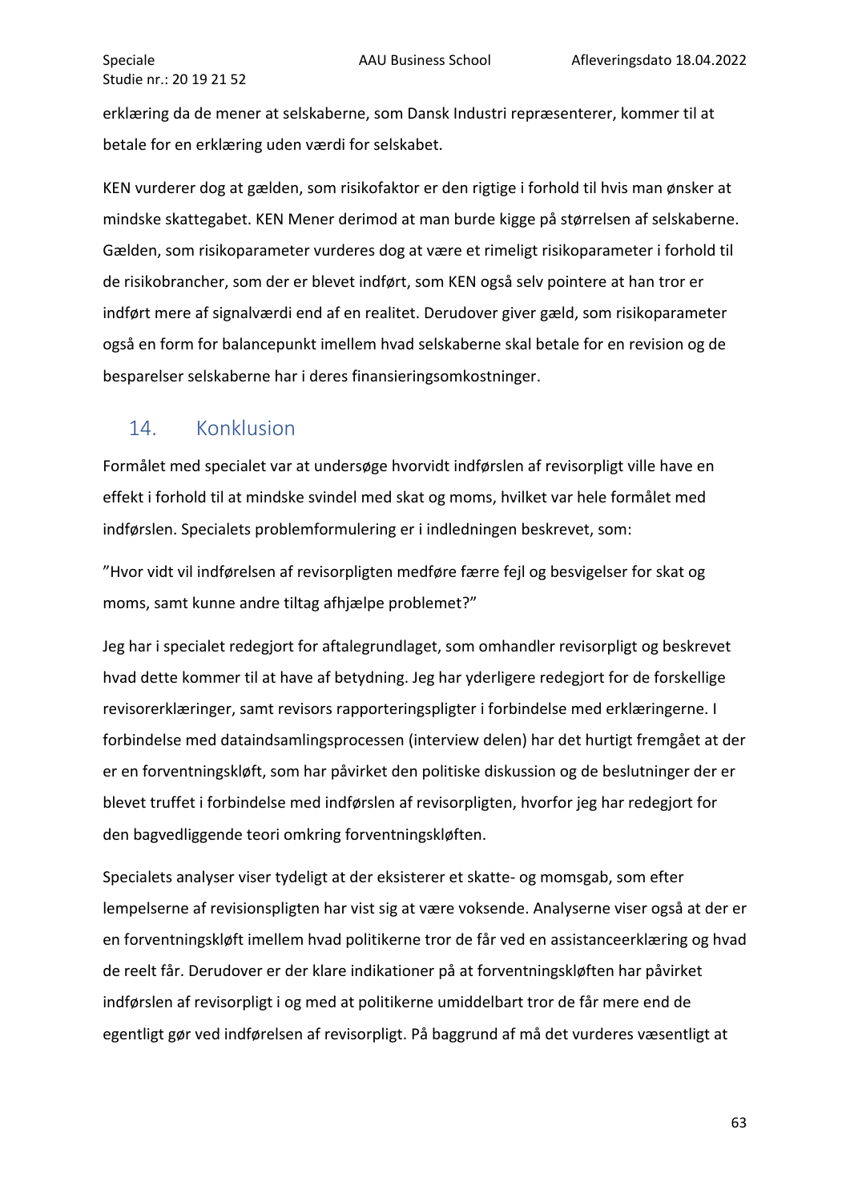erklæring da de mener at selskaberne, som Dansk Industri repræsenterer, kommer til at betale for en erklæring uden værdi for selskabet.

KEN vurderer dog at gælden, som risikofaktor er den rigtige i forhold til hvis man ønsker at mindske skattegabet. KEN Mener derimod at man burde kigge på størrelsen af selskaberne. Gælden, som risikoparameter vurderes dog at være et rimeligt risikoparameter i forhold til de risikobrancher, som der er blevet indført, som KEN også selv pointere at han tror er indført mere af signalværdi end af en realitet. Derudover giver gæld, som risikoparameter også en form for balancepunkt imellem hvad selskaberne skal betale for en revision og de besparelser selskaberne har i deres finansieringsomkostninger.

## 14. Konklusion

Formålet med specialet var at undersøge hvorvidt indførslen af revisorpligt ville have en effekt i forhold til at mindske svindel med skat og moms, hvilket var hele formålet med indførslen. Specialets problemformulering er i indledningen beskrevet, som:

"Hvor vidt vil indførelsen af revisorpligten medføre færre fejl og besvigelser for skat og moms, samt kunne andre tiltag afhjælpe problemet?"

Jeg har i specialet redegjort for aftalegrundlaget, som omhandler revisorpligt og beskrevet hvad dette kommer til at have af betydning. Jeg har yderligere redegjort for de forskellige revisorerklæringer, samt revisors rapporteringspligter i forbindelse med erklæringerne. I forbindelse med dataindsamlingsprocessen (interview delen) har det hurtigt fremgået at der er en forventningskløft, som har påvirket den politiske diskussion og de beslutninger der er blevet truffet i forbindelse med indførslen af revisorpligten, hvorfor jeg har redegjort for den bagvedliggende teori omkring forventningskløften.

Specialets analyser viser tydeligt at der eksisterer et skatte- og momsgab, som efter lempelserne af revisionspligten har vist sig at være voksende. Analyserne viser også at der er en forventningskløft imellem hvad politikerne tror de får ved en assistanceerklæring og hvad de reelt får. Derudover er der klare indikationer på at forventningskløften har påvirket indførslen af revisorpligt i og med at politikerne umiddelbart tror de får mere end de egentligt gør ved indførelsen af revisorpligt. På baggrund af må det vurderes væsentligt at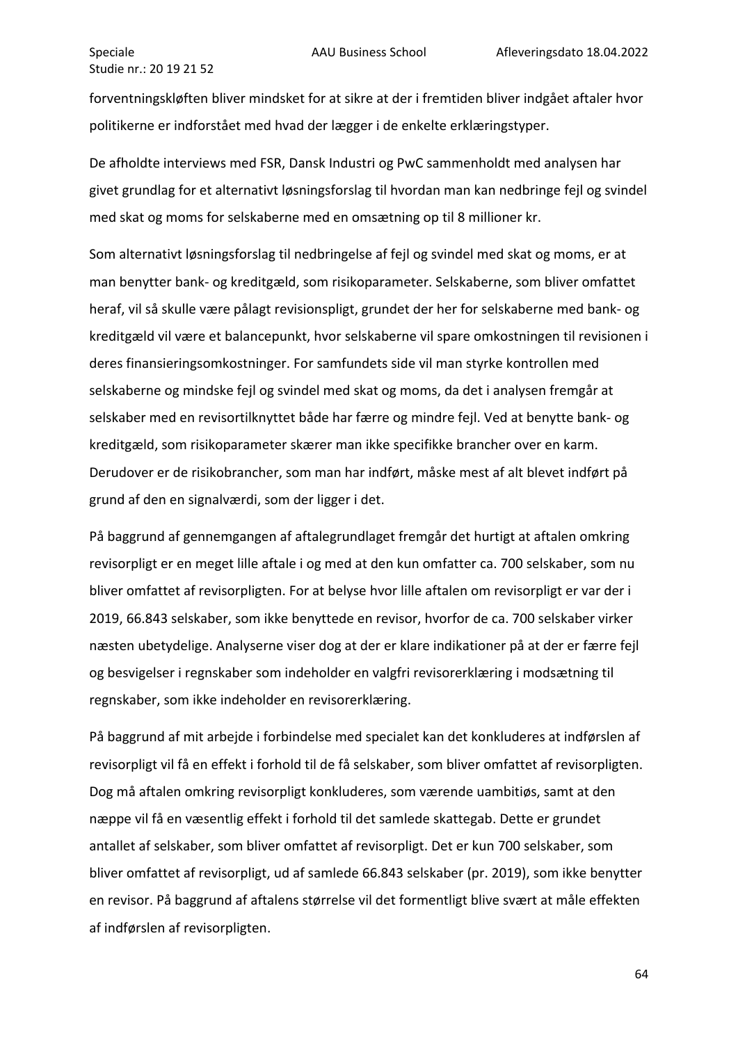forventningskløften bliver mindsket for at sikre at der i fremtiden bliver indgået aftaler hvor politikerne er indforstået med hvad der lægger i de enkelte erklæringstyper.

De afholdte interviews med FSR, Dansk Industri og PwC sammenholdt med analysen har givet grundlag for et alternativt løsningsforslag til hvordan man kan nedbringe fejl og svindel med skat og moms for selskaberne med en omsætning op til 8 millioner kr.

Som alternativt løsningsforslag til nedbringelse af fejl og svindel med skat og moms, er at man benytter bank- og kreditgæld, som risikoparameter. Selskaberne, som bliver omfattet heraf, vil så skulle være pålagt revisionspligt, grundet der her for selskaberne med bank- og kreditgæld vil være et balancepunkt, hvor selskaberne vil spare omkostningen til revisionen i deres finansieringsomkostninger. For samfundets side vil man styrke kontrollen med selskaberne og mindske fejl og svindel med skat og moms, da det i analysen fremgår at selskaber med en revisortilknyttet både har færre og mindre fejl. Ved at benytte bank- og kreditgæld, som risikoparameter skærer man ikke specifikke brancher over en karm. Derudover er de risikobrancher, som man har indført, måske mest af alt blevet indført på grund af den en signalværdi, som der ligger i det.

På baggrund af gennemgangen af aftalegrundlaget fremgår det hurtigt at aftalen omkring revisorpligt er en meget lille aftale i og med at den kun omfatter ca. 700 selskaber, som nu bliver omfattet af revisorpligten. For at belyse hvor lille aftalen om revisorpligt er var der i 2019, 66.843 selskaber, som ikke benyttede en revisor, hvorfor de ca. 700 selskaber virker næsten ubetydelige. Analyserne viser dog at der er klare indikationer på at der er færre fejl og besvigelser i regnskaber som indeholder en valgfri revisorerklæring i modsætning til regnskaber, som ikke indeholder en revisorerklæring.

På baggrund af mit arbejde i forbindelse med specialet kan det konkluderes at indførslen af revisorpligt vil få en effekt i forhold til de få selskaber, som bliver omfattet af revisorpligten. Dog må aftalen omkring revisorpligt konkluderes, som værende uambitiøs, samt at den næppe vil få en væsentlig effekt i forhold til det samlede skattegab. Dette er grundet antallet af selskaber, som bliver omfattet af revisorpligt. Det er kun 700 selskaber, som bliver omfattet af revisorpligt, ud af samlede 66.843 selskaber (pr. 2019), som ikke benytter en revisor. På baggrund af aftalens størrelse vil det formentligt blive svært at måle effekten af indførslen af revisorpligten.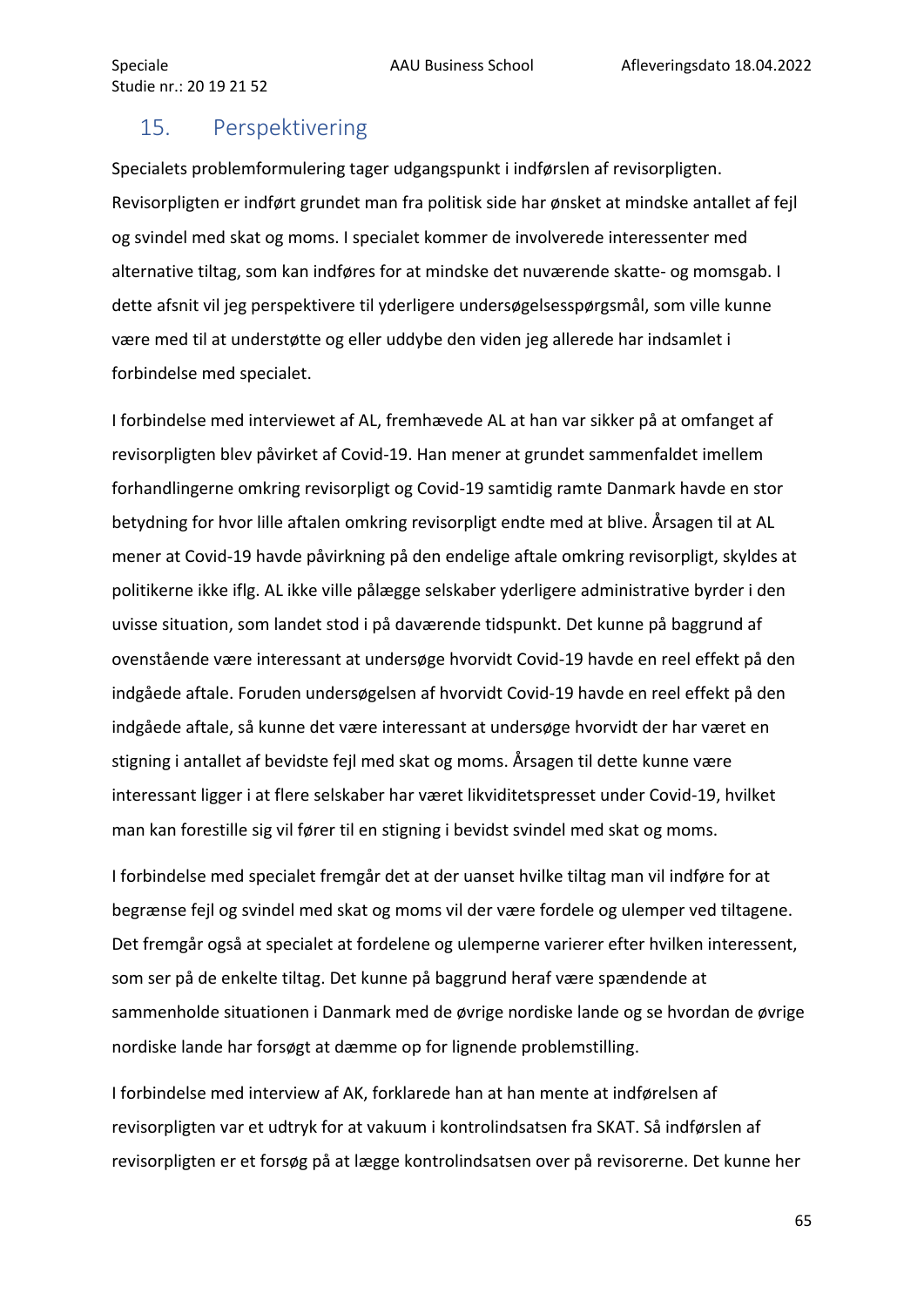## 15. Perspektivering

Specialets problemformulering tager udgangspunkt i indførslen af revisorpligten. Revisorpligten er indført grundet man fra politisk side har ønsket at mindske antallet af fejl og svindel med skat og moms. I specialet kommer de involverede interessenter med alternative tiltag, som kan indføres for at mindske det nuværende skatte- og momsgab. I dette afsnit vil jeg perspektivere til yderligere undersøgelsesspørgsmål, som ville kunne være med til at understøtte og eller uddybe den viden jeg allerede har indsamlet i forbindelse med specialet.

I forbindelse med interviewet af AL, fremhævede AL at han var sikker på at omfanget af revisorpligten blev påvirket af Covid-19. Han mener at grundet sammenfaldet imellem forhandlingerne omkring revisorpligt og Covid-19 samtidig ramte Danmark havde en stor betydning for hvor lille aftalen omkring revisorpligt endte med at blive. Årsagen til at AL mener at Covid-19 havde påvirkning på den endelige aftale omkring revisorpligt, skyldes at politikerne ikke iflg. AL ikke ville pålægge selskaber yderligere administrative byrder i den uvisse situation, som landet stod i på daværende tidspunkt. Det kunne på baggrund af ovenstående være interessant at undersøge hvorvidt Covid-19 havde en reel effekt på den indgåede aftale. Foruden undersøgelsen af hvorvidt Covid-19 havde en reel effekt på den indgåede aftale, så kunne det være interessant at undersøge hvorvidt der har været en stigning i antallet af bevidste fejl med skat og moms. Årsagen til dette kunne være interessant ligger i at flere selskaber har været likviditetspresset under Covid-19, hvilket man kan forestille sig vil fører til en stigning i bevidst svindel med skat og moms.

I forbindelse med specialet fremgår det at der uanset hvilke tiltag man vil indføre for at begrænse fejl og svindel med skat og moms vil der være fordele og ulemper ved tiltagene. Det fremgår også at specialet at fordelene og ulemperne varierer efter hvilken interessent, som ser på de enkelte tiltag. Det kunne på baggrund heraf være spændende at sammenholde situationen i Danmark med de øvrige nordiske lande og se hvordan de øvrige nordiske lande har forsøgt at dæmme op for lignende problemstilling.

I forbindelse med interview af AK, forklarede han at han mente at indførelsen af revisorpligten var et udtryk for at vakuum i kontrolindsatsen fra SKAT. Så indførslen af revisorpligten er et forsøg på at lægge kontrolindsatsen over på revisorerne. Det kunne her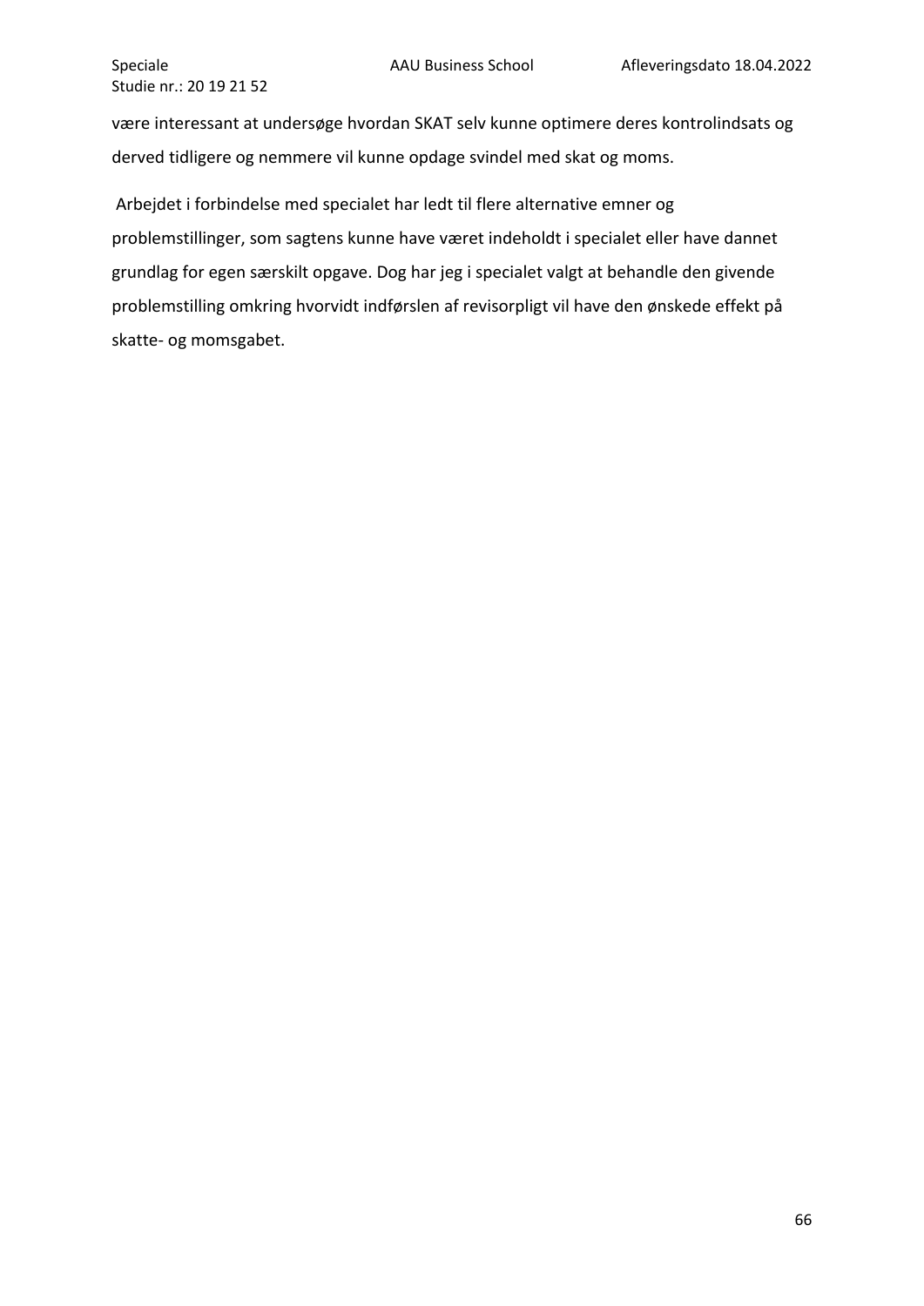være interessant at undersøge hvordan SKAT selv kunne optimere deres kontrolindsats og derved tidligere og nemmere vil kunne opdage svindel med skat og moms.

Arbejdet i forbindelse med specialet har ledt til flere alternative emner og problemstillinger, som sagtens kunne have været indeholdt i specialet eller have dannet grundlag for egen særskilt opgave. Dog har jeg i specialet valgt at behandle den givende problemstilling omkring hvorvidt indførslen af revisorpligt vil have den ønskede effekt på skatte- og momsgabet.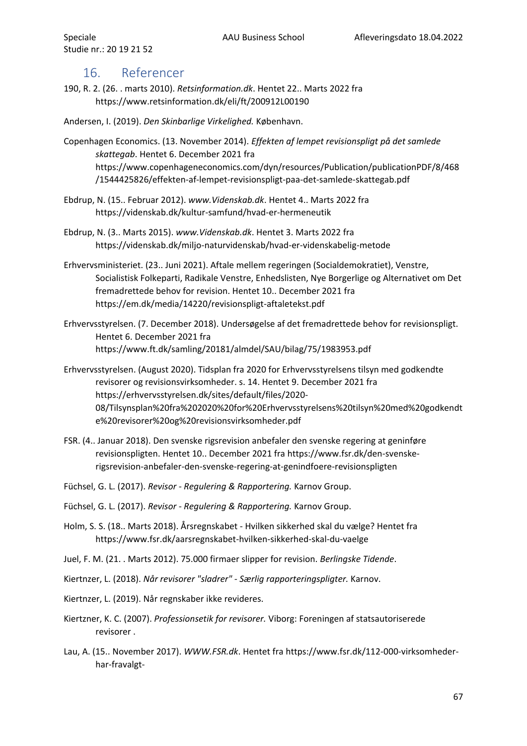## 16. Referencer

190, R. 2. (26. . marts 2010). *Retsinformation.dk*. Hentet 22.. Marts 2022 fra https://www.retsinformation.dk/eli/ft/200912L00190

Andersen, I. (2019). *Den Skinbarlige Virkelighed.* København.

Copenhagen Economics. (13. November 2014). *Effekten af lempet revisionspligt på det samlede skattegab*. Hentet 6. December 2021 fra https://www.copenhageneconomics.com/dyn/resources/Publication/publicationPDF/8/468/1544425826/effekten-af-lempet-revisionspligt-paa-det-samlede-skattegab.pdf

Ebdrup, N. (15.. Februar 2012). *www.Videnskab.dk*. Hentet 4.. Marts 2022 fra https://videnskab.dk/kultur-samfund/hvad-er-hermeneutik

Ebdrup, N. (3.. Marts 2015). *www.Videnskab.dk*. Hentet 3. Marts 2022 fra https://videnskab.dk/miljo-naturvidenskab/hvad-er-videnskabelig-metode

Erhvervsministeriet. (23.. Juni 2021). Aftale mellem regeringen (Socialdemokratiet), Venstre, Socialistisk Folkeparti, Radikale Venstre, Enhedslisten, Nye Borgerlige og Alternativet om Det fremadrettede behov for revision. Hentet 10.. December 2021 fra https://em.dk/media/14220/revisionspligt-aftaletekst.pdf

Erhvervsstyrelsen. (7. December 2018). Undersøgelse af det fremadrettede behov for revisionspligt. Hentet 6. December 2021 fra https://www.ft.dk/samling/20181/almdel/SAU/bilag/75/1983953.pdf

Erhvervsstyrelsen. (August 2020). Tidsplan fra 2020 for Erhvervsstyrelsens tilsyn med godkendte revisorer og revisionsvirksomheder. s. 14. Hentet 9. December 2021 fra https://erhvervsstyrelsen.dk/sites/default/files/2020-08/Tilsynsplan%20fra%202020%20for%20Erhvervsstyrelsens%20tilsyn%20med%20godkendte%20revisorer%20og%20revisionsvirksomheder.pdf

FSR. (4.. Januar 2018). Den svenske rigsrevision anbefaler den svenske regering at geninføre revisionspligten. Hentet 10.. December 2021 fra https://www.fsr.dk/den-svenske-rigsrevision-anbefaler-den-svenske-regering-at-genindfoere-revisionspligten

Füchsel, G. L. (2017). *Revisor - Regulering & Rapportering.* Karnov Group.

Füchsel, G. L. (2017). *Revisor - Regulering & Rapportering.* Karnov Group.

Holm, S. S. (18.. Marts 2018). Årsregnskabet - Hvilken sikkerhed skal du vælge? Hentet fra https://www.fsr.dk/aarsregnskabet-hvilken-sikkerhed-skal-du-vaelge

Juel, F. M. (21. . Marts 2012). 75.000 firmaer slipper for revision. *Berlingske Tidende*.

Kiertnzer, L. (2018). *Når revisorer "sladrer" - Særlig rapporteringspligter.* Karnov.

Kiertnzer, L. (2019). Når regnskaber ikke revideres.

Kiertzner, K. C. (2007). *Professionsetik for revisorer.* Viborg: Foreningen af statsautoriserede revisorer .

Lau, A. (15.. November 2017). *WWW.FSR.dk*. Hentet fra https://www.fsr.dk/112-000-virksomheder-har-fravalgt-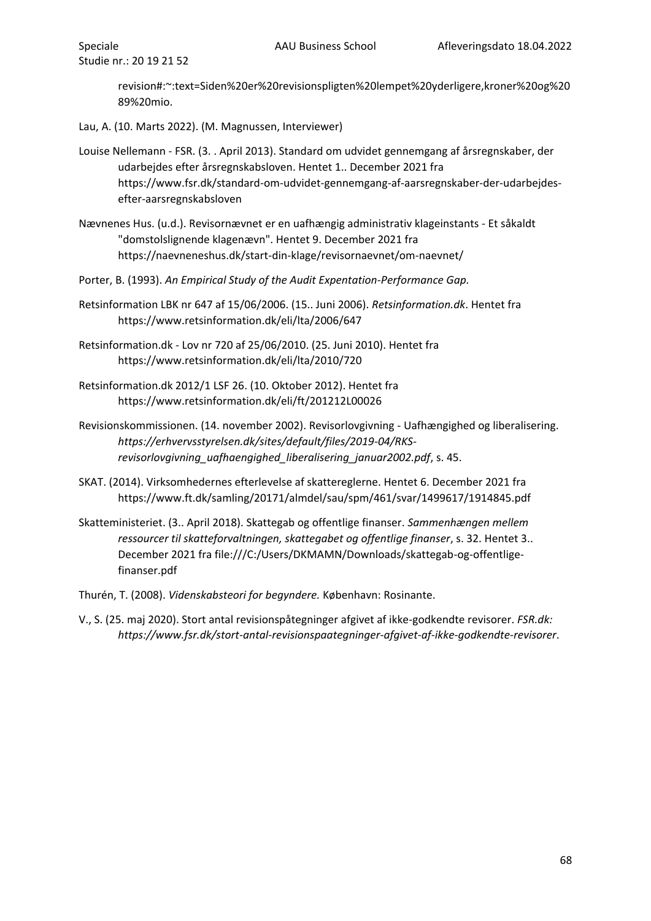revision#:~:text=Siden%20er%20revisionspligten%20lempet%20yderligere,kroner%20og%2089%20mio.

Lau, A. (10. Marts 2022). (M. Magnussen, Interviewer)

Louise Nellemann - FSR. (3. . April 2013). Standard om udvidet gennemgang af årsregnskaber, der udarbejdes efter årsregnskabsloven. Hentet 1.. December 2021 fra https://www.fsr.dk/standard-om-udvidet-gennemgang-af-aarsregnskaber-der-udarbejdes-efter-aarsregnskabsloven

Nævnenes Hus. (u.d.). Revisornævnet er en uafhængig administrativ klageinstants - Et såkaldt "domstolslignende klagenævn". Hentet 9. December 2021 fra https://naevneneshus.dk/start-din-klage/revisornaevnet/om-naevnet/

Porter, B. (1993). *An Empirical Study of the Audit Expentation-Performance Gap.*

Retsinformation LBK nr 647 af 15/06/2006. (15.. Juni 2006). *Retsinformation.dk*. Hentet fra https://www.retsinformation.dk/eli/lta/2006/647

Retsinformation.dk - Lov nr 720 af 25/06/2010. (25. Juni 2010). Hentet fra https://www.retsinformation.dk/eli/lta/2010/720

Retsinformation.dk 2012/1 LSF 26. (10. Oktober 2012). Hentet fra https://www.retsinformation.dk/eli/ft/201212L00026

Revisionskommissionen. (14. november 2002). Revisorlovgivning - Uafhængighed og liberalisering. *https://erhvervsstyrelsen.dk/sites/default/files/2019-04/RKS-revisorlovgivning_uafhaengighed_liberalisering_januar2002.pdf*, s. 45.

SKAT. (2014). Virksomhedernes efterlevelse af skattereglerne. Hentet 6. December 2021 fra https://www.ft.dk/samling/20171/almdel/sau/spm/461/svar/1499617/1914845.pdf

Skatteministeriet. (3.. April 2018). Skattegab og offentlige finanser. *Sammenhængen mellem ressourcer til skatteforvaltningen, skattegabet og offentlige finanser*, s. 32. Hentet 3.. December 2021 fra file:///C:/Users/DKMAMN/Downloads/skattegab-og-offentlige-finanser.pdf

Thurén, T. (2008). *Videnskabsteori for begyndere.* København: Rosinante.

V., S. (25. maj 2020). Stort antal revisionspåtegninger afgivet af ikke-godkendte revisorer. *FSR.dk: https://www.fsr.dk/stort-antal-revisionspaategninger-afgivet-af-ikke-godkendte-revisorer*.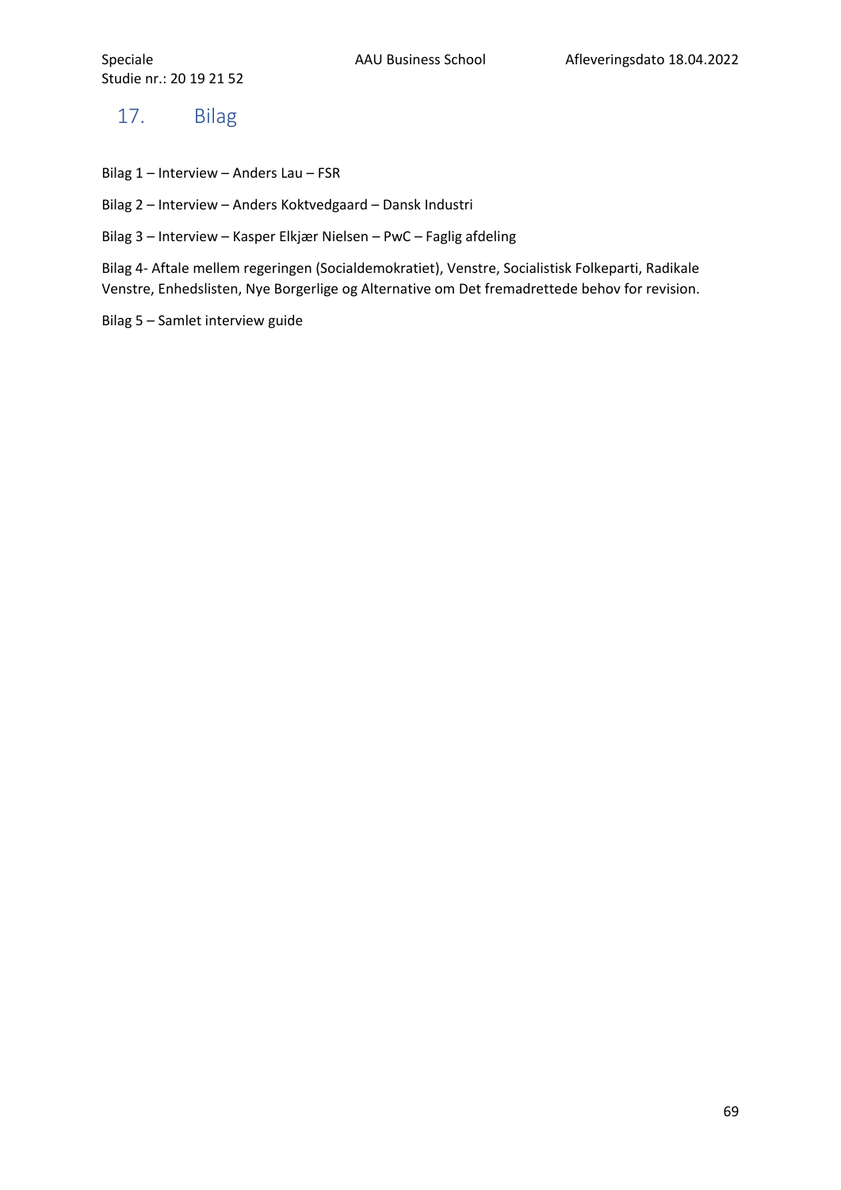## 17. Bilag

Bilag 1 – Interview – Anders Lau – FSR

Bilag 2 – Interview – Anders Koktvedgaard – Dansk Industri

Bilag 3 – Interview – Kasper Elkjær Nielsen – PwC – Faglig afdeling

Bilag 4- Aftale mellem regeringen (Socialdemokratiet), Venstre, Socialistisk Folkeparti, Radikale Venstre, Enhedslisten, Nye Borgerlige og Alternative om Det fremadrettede behov for revision.

Bilag 5 – Samlet interview guide